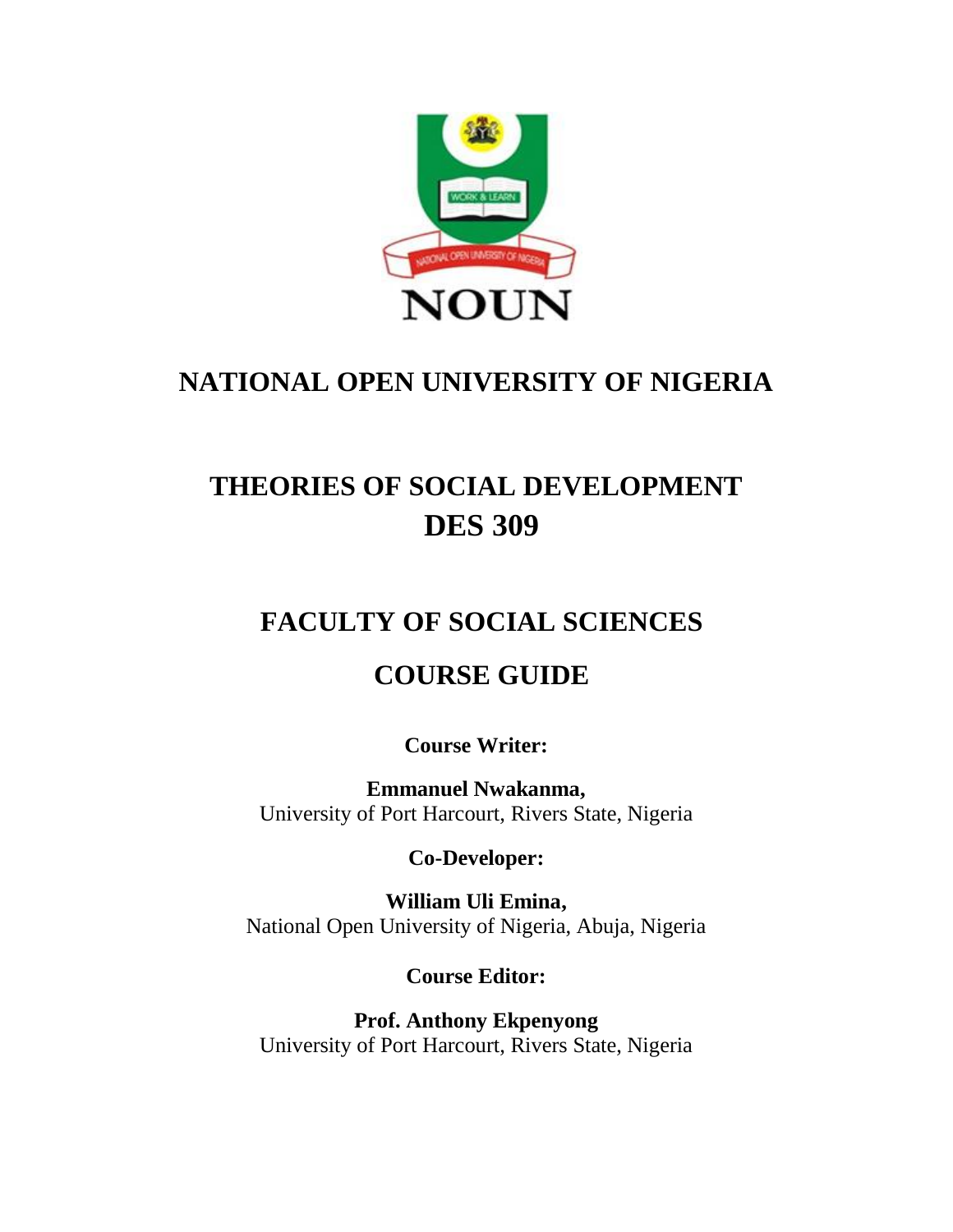# NATIONAL OPEN UNIVERSITY OF NIGERIA

# THEORIES OF SOCIAL DEVELOPMENT DES 309

## FACULTY OF SOCIAL SCIENCES

## COURSE GUIDE

**Course Writer:**

**Emmanuel Nwakanma,**
University of Port Harcourt, Rivers State, Nigeria

**Co-Developer:**

**William Uli Emina,**
National Open University of Nigeria, Abuja, Nigeria

**Course Editor:**

**Prof. Anthony Ekpenyong**
University of Port Harcourt, Rivers State, Nigeria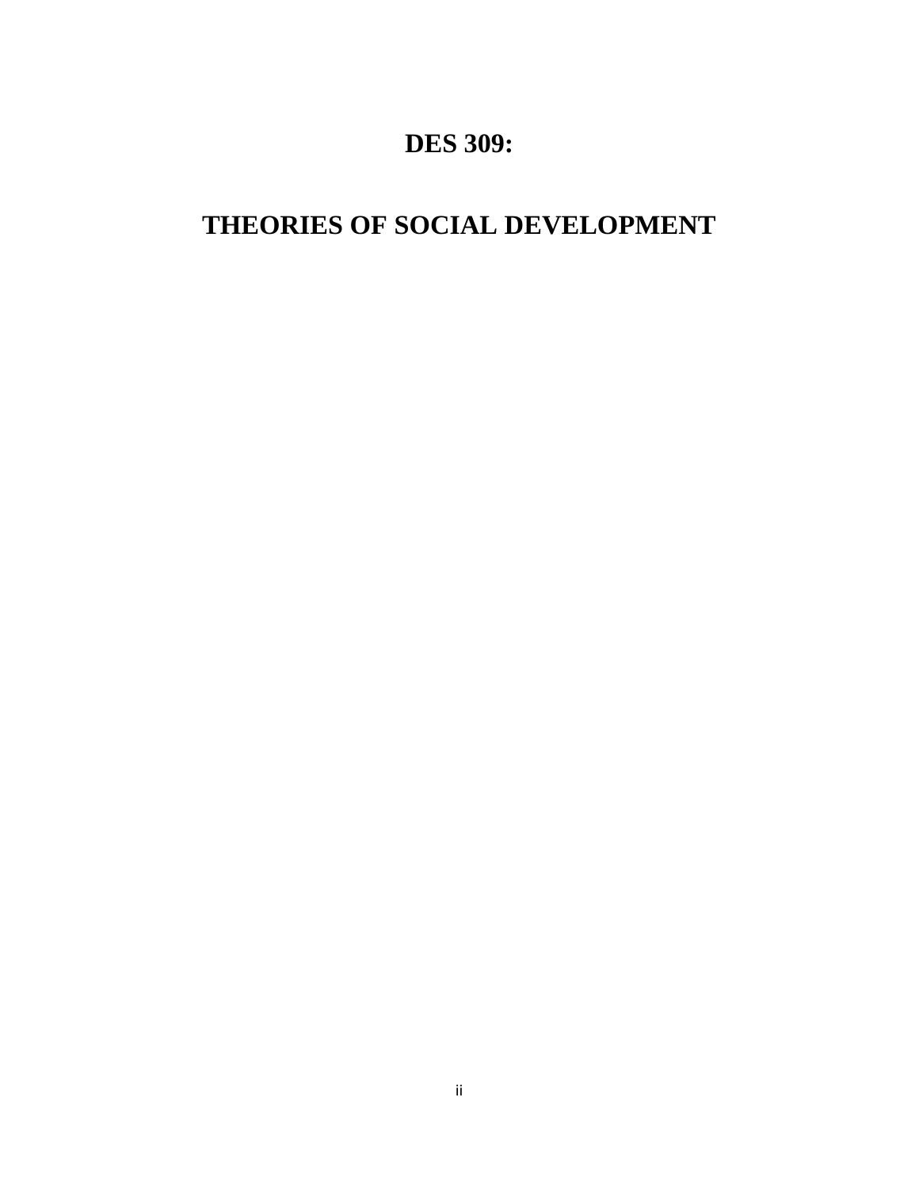# DES 309:

# THEORIES OF SOCIAL DEVELOPMENT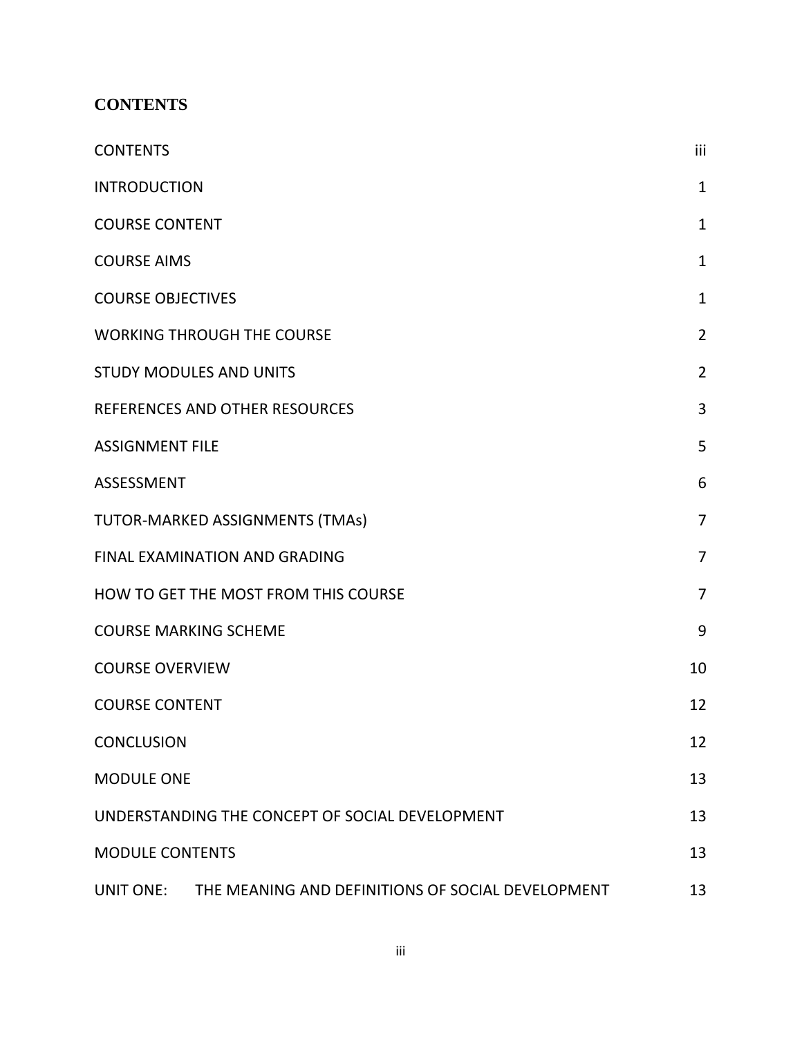## CONTENTS

| | |
|---|---|
| CONTENTS | iii |
| INTRODUCTION | 1 |
| COURSE CONTENT | 1 |
| COURSE AIMS | 1 |
| COURSE OBJECTIVES | 1 |
| WORKING THROUGH THE COURSE | 2 |
| STUDY MODULES AND UNITS | 2 |
| REFERENCES AND OTHER RESOURCES | 3 |
| ASSIGNMENT FILE | 5 |
| ASSESSMENT | 6 |
| TUTOR-MARKED ASSIGNMENTS (TMAs) | 7 |
| FINAL EXAMINATION AND GRADING | 7 |
| HOW TO GET THE MOST FROM THIS COURSE | 7 |
| COURSE MARKING SCHEME | 9 |
| COURSE OVERVIEW | 10 |
| COURSE CONTENT | 12 |
| CONCLUSION | 12 |
| MODULE ONE | 13 |
| UNDERSTANDING THE CONCEPT OF SOCIAL DEVELOPMENT | 13 |
| MODULE CONTENTS | 13 |
| UNIT ONE: THE MEANING AND DEFINITIONS OF SOCIAL DEVELOPMENT | 13 |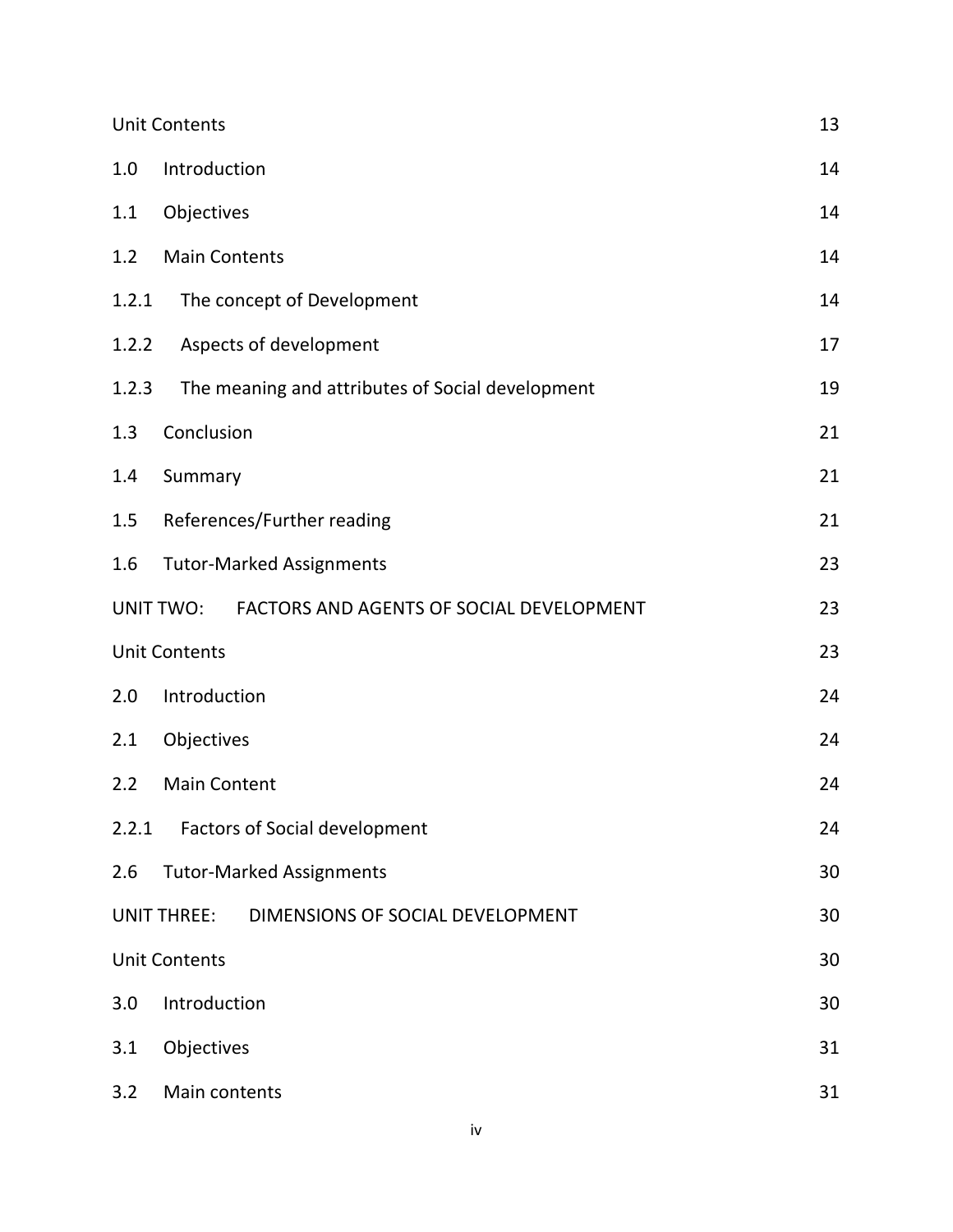| | | |
|---|---|---|
| Unit Contents | | 13 |
| 1.0 | Introduction | 14 |
| 1.1 | Objectives | 14 |
| 1.2 | Main Contents | 14 |
| 1.2.1 | The concept of Development | 14 |
| 1.2.2 | Aspects of development | 17 |
| 1.2.3 | The meaning and attributes of Social development | 19 |
| 1.3 | Conclusion | 21 |
| 1.4 | Summary | 21 |
| 1.5 | References/Further reading | 21 |
| 1.6 | Tutor-Marked Assignments | 23 |
| UNIT TWO: | FACTORS AND AGENTS OF SOCIAL DEVELOPMENT | 23 |
| Unit Contents | | 23 |
| 2.0 | Introduction | 24 |
| 2.1 | Objectives | 24 |
| 2.2 | Main Content | 24 |
| 2.2.1 | Factors of Social development | 24 |
| 2.6 | Tutor-Marked Assignments | 30 |
| UNIT THREE: | DIMENSIONS OF SOCIAL DEVELOPMENT | 30 |
| Unit Contents | | 30 |
| 3.0 | Introduction | 30 |
| 3.1 | Objectives | 31 |
| 3.2 | Main contents | 31 |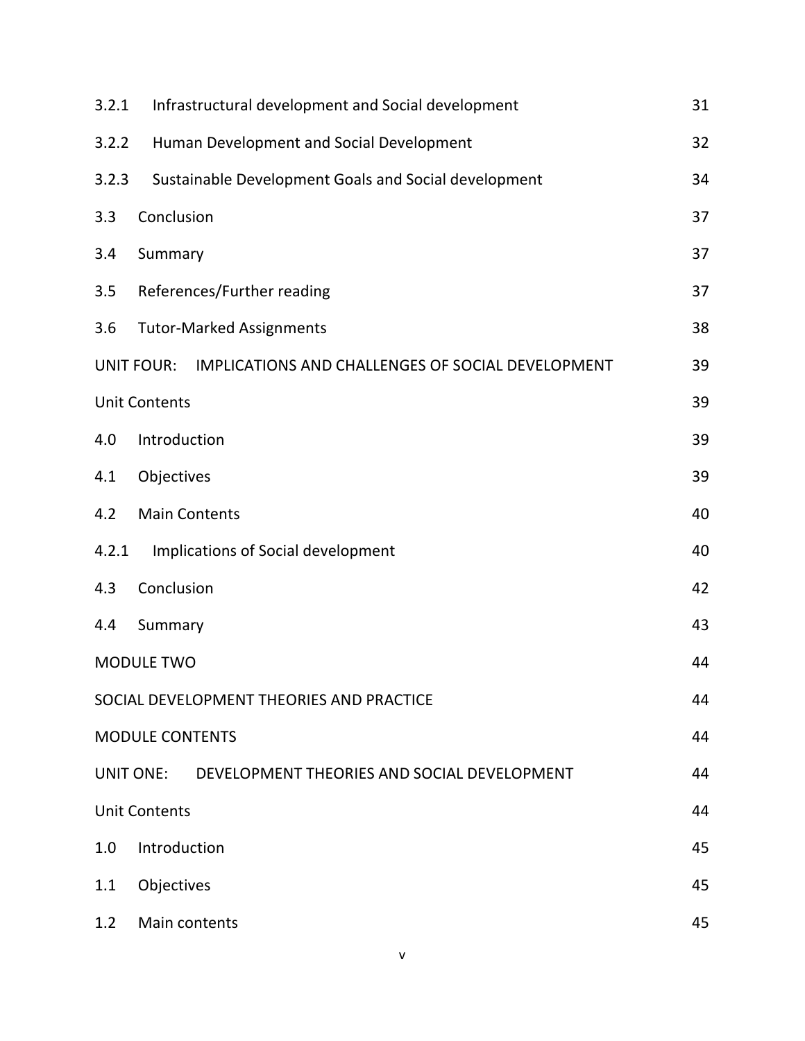| | | |
|---|---|---|
| 3.2.1 | Infrastructural development and Social development | 31 |
| 3.2.2 | Human Development and Social Development | 32 |
| 3.2.3 | Sustainable Development Goals and Social development | 34 |
| 3.3 | Conclusion | 37 |
| 3.4 | Summary | 37 |
| 3.5 | References/Further reading | 37 |
| 3.6 | Tutor-Marked Assignments | 38 |
| UNIT FOUR: | IMPLICATIONS AND CHALLENGES OF SOCIAL DEVELOPMENT | 39 |
| Unit Contents | | 39 |
| 4.0 | Introduction | 39 |
| 4.1 | Objectives | 39 |
| 4.2 | Main Contents | 40 |
| 4.2.1 | Implications of Social development | 40 |
| 4.3 | Conclusion | 42 |
| 4.4 | Summary | 43 |
| MODULE TWO | | 44 |
| SOCIAL DEVELOPMENT THEORIES AND PRACTICE | | 44 |
| MODULE CONTENTS | | 44 |
| UNIT ONE: | DEVELOPMENT THEORIES AND SOCIAL DEVELOPMENT | 44 |
| Unit Contents | | 44 |
| 1.0 | Introduction | 45 |
| 1.1 | Objectives | 45 |
| 1.2 | Main contents | 45 |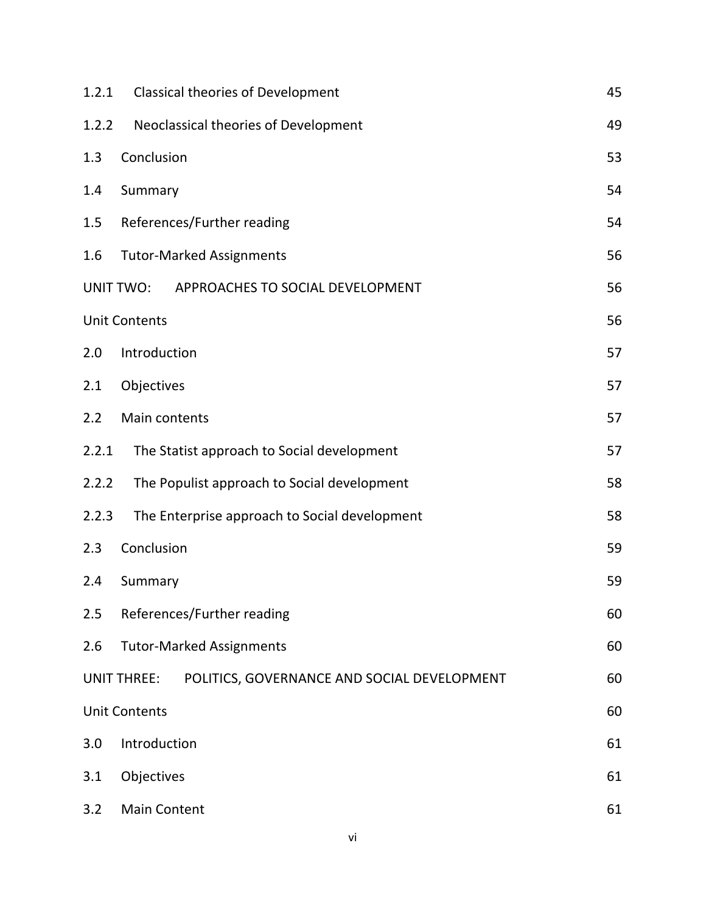| | | |
|---|---|---|
| 1.2.1 | Classical theories of Development | 45 |
| 1.2.2 | Neoclassical theories of Development | 49 |
| 1.3 | Conclusion | 53 |
| 1.4 | Summary | 54 |
| 1.5 | References/Further reading | 54 |
| 1.6 | Tutor-Marked Assignments | 56 |
| UNIT TWO: | APPROACHES TO SOCIAL DEVELOPMENT | 56 |
| Unit Contents | | 56 |
| 2.0 | Introduction | 57 |
| 2.1 | Objectives | 57 |
| 2.2 | Main contents | 57 |
| 2.2.1 | The Statist approach to Social development | 57 |
| 2.2.2 | The Populist approach to Social development | 58 |
| 2.2.3 | The Enterprise approach to Social development | 58 |
| 2.3 | Conclusion | 59 |
| 2.4 | Summary | 59 |
| 2.5 | References/Further reading | 60 |
| 2.6 | Tutor-Marked Assignments | 60 |
| UNIT THREE: | POLITICS, GOVERNANCE AND SOCIAL DEVELOPMENT | 60 |
| Unit Contents | | 60 |
| 3.0 | Introduction | 61 |
| 3.1 | Objectives | 61 |
| 3.2 | Main Content | 61 |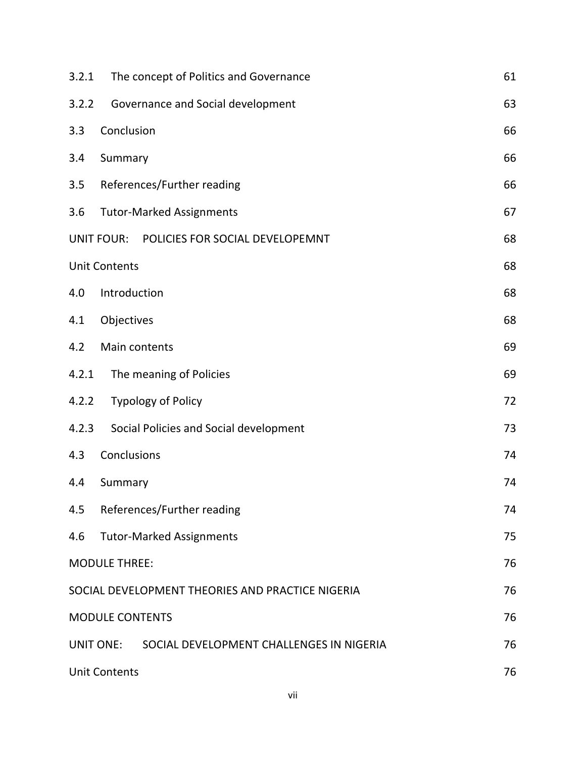| | |
|---|---|
| 3.2.1 The concept of Politics and Governance | 61 |
| 3.2.2 Governance and Social development | 63 |
| 3.3 Conclusion | 66 |
| 3.4 Summary | 66 |
| 3.5 References/Further reading | 66 |
| 3.6 Tutor-Marked Assignments | 67 |
| UNIT FOUR: POLICIES FOR SOCIAL DEVELOPEMNT | 68 |
| Unit Contents | 68 |
| 4.0 Introduction | 68 |
| 4.1 Objectives | 68 |
| 4.2 Main contents | 69 |
| 4.2.1 The meaning of Policies | 69 |
| 4.2.2 Typology of Policy | 72 |
| 4.2.3 Social Policies and Social development | 73 |
| 4.3 Conclusions | 74 |
| 4.4 Summary | 74 |
| 4.5 References/Further reading | 74 |
| 4.6 Tutor-Marked Assignments | 75 |
| MODULE THREE: | 76 |
| SOCIAL DEVELOPMENT THEORIES AND PRACTICE NIGERIA | 76 |
| MODULE CONTENTS | 76 |
| UNIT ONE: SOCIAL DEVELOPMENT CHALLENGES IN NIGERIA | 76 |
| Unit Contents | 76 |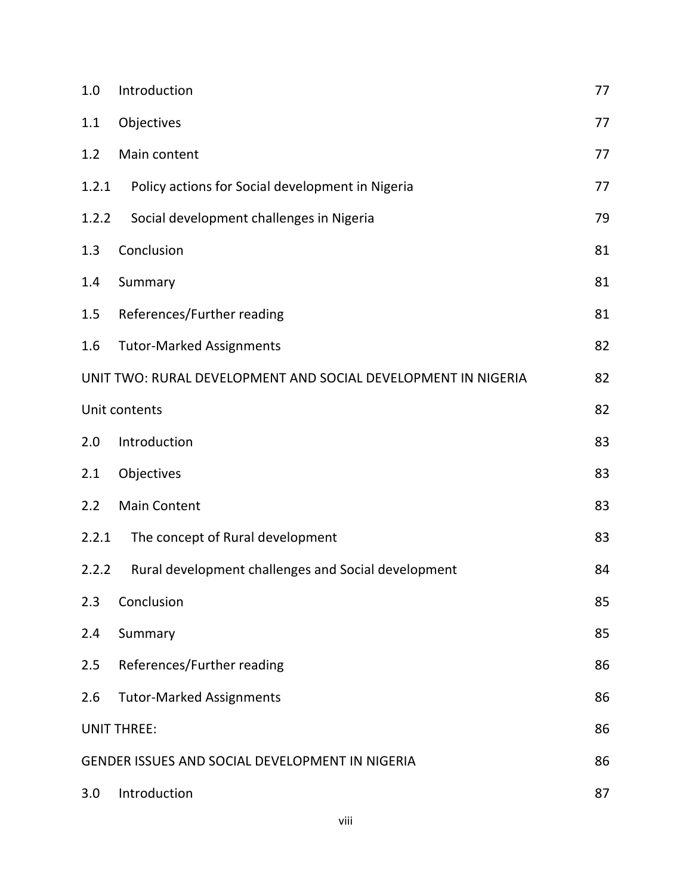| | | |
|---|---|---|
| 1.0 | Introduction | 77 |
| 1.1 | Objectives | 77 |
| 1.2 | Main content | 77 |
| 1.2.1 | Policy actions for Social development in Nigeria | 77 |
| 1.2.2 | Social development challenges in Nigeria | 79 |
| 1.3 | Conclusion | 81 |
| 1.4 | Summary | 81 |
| 1.5 | References/Further reading | 81 |
| 1.6 | Tutor-Marked Assignments | 82 |
| UNIT TWO: RURAL DEVELOPMENT AND SOCIAL DEVELOPMENT IN NIGERIA | | 82 |
| Unit contents | | 82 |
| 2.0 | Introduction | 83 |
| 2.1 | Objectives | 83 |
| 2.2 | Main Content | 83 |
| 2.2.1 | The concept of Rural development | 83 |
| 2.2.2 | Rural development challenges and Social development | 84 |
| 2.3 | Conclusion | 85 |
| 2.4 | Summary | 85 |
| 2.5 | References/Further reading | 86 |
| 2.6 | Tutor-Marked Assignments | 86 |
| UNIT THREE: | | 86 |
| GENDER ISSUES AND SOCIAL DEVELOPMENT IN NIGERIA | | 86 |
| 3.0 | Introduction | 87 |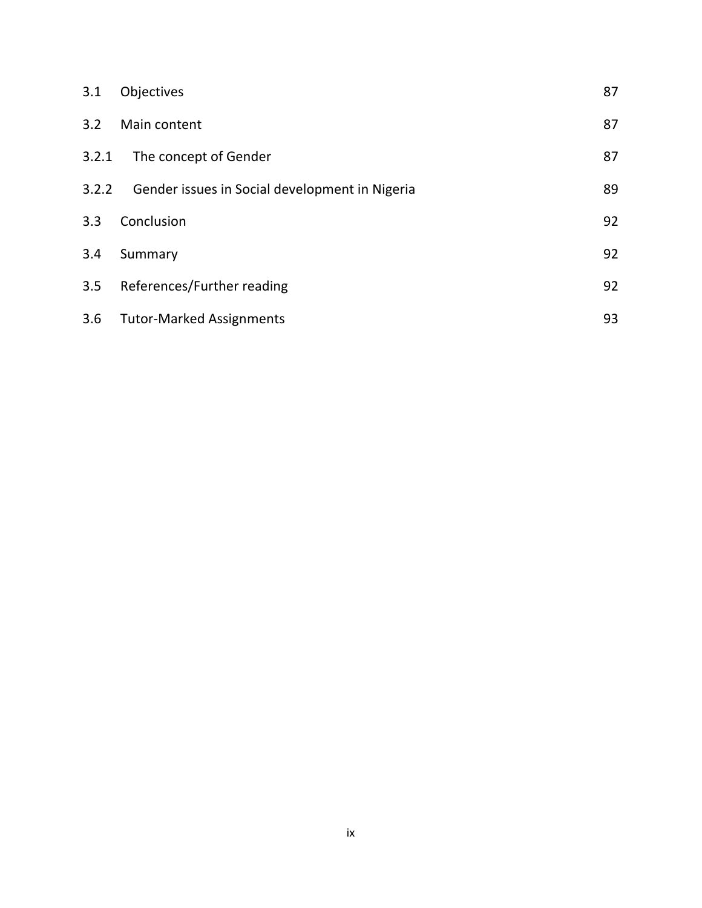| | | |
|---|---|---|
| 3.1 | Objectives | 87 |
| 3.2 | Main content | 87 |
| 3.2.1 | The concept of Gender | 87 |
| 3.2.2 | Gender issues in Social development in Nigeria | 89 |
| 3.3 | Conclusion | 92 |
| 3.4 | Summary | 92 |
| 3.5 | References/Further reading | 92 |
| 3.6 | Tutor-Marked Assignments | 93 |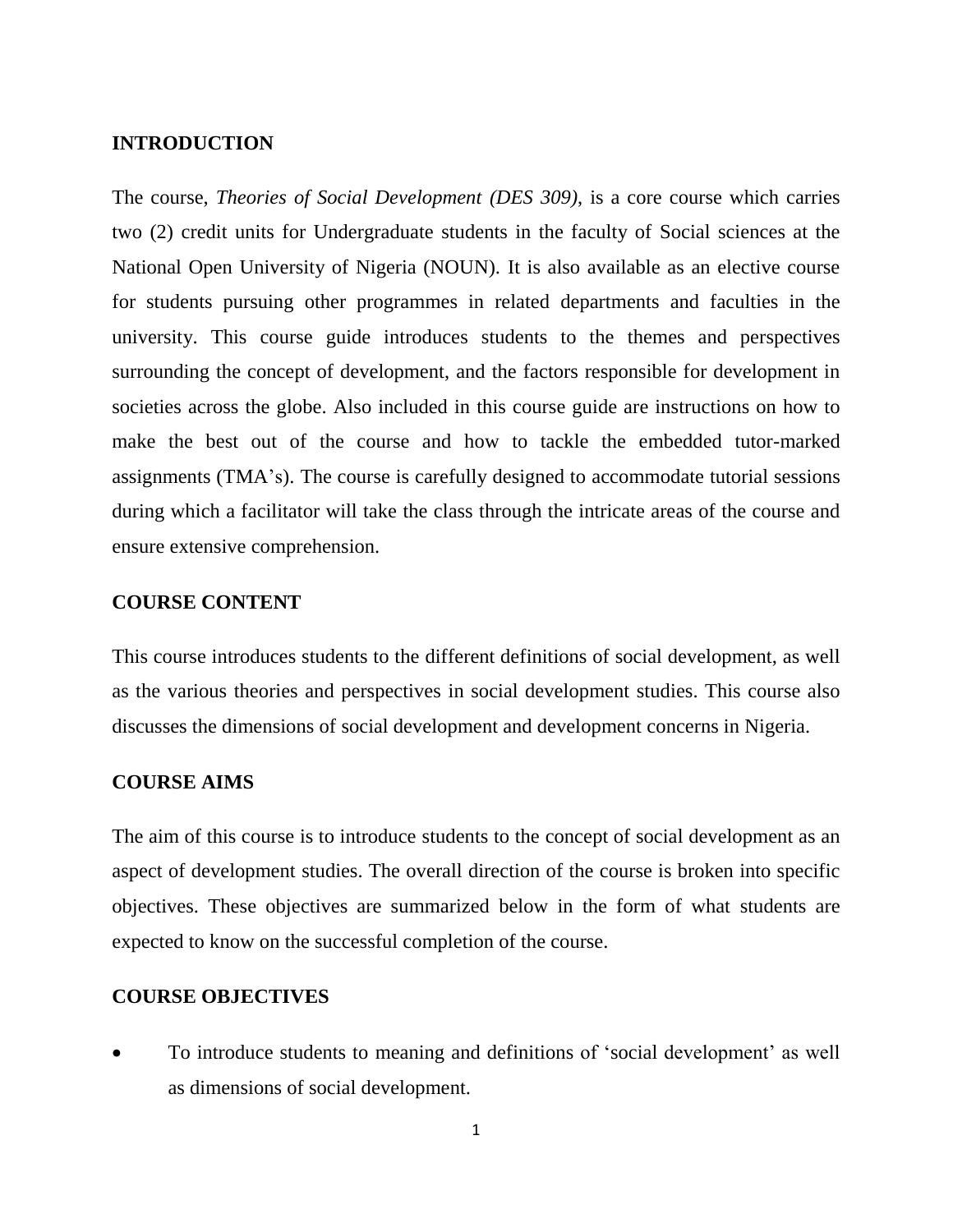## INTRODUCTION

The course, *Theories of Social Development (DES 309)*, is a core course which carries two (2) credit units for Undergraduate students in the faculty of Social sciences at the National Open University of Nigeria (NOUN). It is also available as an elective course for students pursuing other programmes in related departments and faculties in the university. This course guide introduces students to the themes and perspectives surrounding the concept of development, and the factors responsible for development in societies across the globe. Also included in this course guide are instructions on how to make the best out of the course and how to tackle the embedded tutor-marked assignments (TMA's). The course is carefully designed to accommodate tutorial sessions during which a facilitator will take the class through the intricate areas of the course and ensure extensive comprehension.

## COURSE CONTENT

This course introduces students to the different definitions of social development, as well as the various theories and perspectives in social development studies. This course also discusses the dimensions of social development and development concerns in Nigeria.

## COURSE AIMS

The aim of this course is to introduce students to the concept of social development as an aspect of development studies. The overall direction of the course is broken into specific objectives. These objectives are summarized below in the form of what students are expected to know on the successful completion of the course.

## COURSE OBJECTIVES

- To introduce students to meaning and definitions of 'social development' as well as dimensions of social development.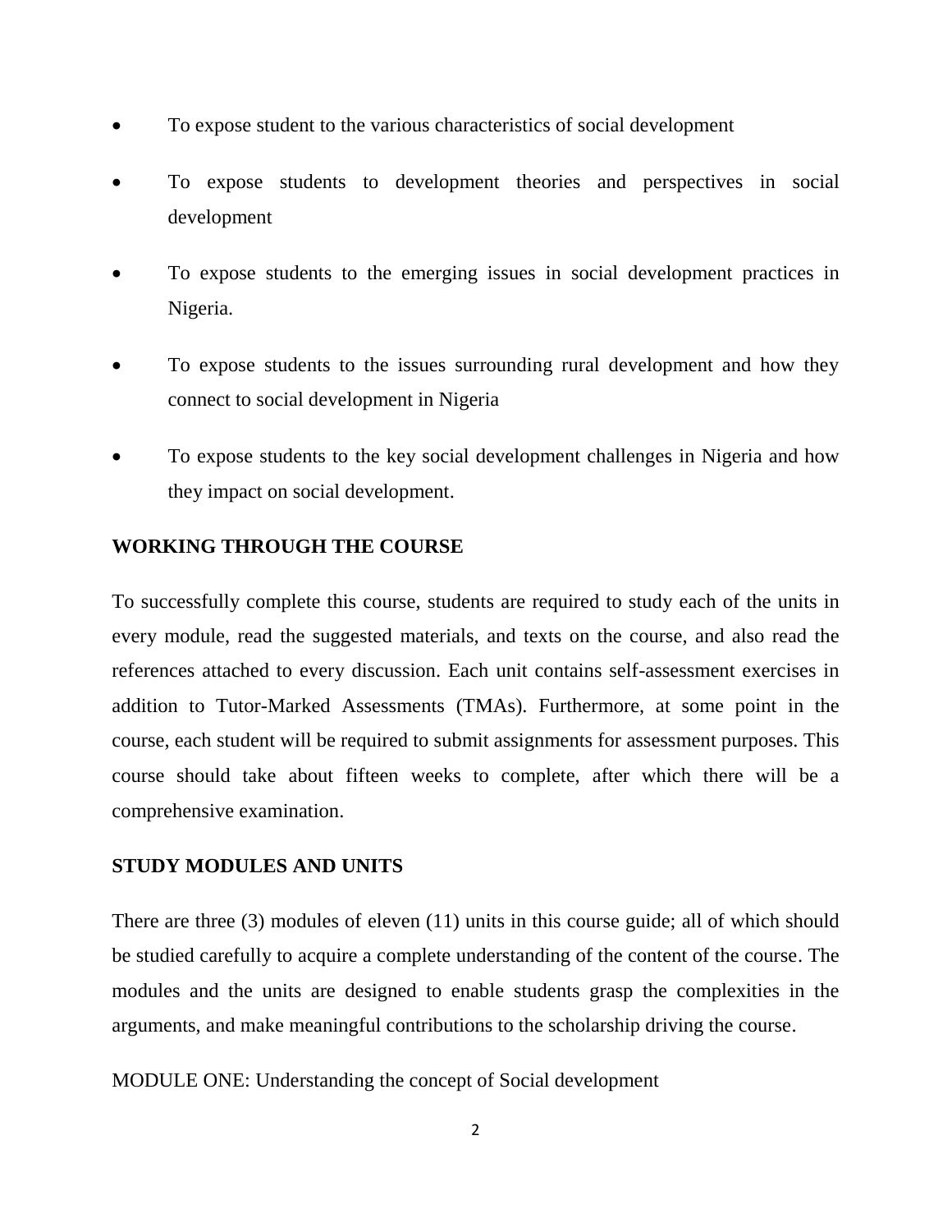- To expose student to the various characteristics of social development
- To expose students to development theories and perspectives in social development
- To expose students to the emerging issues in social development practices in Nigeria.
- To expose students to the issues surrounding rural development and how they connect to social development in Nigeria
- To expose students to the key social development challenges in Nigeria and how they impact on social development.

## WORKING THROUGH THE COURSE

To successfully complete this course, students are required to study each of the units in every module, read the suggested materials, and texts on the course, and also read the references attached to every discussion. Each unit contains self-assessment exercises in addition to Tutor-Marked Assessments (TMAs). Furthermore, at some point in the course, each student will be required to submit assignments for assessment purposes. This course should take about fifteen weeks to complete, after which there will be a comprehensive examination.

## STUDY MODULES AND UNITS

There are three (3) modules of eleven (11) units in this course guide; all of which should be studied carefully to acquire a complete understanding of the content of the course. The modules and the units are designed to enable students grasp the complexities in the arguments, and make meaningful contributions to the scholarship driving the course.

MODULE ONE: Understanding the concept of Social development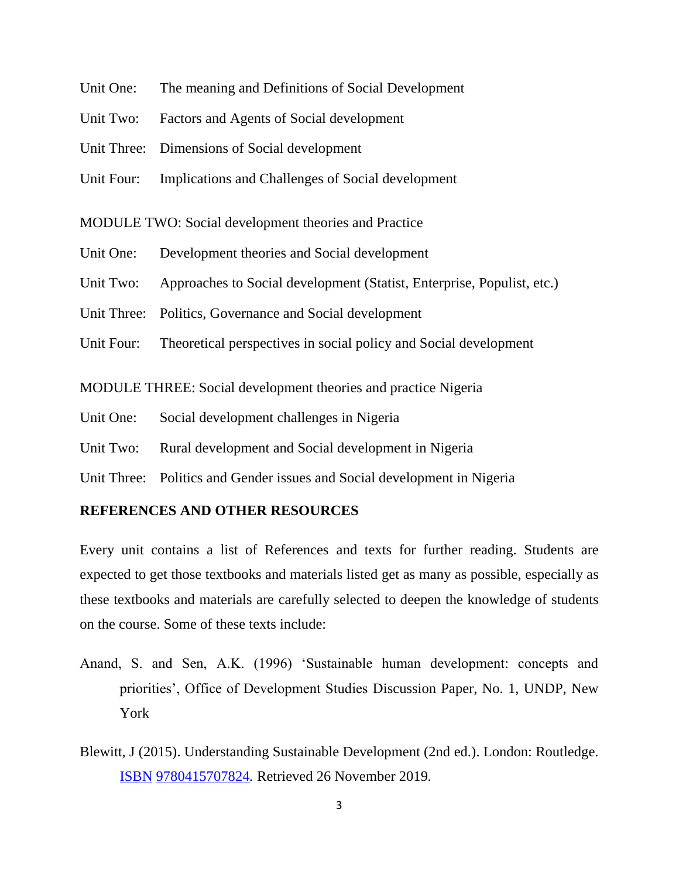Unit One: The meaning and Definitions of Social Development

Unit Two: Factors and Agents of Social development

Unit Three: Dimensions of Social development

Unit Four: Implications and Challenges of Social development

MODULE TWO: Social development theories and Practice

Unit One: Development theories and Social development

Unit Two: Approaches to Social development (Statist, Enterprise, Populist, etc.)

Unit Three: Politics, Governance and Social development

Unit Four: Theoretical perspectives in social policy and Social development

MODULE THREE: Social development theories and practice Nigeria

Unit One: Social development challenges in Nigeria

Unit Two: Rural development and Social development in Nigeria

Unit Three: Politics and Gender issues and Social development in Nigeria

**REFERENCES AND OTHER RESOURCES**

Every unit contains a list of References and texts for further reading. Students are expected to get those textbooks and materials listed get as many as possible, especially as these textbooks and materials are carefully selected to deepen the knowledge of students on the course. Some of these texts include:

Anand, S. and Sen, A.K. (1996) 'Sustainable human development: concepts and priorities', Office of Development Studies Discussion Paper, No. 1, UNDP, New York

Blewitt, J (2015). Understanding Sustainable Development (2nd ed.). London: Routledge. ISBN 9780415707824. Retrieved 26 November 2019.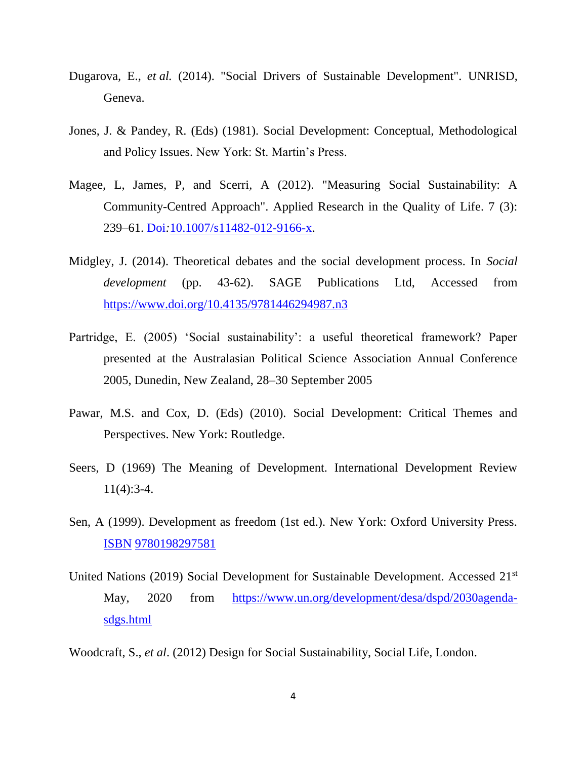Dugarova, E., *et al.* (2014). "Social Drivers of Sustainable Development". UNRISD, Geneva.

Jones, J. & Pandey, R. (Eds) (1981). Social Development: Conceptual, Methodological and Policy Issues. New York: St. Martin's Press.

Magee, L, James, P, and Scerri, A (2012). "Measuring Social Sustainability: A Community-Centred Approach". Applied Research in the Quality of Life. 7 (3): 239–61. Doi:10.1007/s11482-012-9166-x.

Midgley, J. (2014). Theoretical debates and the social development process. In *Social development* (pp. 43-62). SAGE Publications Ltd, Accessed from https://www.doi.org/10.4135/9781446294987.n3

Partridge, E. (2005) 'Social sustainability': a useful theoretical framework? Paper presented at the Australasian Political Science Association Annual Conference 2005, Dunedin, New Zealand, 28–30 September 2005

Pawar, M.S. and Cox, D. (Eds) (2010). Social Development: Critical Themes and Perspectives. New York: Routledge.

Seers, D (1969) The Meaning of Development. International Development Review 11(4):3-4.

Sen, A (1999). Development as freedom (1st ed.). New York: Oxford University Press. ISBN 9780198297581

United Nations (2019) Social Development for Sustainable Development. Accessed 21st May, 2020 from https://www.un.org/development/desa/dspd/2030agenda-sdgs.html

Woodcraft, S., *et al*. (2012) Design for Social Sustainability, Social Life, London.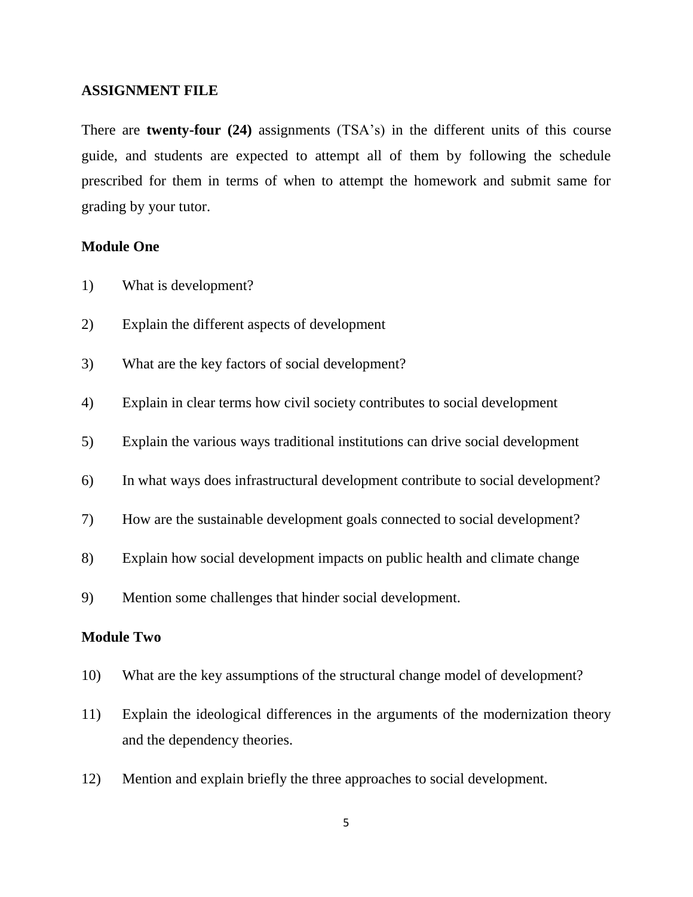## ASSIGNMENT FILE

There are **twenty-four (24)** assignments (TSA's) in the different units of this course guide, and students are expected to attempt all of them by following the schedule prescribed for them in terms of when to attempt the homework and submit same for grading by your tutor.

### Module One

1) What is development?

2) Explain the different aspects of development

3) What are the key factors of social development?

4) Explain in clear terms how civil society contributes to social development

5) Explain the various ways traditional institutions can drive social development

6) In what ways does infrastructural development contribute to social development?

7) How are the sustainable development goals connected to social development?

8) Explain how social development impacts on public health and climate change

9) Mention some challenges that hinder social development.

### Module Two

10) What are the key assumptions of the structural change model of development?

11) Explain the ideological differences in the arguments of the modernization theory and the dependency theories.

12) Mention and explain briefly the three approaches to social development.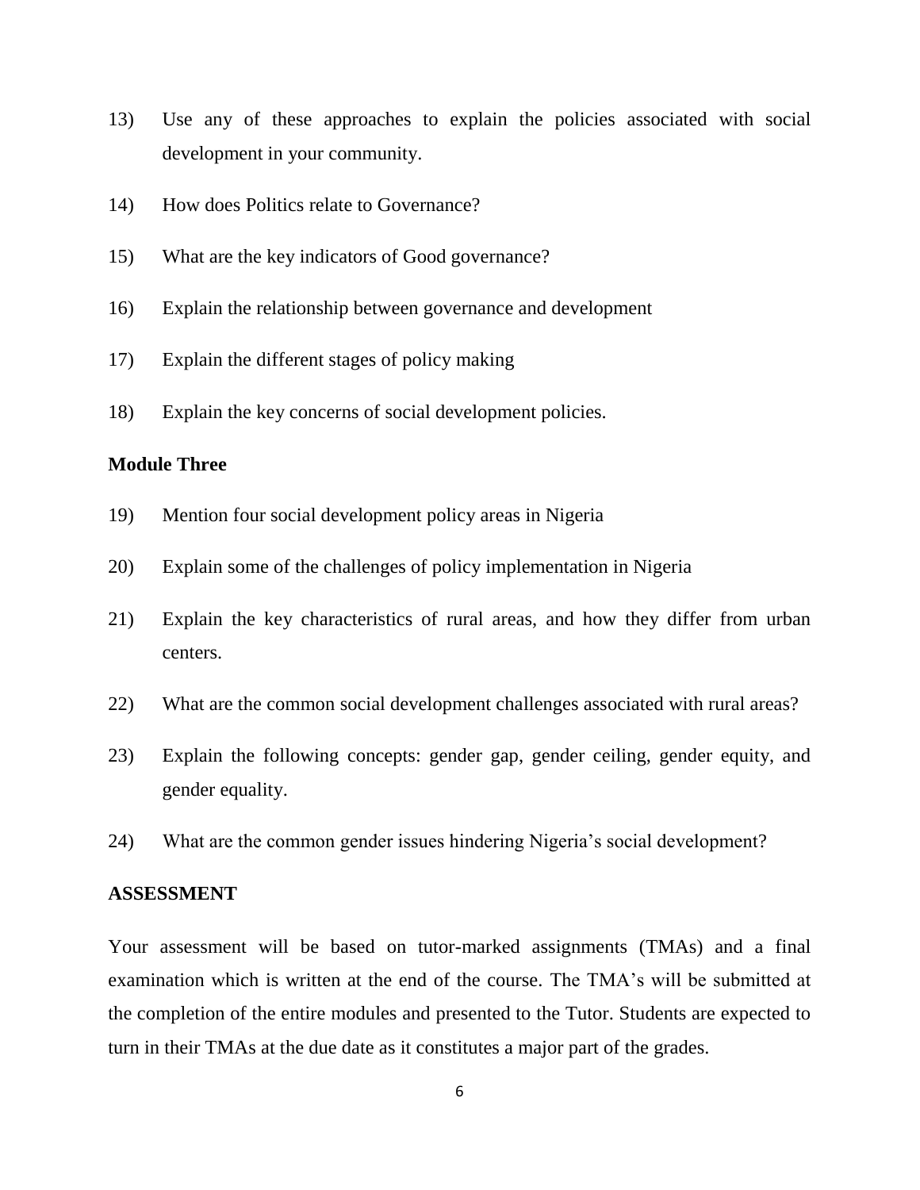13) Use any of these approaches to explain the policies associated with social development in your community.

14) How does Politics relate to Governance?

15) What are the key indicators of Good governance?

16) Explain the relationship between governance and development

17) Explain the different stages of policy making

18) Explain the key concerns of social development policies.

**Module Three**

19) Mention four social development policy areas in Nigeria

20) Explain some of the challenges of policy implementation in Nigeria

21) Explain the key characteristics of rural areas, and how they differ from urban centers.

22) What are the common social development challenges associated with rural areas?

23) Explain the following concepts: gender gap, gender ceiling, gender equity, and gender equality.

24) What are the common gender issues hindering Nigeria's social development?

**ASSESSMENT**

Your assessment will be based on tutor-marked assignments (TMAs) and a final examination which is written at the end of the course. The TMA's will be submitted at the completion of the entire modules and presented to the Tutor. Students are expected to turn in their TMAs at the due date as it constitutes a major part of the grades.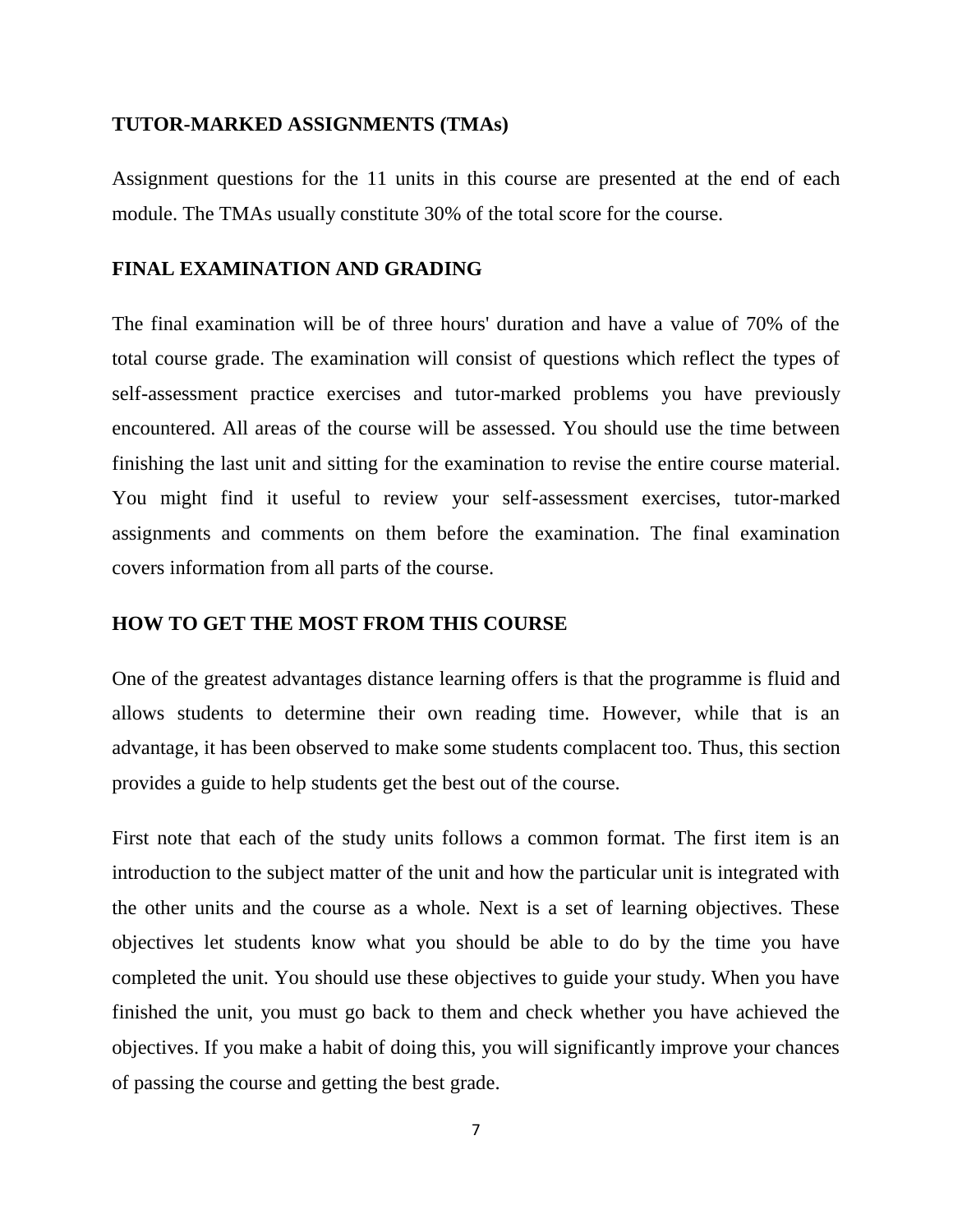## TUTOR-MARKED ASSIGNMENTS (TMAs)

Assignment questions for the 11 units in this course are presented at the end of each module. The TMAs usually constitute 30% of the total score for the course.

## FINAL EXAMINATION AND GRADING

The final examination will be of three hours' duration and have a value of 70% of the total course grade. The examination will consist of questions which reflect the types of self-assessment practice exercises and tutor-marked problems you have previously encountered. All areas of the course will be assessed. You should use the time between finishing the last unit and sitting for the examination to revise the entire course material. You might find it useful to review your self-assessment exercises, tutor-marked assignments and comments on them before the examination. The final examination covers information from all parts of the course.

## HOW TO GET THE MOST FROM THIS COURSE

One of the greatest advantages distance learning offers is that the programme is fluid and allows students to determine their own reading time. However, while that is an advantage, it has been observed to make some students complacent too. Thus, this section provides a guide to help students get the best out of the course.

First note that each of the study units follows a common format. The first item is an introduction to the subject matter of the unit and how the particular unit is integrated with the other units and the course as a whole. Next is a set of learning objectives. These objectives let students know what you should be able to do by the time you have completed the unit. You should use these objectives to guide your study. When you have finished the unit, you must go back to them and check whether you have achieved the objectives. If you make a habit of doing this, you will significantly improve your chances of passing the course and getting the best grade.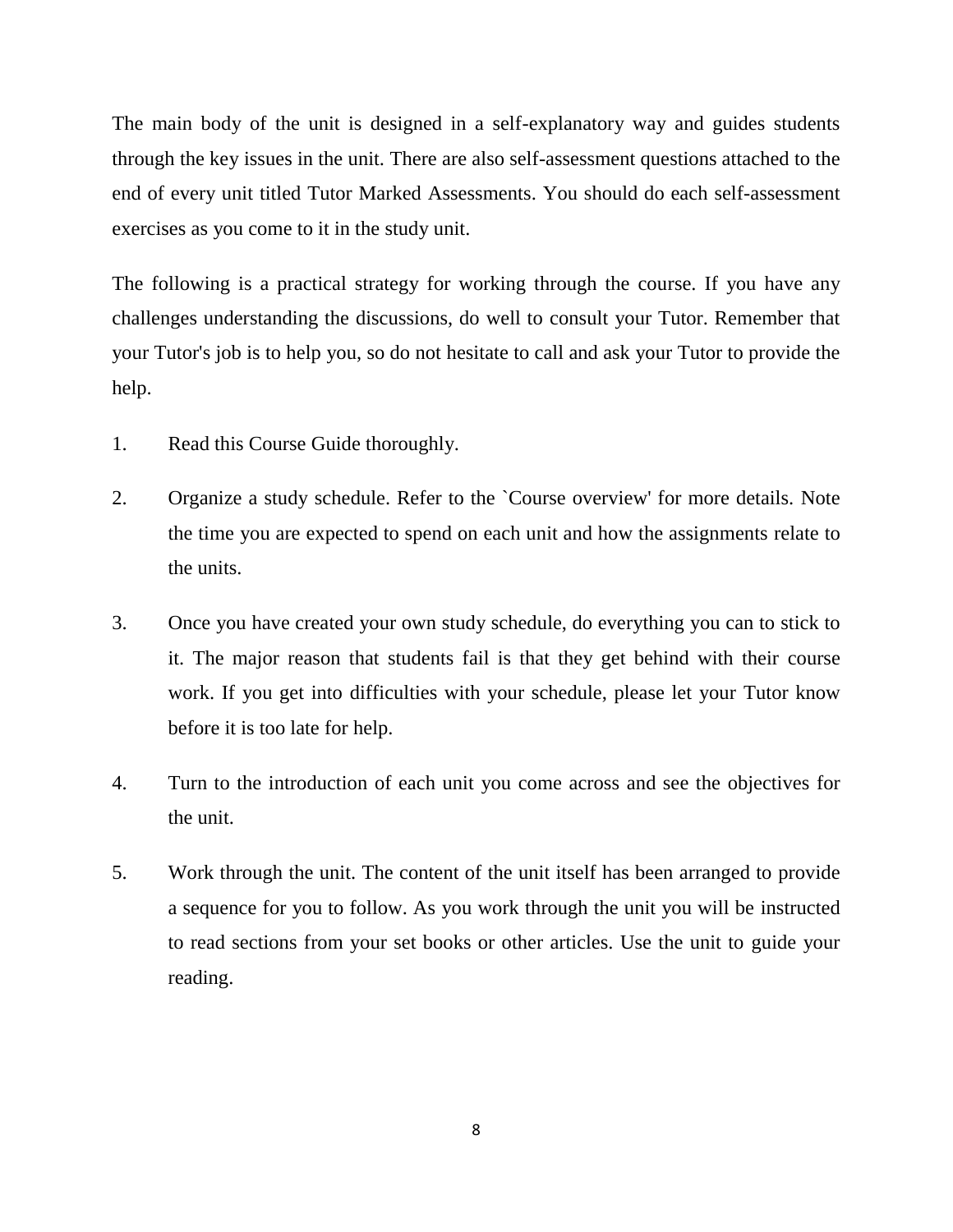The main body of the unit is designed in a self-explanatory way and guides students through the key issues in the unit. There are also self-assessment questions attached to the end of every unit titled Tutor Marked Assessments. You should do each self-assessment exercises as you come to it in the study unit.

The following is a practical strategy for working through the course. If you have any challenges understanding the discussions, do well to consult your Tutor. Remember that your Tutor's job is to help you, so do not hesitate to call and ask your Tutor to provide the help.

1. Read this Course Guide thoroughly.

2. Organize a study schedule. Refer to the `Course overview' for more details. Note the time you are expected to spend on each unit and how the assignments relate to the units.

3. Once you have created your own study schedule, do everything you can to stick to it. The major reason that students fail is that they get behind with their course work. If you get into difficulties with your schedule, please let your Tutor know before it is too late for help.

4. Turn to the introduction of each unit you come across and see the objectives for the unit.

5. Work through the unit. The content of the unit itself has been arranged to provide a sequence for you to follow. As you work through the unit you will be instructed to read sections from your set books or other articles. Use the unit to guide your reading.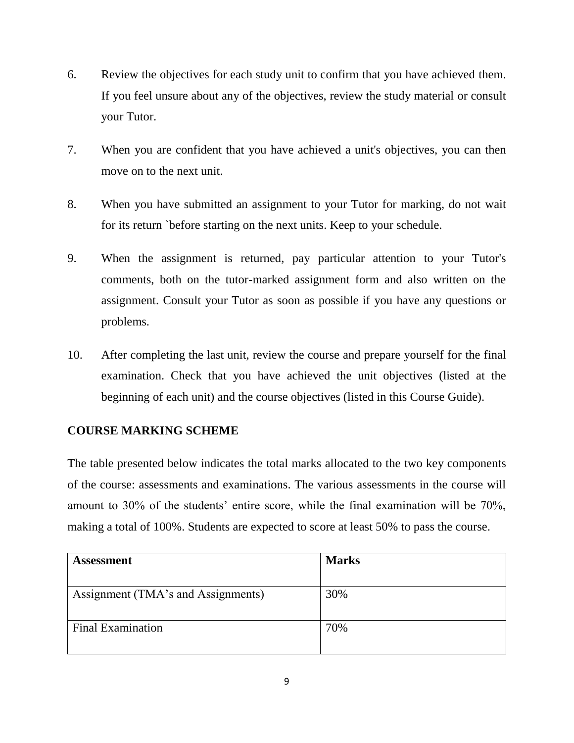6. Review the objectives for each study unit to confirm that you have achieved them. If you feel unsure about any of the objectives, review the study material or consult your Tutor.

7. When you are confident that you have achieved a unit's objectives, you can then move on to the next unit.

8. When you have submitted an assignment to your Tutor for marking, do not wait for its return `before starting on the next units. Keep to your schedule.

9. When the assignment is returned, pay particular attention to your Tutor's comments, both on the tutor-marked assignment form and also written on the assignment. Consult your Tutor as soon as possible if you have any questions or problems.

10. After completing the last unit, review the course and prepare yourself for the final examination. Check that you have achieved the unit objectives (listed at the beginning of each unit) and the course objectives (listed in this Course Guide).

## COURSE MARKING SCHEME

The table presented below indicates the total marks allocated to the two key components of the course: assessments and examinations. The various assessments in the course will amount to 30% of the students' entire score, while the final examination will be 70%, making a total of 100%. Students are expected to score at least 50% to pass the course.

| **Assessment** | **Marks** |
| --- | --- |
| Assignment (TMA's and Assignments) | 30% |
| Final Examination | 70% |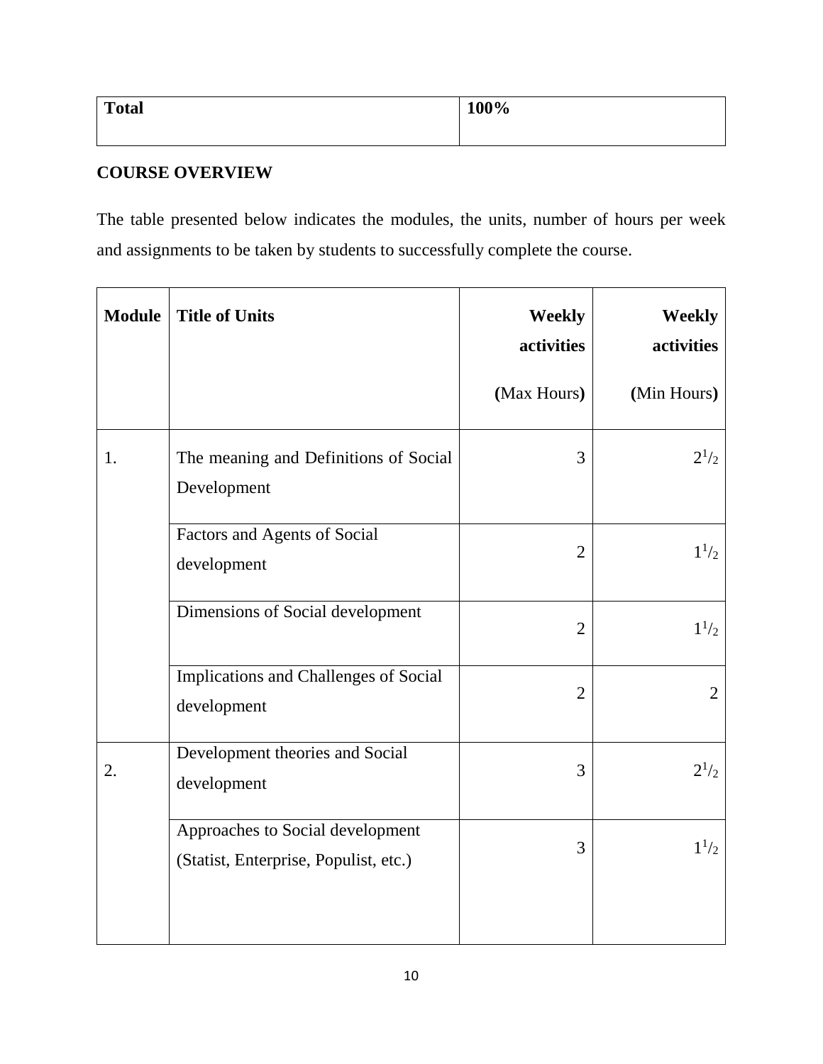| Total | 100% |
|---|---|

**COURSE OVERVIEW**

The table presented below indicates the modules, the units, number of hours per week and assignments to be taken by students to successfully complete the course.

| Module | Title of Units | Weekly activities (Max Hours) | Weekly activities (Min Hours) |
|---|---|---|---|
| 1. | The meaning and Definitions of Social Development | 3 | $2^1/_2$ |
| | Factors and Agents of Social development | 2 | $1^1/_2$ |
| | Dimensions of Social development | 2 | $1^1/_2$ |
| | Implications and Challenges of Social development | 2 | 2 |
| 2. | Development theories and Social development | 3 | $2^1/_2$ |
| | Approaches to Social development (Statist, Enterprise, Populist, etc.) | 3 | $1^1/_2$ |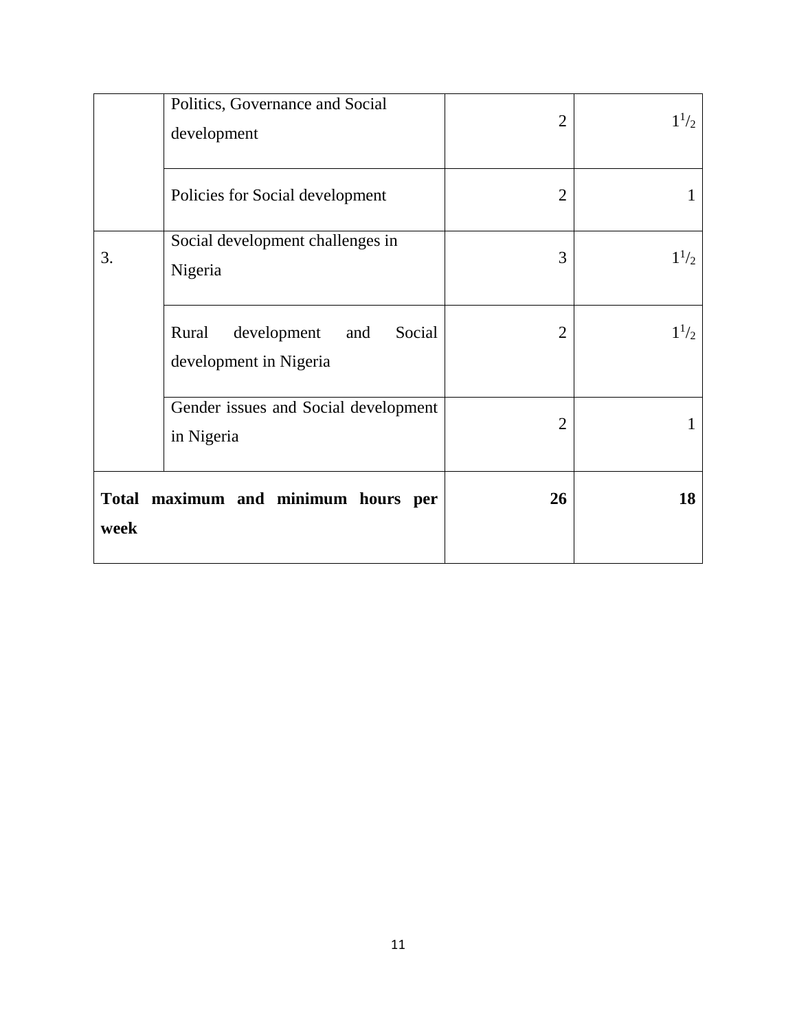| | | | |
|---|---|---|---|
| | Politics, Governance and Social development | 2 | $1^1/_2$ |
| | Policies for Social development | 2 | 1 |
| 3. | Social development challenges in Nigeria | 3 | $1^1/_2$ |
| | Rural development and Social development in Nigeria | 2 | $1^1/_2$ |
| | Gender issues and Social development in Nigeria | 2 | 1 |
| **Total maximum and minimum hours per week** | | **26** | **18** |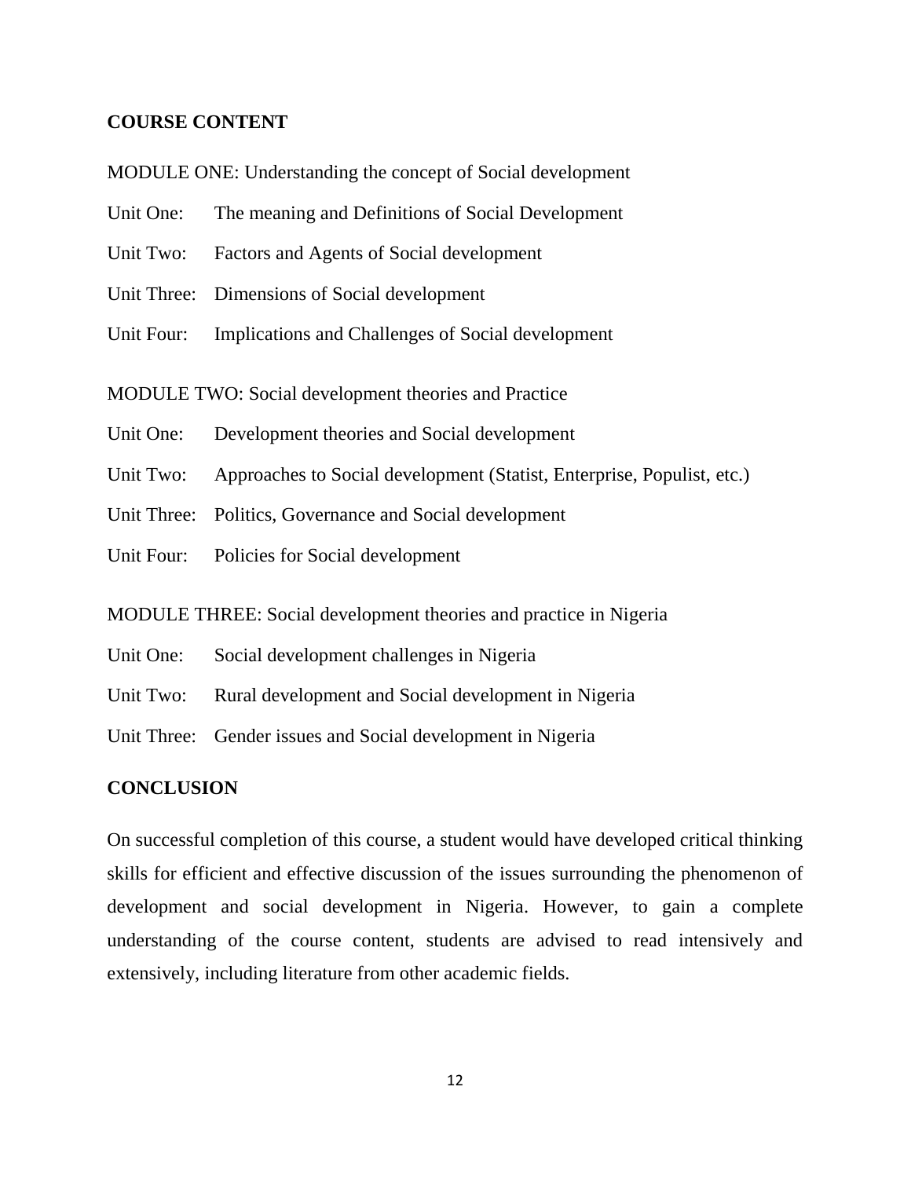## COURSE CONTENT

MODULE ONE: Understanding the concept of Social development

Unit One: The meaning and Definitions of Social Development

Unit Two: Factors and Agents of Social development

Unit Three: Dimensions of Social development

Unit Four: Implications and Challenges of Social development

MODULE TWO: Social development theories and Practice

Unit One: Development theories and Social development

Unit Two: Approaches to Social development (Statist, Enterprise, Populist, etc.)

Unit Three: Politics, Governance and Social development

Unit Four: Policies for Social development

MODULE THREE: Social development theories and practice in Nigeria

Unit One: Social development challenges in Nigeria

Unit Two: Rural development and Social development in Nigeria

Unit Three: Gender issues and Social development in Nigeria

## CONCLUSION

On successful completion of this course, a student would have developed critical thinking skills for efficient and effective discussion of the issues surrounding the phenomenon of development and social development in Nigeria. However, to gain a complete understanding of the course content, students are advised to read intensively and extensively, including literature from other academic fields.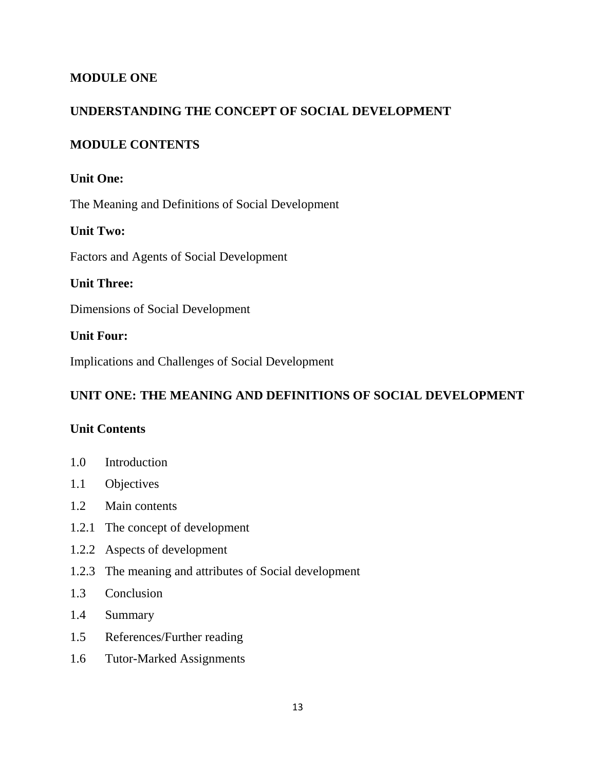# MODULE ONE

# UNDERSTANDING THE CONCEPT OF SOCIAL DEVELOPMENT

## MODULE CONTENTS

**Unit One:**

The Meaning and Definitions of Social Development

**Unit Two:**

Factors and Agents of Social Development

**Unit Three:**

Dimensions of Social Development

**Unit Four:**

Implications and Challenges of Social Development

## UNIT ONE: THE MEANING AND DEFINITIONS OF SOCIAL DEVELOPMENT

**Unit Contents**

1.0 Introduction

1.1 Objectives

1.2 Main contents

1.2.1 The concept of development

1.2.2 Aspects of development

1.2.3 The meaning and attributes of Social development

1.3 Conclusion

1.4 Summary

1.5 References/Further reading

1.6 Tutor-Marked Assignments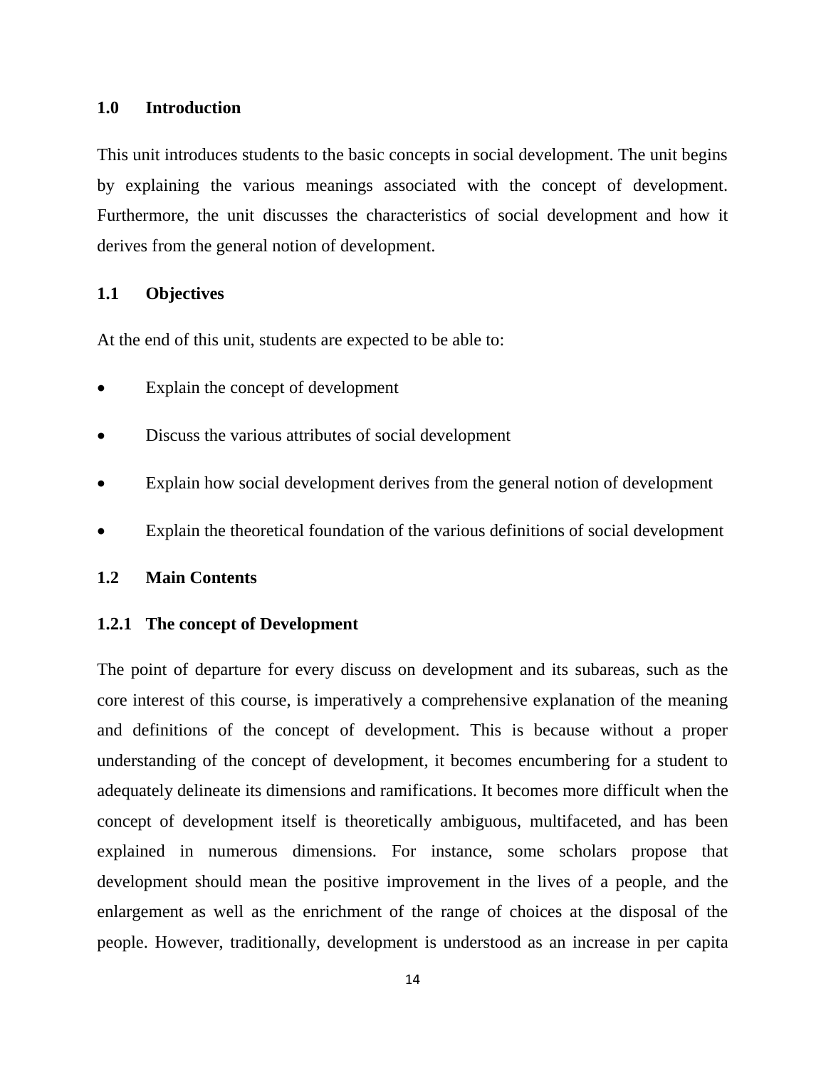## 1.0 Introduction

This unit introduces students to the basic concepts in social development. The unit begins by explaining the various meanings associated with the concept of development. Furthermore, the unit discusses the characteristics of social development and how it derives from the general notion of development.

## 1.1 Objectives

At the end of this unit, students are expected to be able to:

- Explain the concept of development
- Discuss the various attributes of social development
- Explain how social development derives from the general notion of development
- Explain the theoretical foundation of the various definitions of social development

## 1.2 Main Contents

### 1.2.1 The concept of Development

The point of departure for every discuss on development and its subareas, such as the core interest of this course, is imperatively a comprehensive explanation of the meaning and definitions of the concept of development. This is because without a proper understanding of the concept of development, it becomes encumbering for a student to adequately delineate its dimensions and ramifications. It becomes more difficult when the concept of development itself is theoretically ambiguous, multifaceted, and has been explained in numerous dimensions. For instance, some scholars propose that development should mean the positive improvement in the lives of a people, and the enlargement as well as the enrichment of the range of choices at the disposal of the people. However, traditionally, development is understood as an increase in per capita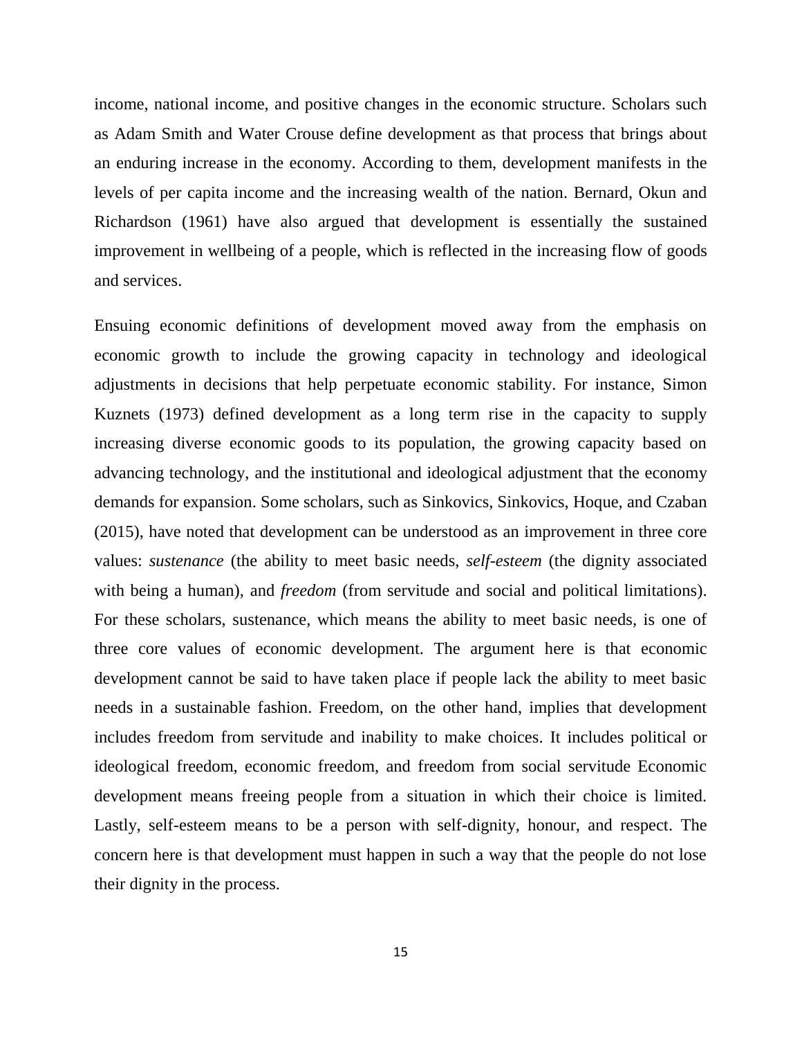income, national income, and positive changes in the economic structure. Scholars such as Adam Smith and Water Crouse define development as that process that brings about an enduring increase in the economy. According to them, development manifests in the levels of per capita income and the increasing wealth of the nation. Bernard, Okun and Richardson (1961) have also argued that development is essentially the sustained improvement in wellbeing of a people, which is reflected in the increasing flow of goods and services.

Ensuing economic definitions of development moved away from the emphasis on economic growth to include the growing capacity in technology and ideological adjustments in decisions that help perpetuate economic stability. For instance, Simon Kuznets (1973) defined development as a long term rise in the capacity to supply increasing diverse economic goods to its population, the growing capacity based on advancing technology, and the institutional and ideological adjustment that the economy demands for expansion. Some scholars, such as Sinkovics, Sinkovics, Hoque, and Czaban (2015), have noted that development can be understood as an improvement in three core values: *sustenance* (the ability to meet basic needs, *self-esteem* (the dignity associated with being a human), and *freedom* (from servitude and social and political limitations). For these scholars, sustenance, which means the ability to meet basic needs, is one of three core values of economic development. The argument here is that economic development cannot be said to have taken place if people lack the ability to meet basic needs in a sustainable fashion. Freedom, on the other hand, implies that development includes freedom from servitude and inability to make choices. It includes political or ideological freedom, economic freedom, and freedom from social servitude Economic development means freeing people from a situation in which their choice is limited. Lastly, self-esteem means to be a person with self-dignity, honour, and respect. The concern here is that development must happen in such a way that the people do not lose their dignity in the process.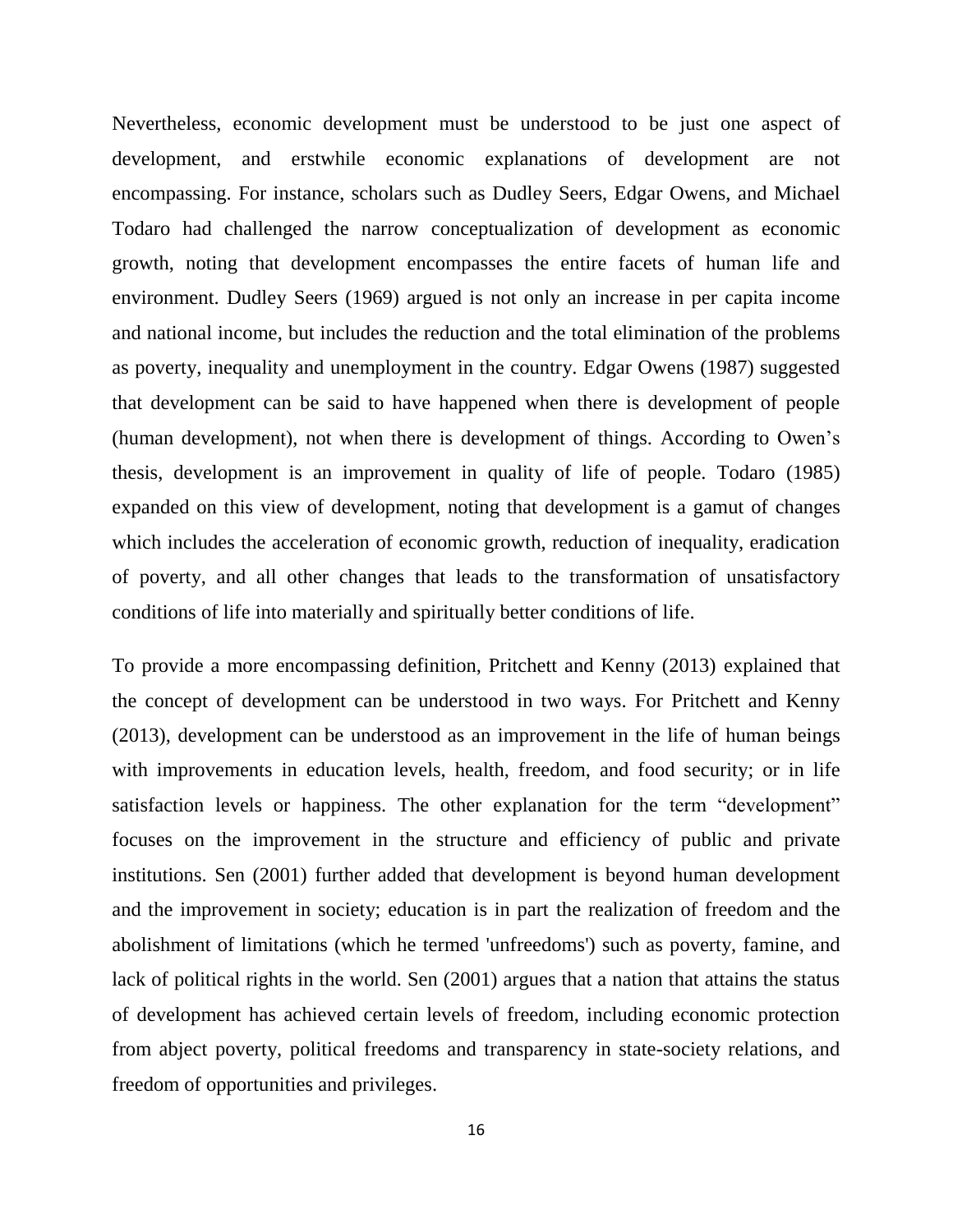Nevertheless, economic development must be understood to be just one aspect of development, and erstwhile economic explanations of development are not encompassing. For instance, scholars such as Dudley Seers, Edgar Owens, and Michael Todaro had challenged the narrow conceptualization of development as economic growth, noting that development encompasses the entire facets of human life and environment. Dudley Seers (1969) argued is not only an increase in per capita income and national income, but includes the reduction and the total elimination of the problems as poverty, inequality and unemployment in the country. Edgar Owens (1987) suggested that development can be said to have happened when there is development of people (human development), not when there is development of things. According to Owen's thesis, development is an improvement in quality of life of people. Todaro (1985) expanded on this view of development, noting that development is a gamut of changes which includes the acceleration of economic growth, reduction of inequality, eradication of poverty, and all other changes that leads to the transformation of unsatisfactory conditions of life into materially and spiritually better conditions of life.

To provide a more encompassing definition, Pritchett and Kenny (2013) explained that the concept of development can be understood in two ways. For Pritchett and Kenny (2013), development can be understood as an improvement in the life of human beings with improvements in education levels, health, freedom, and food security; or in life satisfaction levels or happiness. The other explanation for the term "development" focuses on the improvement in the structure and efficiency of public and private institutions. Sen (2001) further added that development is beyond human development and the improvement in society; education is in part the realization of freedom and the abolishment of limitations (which he termed 'unfreedoms') such as poverty, famine, and lack of political rights in the world. Sen (2001) argues that a nation that attains the status of development has achieved certain levels of freedom, including economic protection from abject poverty, political freedoms and transparency in state-society relations, and freedom of opportunities and privileges.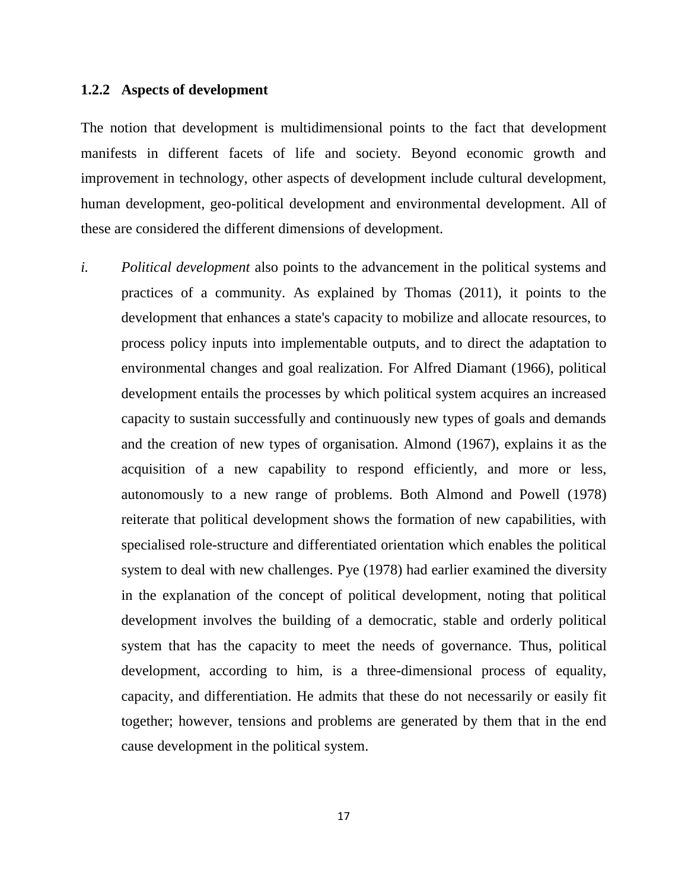### 1.2.2 Aspects of development

The notion that development is multidimensional points to the fact that development manifests in different facets of life and society. Beyond economic growth and improvement in technology, other aspects of development include cultural development, human development, geo-political development and environmental development. All of these are considered the different dimensions of development.

i. *Political development* also points to the advancement in the political systems and practices of a community. As explained by Thomas (2011), it points to the development that enhances a state's capacity to mobilize and allocate resources, to process policy inputs into implementable outputs, and to direct the adaptation to environmental changes and goal realization. For Alfred Diamant (1966), political development entails the processes by which political system acquires an increased capacity to sustain successfully and continuously new types of goals and demands and the creation of new types of organisation. Almond (1967), explains it as the acquisition of a new capability to respond efficiently, and more or less, autonomously to a new range of problems. Both Almond and Powell (1978) reiterate that political development shows the formation of new capabilities, with specialised role-structure and differentiated orientation which enables the political system to deal with new challenges. Pye (1978) had earlier examined the diversity in the explanation of the concept of political development, noting that political development involves the building of a democratic, stable and orderly political system that has the capacity to meet the needs of governance. Thus, political development, according to him, is a three-dimensional process of equality, capacity, and differentiation. He admits that these do not necessarily or easily fit together; however, tensions and problems are generated by them that in the end cause development in the political system.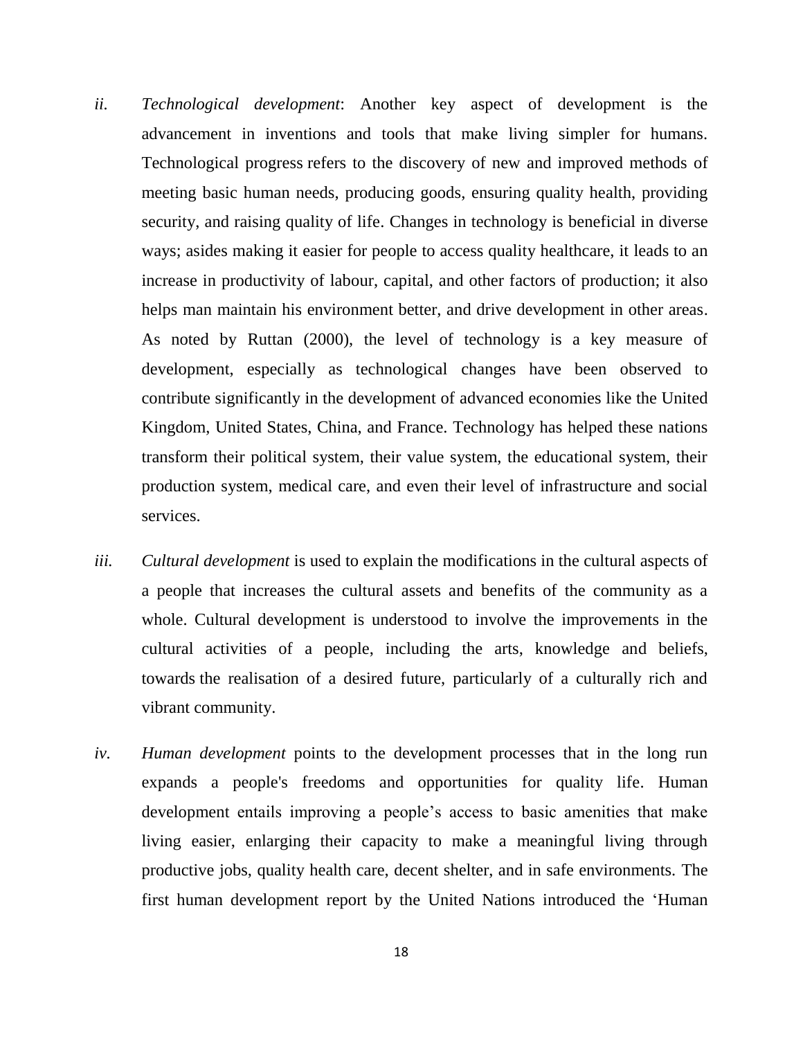ii. *Technological development*: Another key aspect of development is the advancement in inventions and tools that make living simpler for humans. Technological progress refers to the discovery of new and improved methods of meeting basic human needs, producing goods, ensuring quality health, providing security, and raising quality of life. Changes in technology is beneficial in diverse ways; asides making it easier for people to access quality healthcare, it leads to an increase in productivity of labour, capital, and other factors of production; it also helps man maintain his environment better, and drive development in other areas. As noted by Ruttan (2000), the level of technology is a key measure of development, especially as technological changes have been observed to contribute significantly in the development of advanced economies like the United Kingdom, United States, China, and France. Technology has helped these nations transform their political system, their value system, the educational system, their production system, medical care, and even their level of infrastructure and social services.

iii. *Cultural development* is used to explain the modifications in the cultural aspects of a people that increases the cultural assets and benefits of the community as a whole. Cultural development is understood to involve the improvements in the cultural activities of a people, including the arts, knowledge and beliefs, towards the realisation of a desired future, particularly of a culturally rich and vibrant community.

iv. *Human development* points to the development processes that in the long run expands a people's freedoms and opportunities for quality life. Human development entails improving a people's access to basic amenities that make living easier, enlarging their capacity to make a meaningful living through productive jobs, quality health care, decent shelter, and in safe environments. The first human development report by the United Nations introduced the 'Human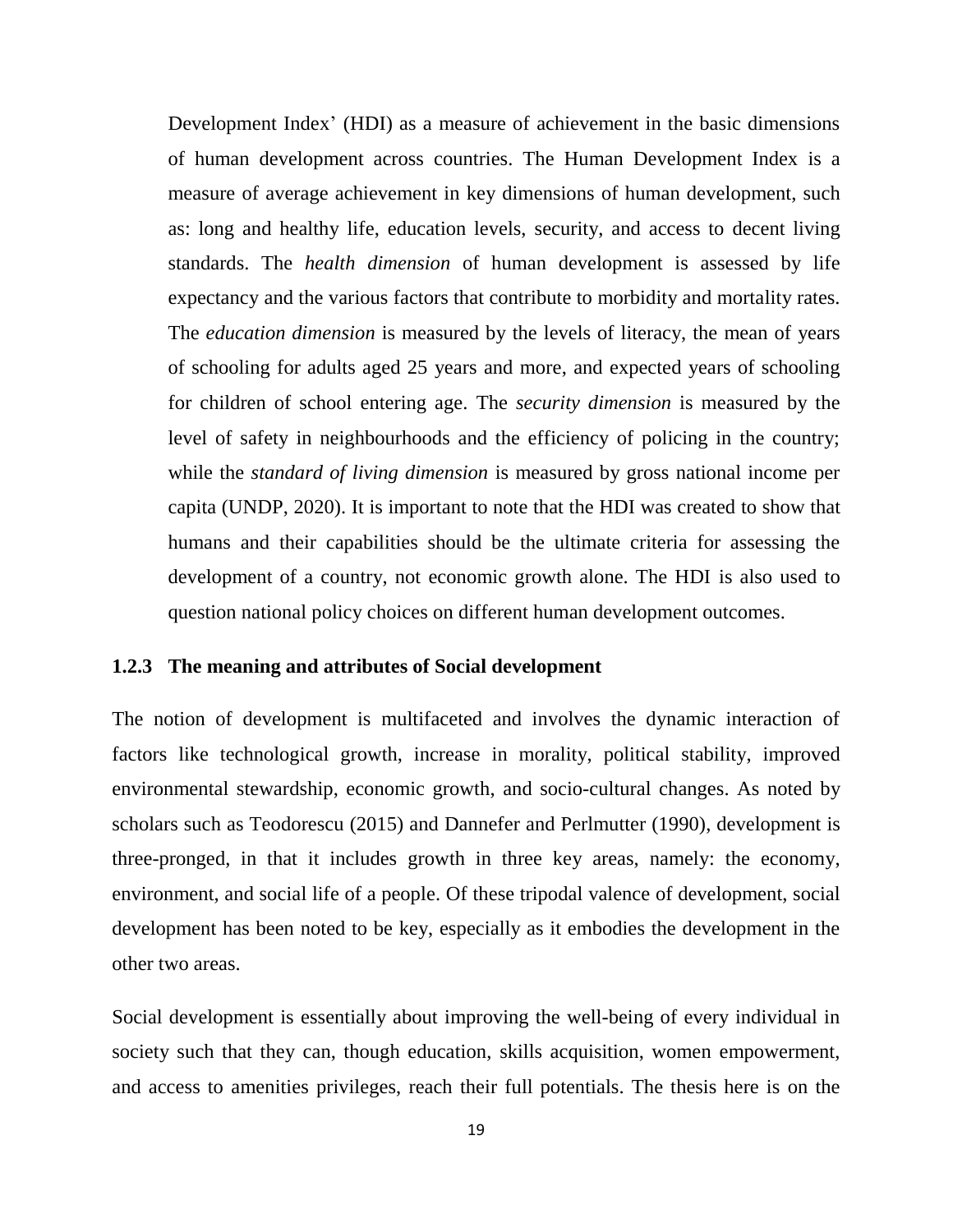Development Index' (HDI) as a measure of achievement in the basic dimensions of human development across countries. The Human Development Index is a measure of average achievement in key dimensions of human development, such as: long and healthy life, education levels, security, and access to decent living standards. The *health dimension* of human development is assessed by life expectancy and the various factors that contribute to morbidity and mortality rates. The *education dimension* is measured by the levels of literacy, the mean of years of schooling for adults aged 25 years and more, and expected years of schooling for children of school entering age. The *security dimension* is measured by the level of safety in neighbourhoods and the efficiency of policing in the country; while the *standard of living dimension* is measured by gross national income per capita (UNDP, 2020). It is important to note that the HDI was created to show that humans and their capabilities should be the ultimate criteria for assessing the development of a country, not economic growth alone. The HDI is also used to question national policy choices on different human development outcomes.

### 1.2.3 The meaning and attributes of Social development

The notion of development is multifaceted and involves the dynamic interaction of factors like technological growth, increase in morality, political stability, improved environmental stewardship, economic growth, and socio-cultural changes. As noted by scholars such as Teodorescu (2015) and Dannefer and Perlmutter (1990), development is three-pronged, in that it includes growth in three key areas, namely: the economy, environment, and social life of a people. Of these tripodal valence of development, social development has been noted to be key, especially as it embodies the development in the other two areas.

Social development is essentially about improving the well-being of every individual in society such that they can, though education, skills acquisition, women empowerment, and access to amenities privileges, reach their full potentials. The thesis here is on the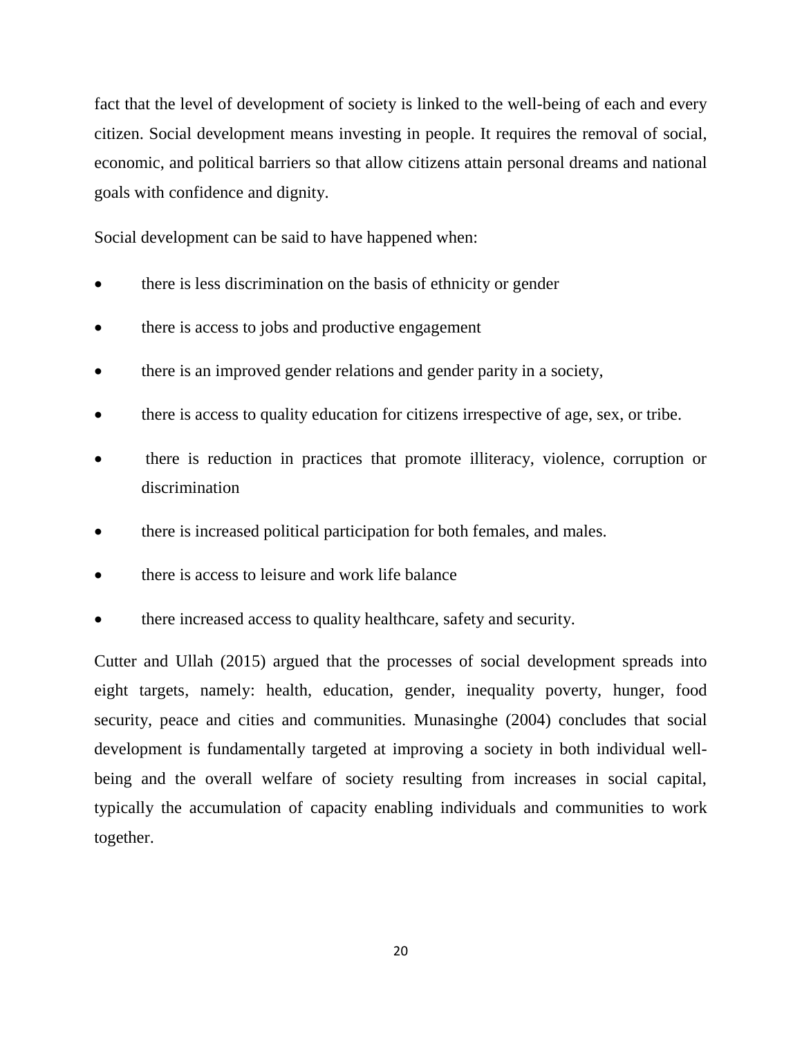fact that the level of development of society is linked to the well-being of each and every citizen. Social development means investing in people. It requires the removal of social, economic, and political barriers so that allow citizens attain personal dreams and national goals with confidence and dignity.

Social development can be said to have happened when:

- there is less discrimination on the basis of ethnicity or gender
- there is access to jobs and productive engagement
- there is an improved gender relations and gender parity in a society,
- there is access to quality education for citizens irrespective of age, sex, or tribe.
- there is reduction in practices that promote illiteracy, violence, corruption or discrimination
- there is increased political participation for both females, and males.
- there is access to leisure and work life balance
- there increased access to quality healthcare, safety and security.

Cutter and Ullah (2015) argued that the processes of social development spreads into eight targets, namely: health, education, gender, inequality poverty, hunger, food security, peace and cities and communities. Munasinghe (2004) concludes that social development is fundamentally targeted at improving a society in both individual well-being and the overall welfare of society resulting from increases in social capital, typically the accumulation of capacity enabling individuals and communities to work together.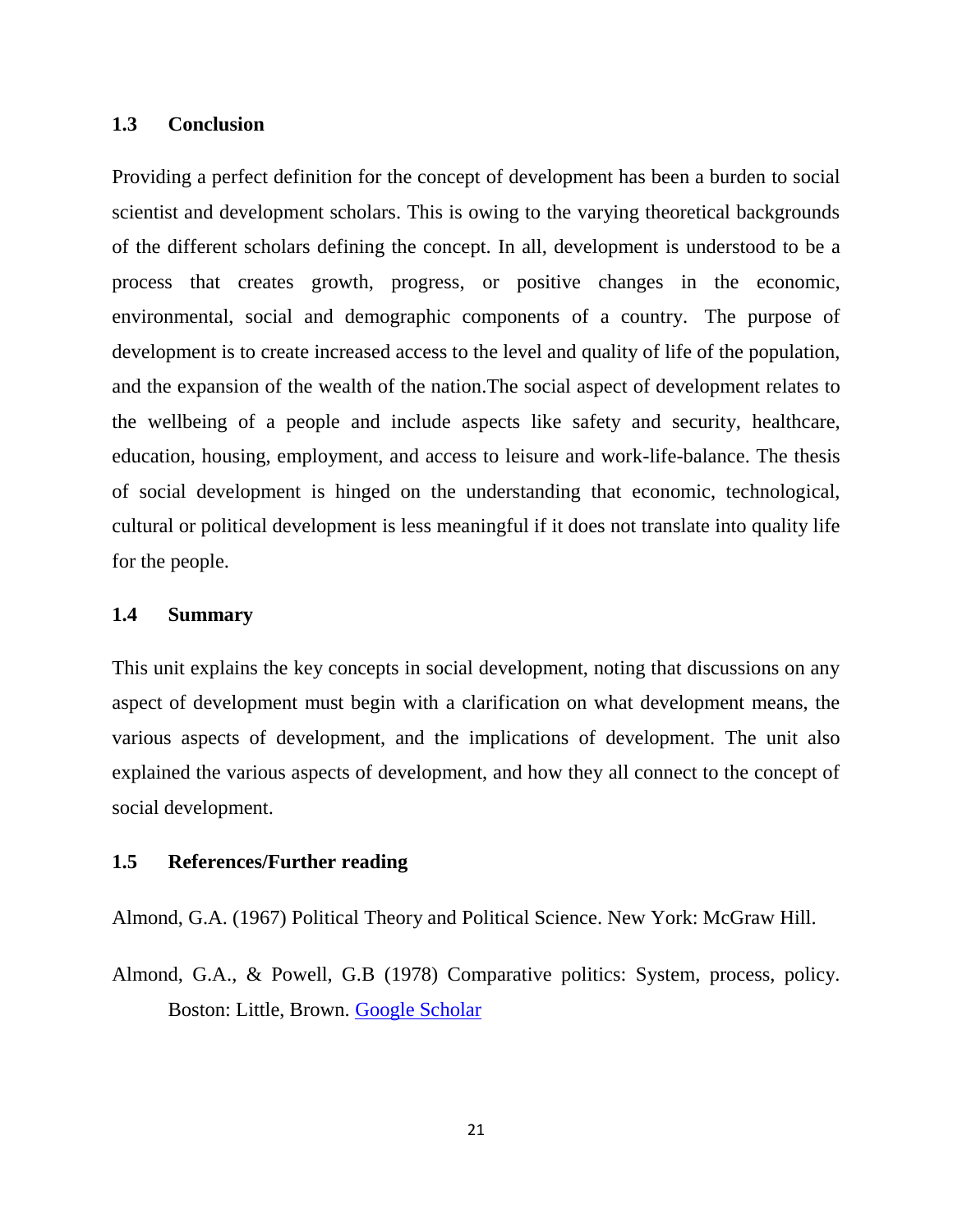### 1.3 Conclusion

Providing a perfect definition for the concept of development has been a burden to social scientist and development scholars. This is owing to the varying theoretical backgrounds of the different scholars defining the concept. In all, development is understood to be a process that creates growth, progress, or positive changes in the economic, environmental, social and demographic components of a country. The purpose of development is to create increased access to the level and quality of life of the population, and the expansion of the wealth of the nation.The social aspect of development relates to the wellbeing of a people and include aspects like safety and security, healthcare, education, housing, employment, and access to leisure and work-life-balance. The thesis of social development is hinged on the understanding that economic, technological, cultural or political development is less meaningful if it does not translate into quality life for the people.

### 1.4 Summary

This unit explains the key concepts in social development, noting that discussions on any aspect of development must begin with a clarification on what development means, the various aspects of development, and the implications of development. The unit also explained the various aspects of development, and how they all connect to the concept of social development.

### 1.5 References/Further reading

Almond, G.A. (1967) Political Theory and Political Science. New York: McGraw Hill.

Almond, G.A., & Powell, G.B (1978) Comparative politics: System, process, policy. Boston: Little, Brown. Google Scholar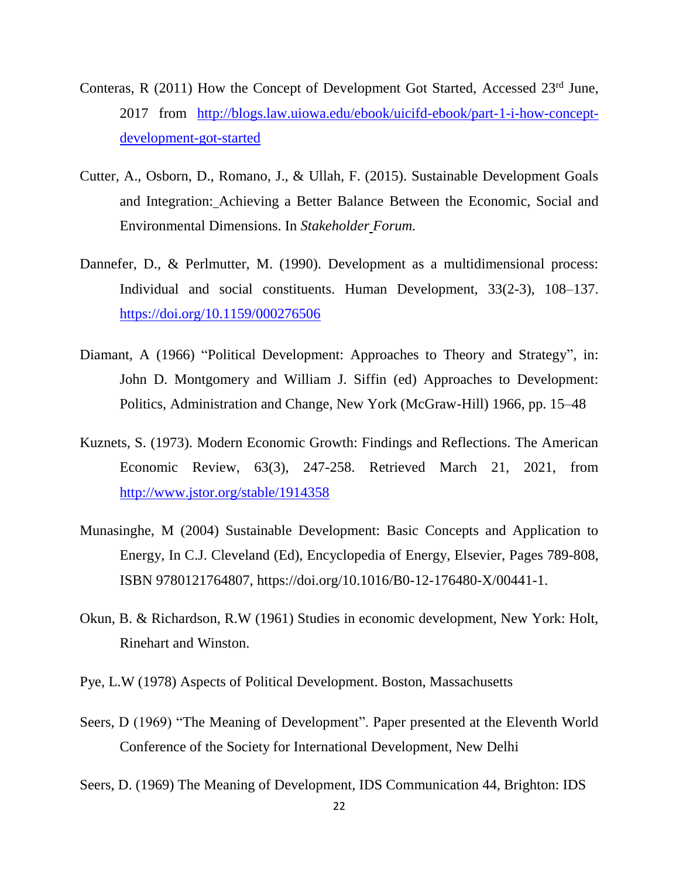Conteras, R (2011) How the Concept of Development Got Started, Accessed 23rd June, 2017 from http://blogs.law.uiowa.edu/ebook/uicifd-ebook/part-1-i-how-concept-development-got-started

Cutter, A., Osborn, D., Romano, J., & Ullah, F. (2015). Sustainable Development Goals and Integration: Achieving a Better Balance Between the Economic, Social and Environmental Dimensions. In *Stakeholder Forum.*

Dannefer, D., & Perlmutter, M. (1990). Development as a multidimensional process: Individual and social constituents. Human Development, 33(2-3), 108–137. https://doi.org/10.1159/000276506

Diamant, A (1966) "Political Development: Approaches to Theory and Strategy", in: John D. Montgomery and William J. Siffin (ed) Approaches to Development: Politics, Administration and Change, New York (McGraw-Hill) 1966, pp. 15–48

Kuznets, S. (1973). Modern Economic Growth: Findings and Reflections. The American Economic Review, 63(3), 247-258. Retrieved March 21, 2021, from http://www.jstor.org/stable/1914358

Munasinghe, M (2004) Sustainable Development: Basic Concepts and Application to Energy, In C.J. Cleveland (Ed), Encyclopedia of Energy, Elsevier, Pages 789-808, ISBN 9780121764807, https://doi.org/10.1016/B0-12-176480-X/00441-1.

Okun, B. & Richardson, R.W (1961) Studies in economic development, New York: Holt, Rinehart and Winston.

Pye, L.W (1978) Aspects of Political Development. Boston, Massachusetts

Seers, D (1969) "The Meaning of Development". Paper presented at the Eleventh World Conference of the Society for International Development, New Delhi

Seers, D. (1969) The Meaning of Development, IDS Communication 44, Brighton: IDS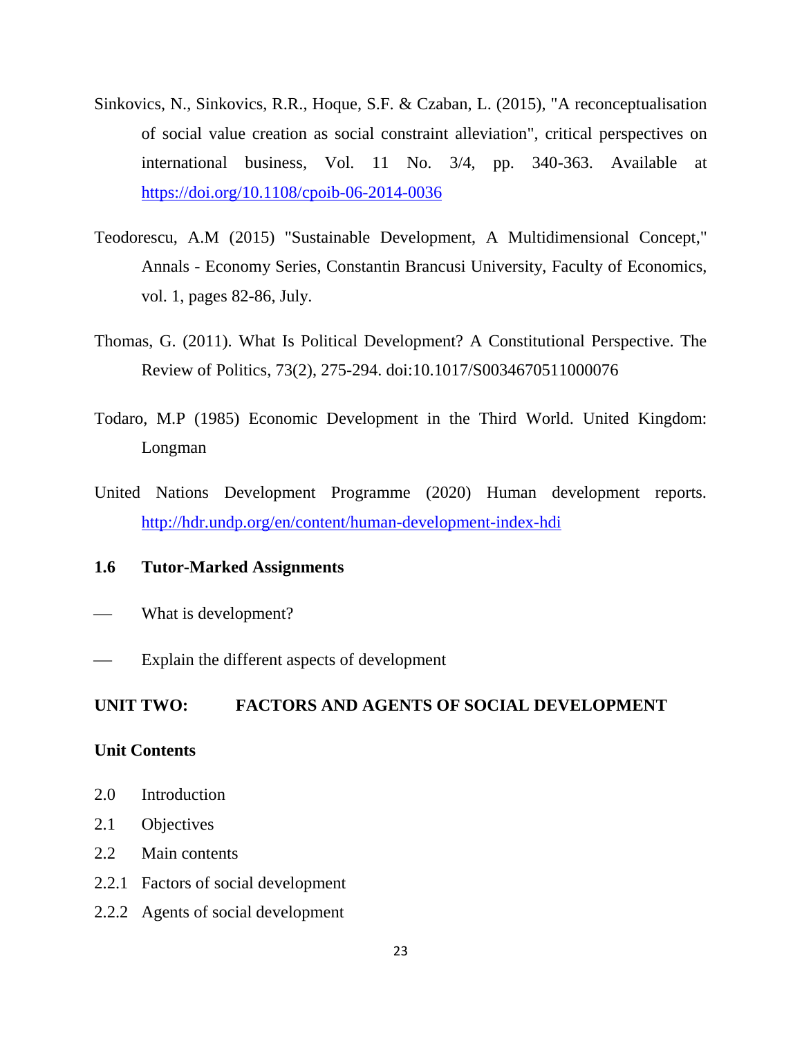Sinkovics, N., Sinkovics, R.R., Hoque, S.F. & Czaban, L. (2015), "A reconceptualisation of social value creation as social constraint alleviation", critical perspectives on international business, Vol. 11 No. 3/4, pp. 340-363. Available at https://doi.org/10.1108/cpoib-06-2014-0036

Teodorescu, A.M (2015) "Sustainable Development, A Multidimensional Concept," Annals - Economy Series, Constantin Brancusi University, Faculty of Economics, vol. 1, pages 82-86, July.

Thomas, G. (2011). What Is Political Development? A Constitutional Perspective. The Review of Politics, 73(2), 275-294. doi:10.1017/S0034670511000076

Todaro, M.P (1985) Economic Development in the Third World. United Kingdom: Longman

United Nations Development Programme (2020) Human development reports. http://hdr.undp.org/en/content/human-development-index-hdi

## 1.6 Tutor-Marked Assignments

- What is development?
- Explain the different aspects of development

# UNIT TWO: FACTORS AND AGENTS OF SOCIAL DEVELOPMENT

**Unit Contents**

2.0 Introduction

2.1 Objectives

2.2 Main contents

2.2.1 Factors of social development

2.2.2 Agents of social development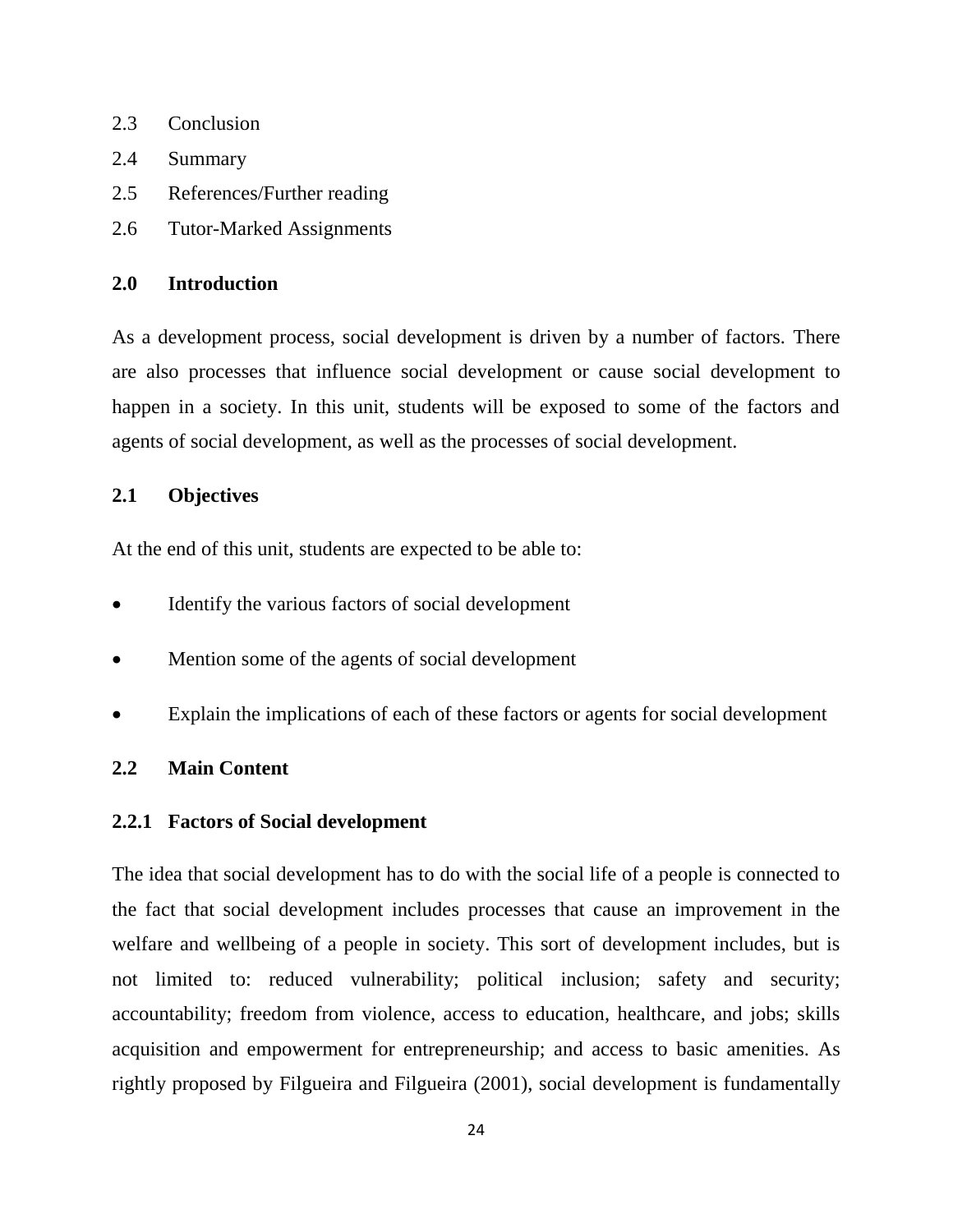2.3 Conclusion

2.4 Summary

2.5 References/Further reading

2.6 Tutor-Marked Assignments

## 2.0 Introduction

As a development process, social development is driven by a number of factors. There are also processes that influence social development or cause social development to happen in a society. In this unit, students will be exposed to some of the factors and agents of social development, as well as the processes of social development.

## 2.1 Objectives

At the end of this unit, students are expected to be able to:

- Identify the various factors of social development
- Mention some of the agents of social development
- Explain the implications of each of these factors or agents for social development

## 2.2 Main Content

### 2.2.1 Factors of Social development

The idea that social development has to do with the social life of a people is connected to the fact that social development includes processes that cause an improvement in the welfare and wellbeing of a people in society. This sort of development includes, but is not limited to: reduced vulnerability; political inclusion; safety and security; accountability; freedom from violence, access to education, healthcare, and jobs; skills acquisition and empowerment for entrepreneurship; and access to basic amenities. As rightly proposed by Filgueira and Filgueira (2001), social development is fundamentally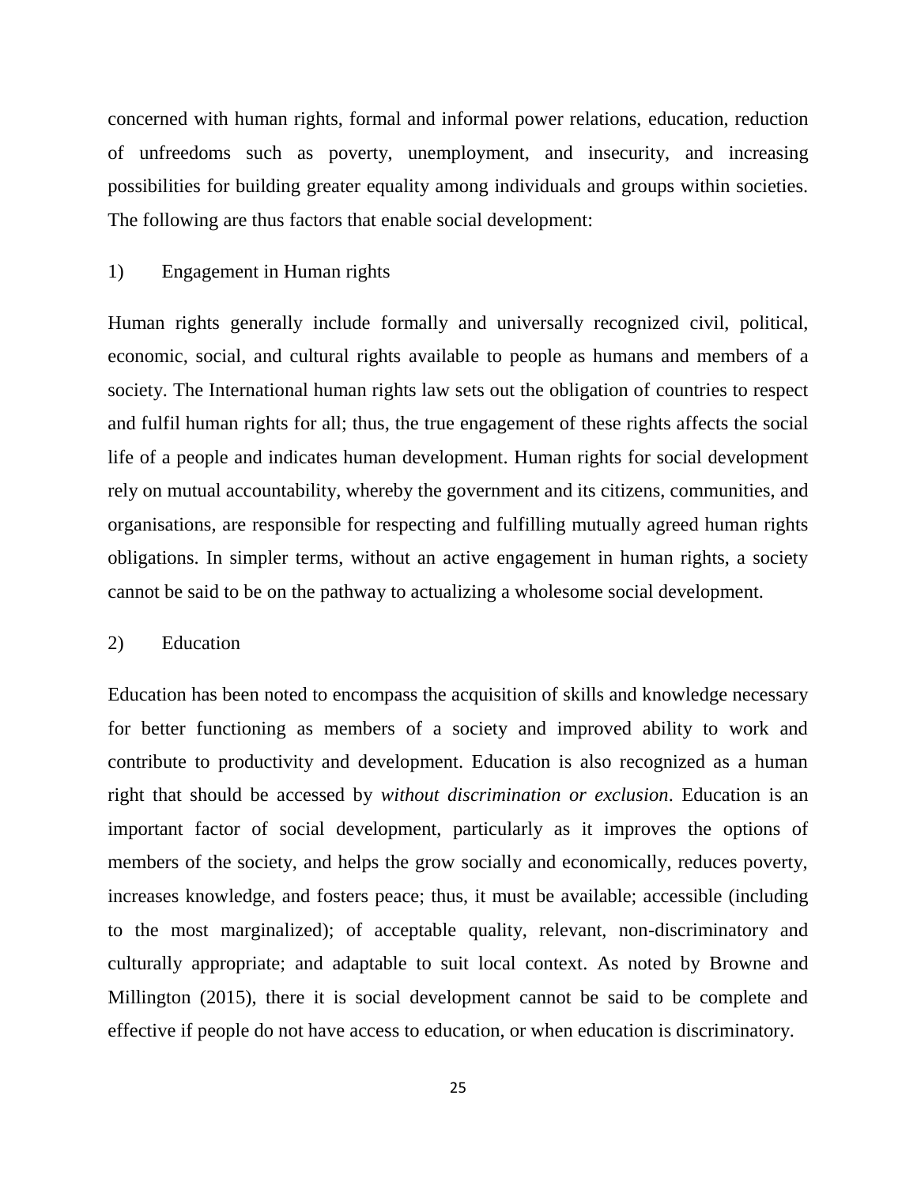concerned with human rights, formal and informal power relations, education, reduction of unfreedoms such as poverty, unemployment, and insecurity, and increasing possibilities for building greater equality among individuals and groups within societies. The following are thus factors that enable social development:

1) Engagement in Human rights

Human rights generally include formally and universally recognized civil, political, economic, social, and cultural rights available to people as humans and members of a society. The International human rights law sets out the obligation of countries to respect and fulfil human rights for all; thus, the true engagement of these rights affects the social life of a people and indicates human development. Human rights for social development rely on mutual accountability, whereby the government and its citizens, communities, and organisations, are responsible for respecting and fulfilling mutually agreed human rights obligations. In simpler terms, without an active engagement in human rights, a society cannot be said to be on the pathway to actualizing a wholesome social development.

2) Education

Education has been noted to encompass the acquisition of skills and knowledge necessary for better functioning as members of a society and improved ability to work and contribute to productivity and development. Education is also recognized as a human right that should be accessed by *without discrimination or exclusion*. Education is an important factor of social development, particularly as it improves the options of members of the society, and helps the grow socially and economically, reduces poverty, increases knowledge, and fosters peace; thus, it must be available; accessible (including to the most marginalized); of acceptable quality, relevant, non-discriminatory and culturally appropriate; and adaptable to suit local context. As noted by Browne and Millington (2015), there it is social development cannot be said to be complete and effective if people do not have access to education, or when education is discriminatory.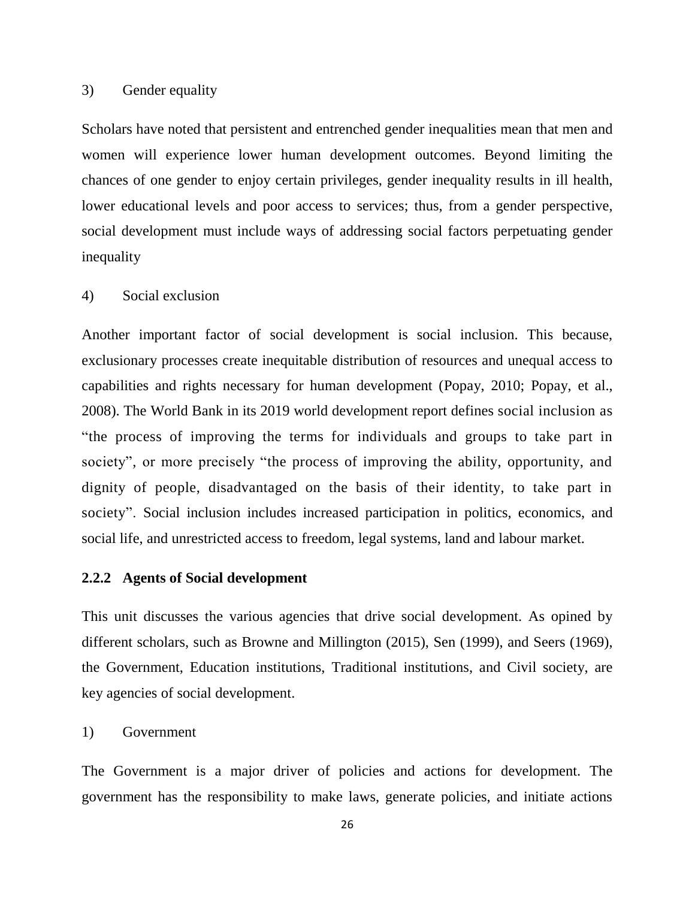3) Gender equality

Scholars have noted that persistent and entrenched gender inequalities mean that men and women will experience lower human development outcomes. Beyond limiting the chances of one gender to enjoy certain privileges, gender inequality results in ill health, lower educational levels and poor access to services; thus, from a gender perspective, social development must include ways of addressing social factors perpetuating gender inequality

4) Social exclusion

Another important factor of social development is social inclusion. This because, exclusionary processes create inequitable distribution of resources and unequal access to capabilities and rights necessary for human development (Popay, 2010; Popay, et al., 2008). The World Bank in its 2019 world development report defines social inclusion as "the process of improving the terms for individuals and groups to take part in society", or more precisely "the process of improving the ability, opportunity, and dignity of people, disadvantaged on the basis of their identity, to take part in society". Social inclusion includes increased participation in politics, economics, and social life, and unrestricted access to freedom, legal systems, land and labour market.

### 2.2.2 Agents of Social development

This unit discusses the various agencies that drive social development. As opined by different scholars, such as Browne and Millington (2015), Sen (1999), and Seers (1969), the Government, Education institutions, Traditional institutions, and Civil society, are key agencies of social development.

1) Government

The Government is a major driver of policies and actions for development. The government has the responsibility to make laws, generate policies, and initiate actions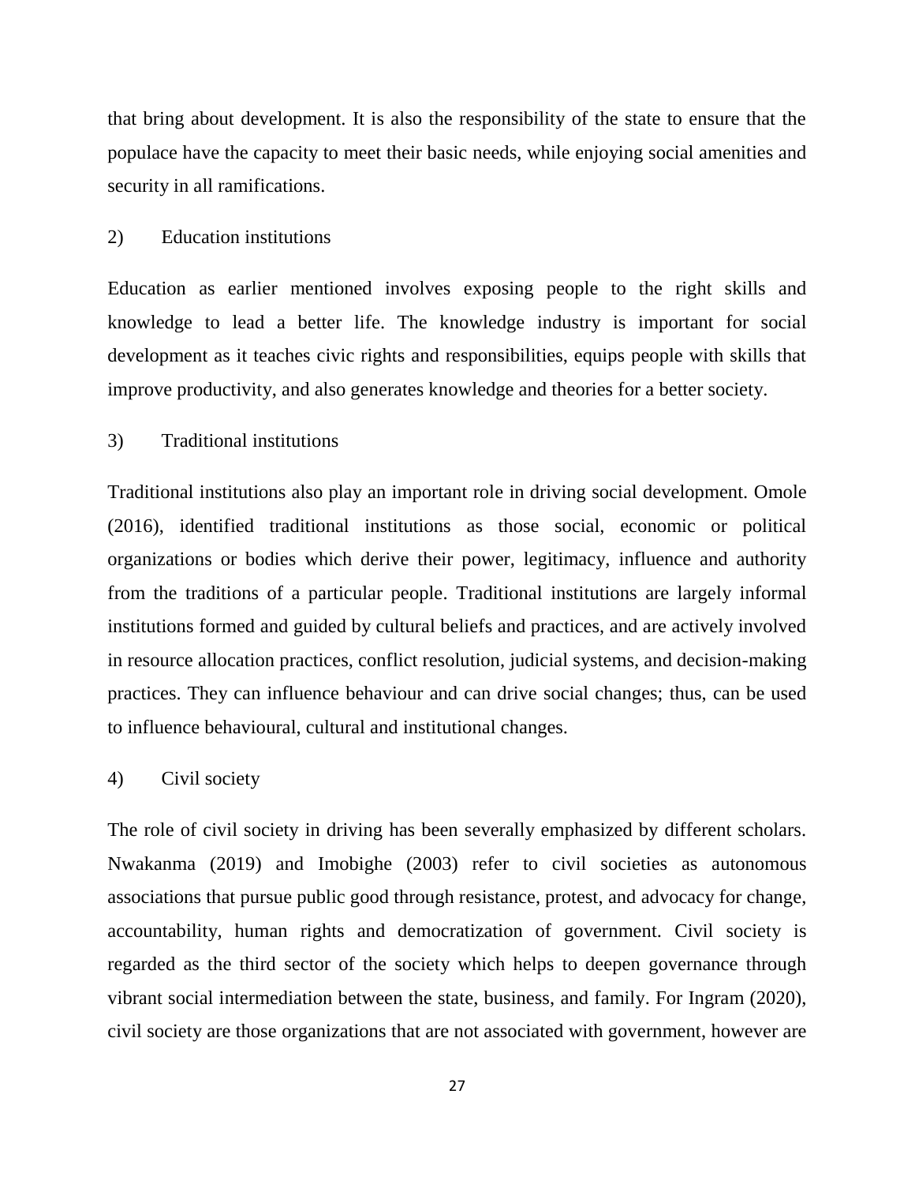that bring about development. It is also the responsibility of the state to ensure that the populace have the capacity to meet their basic needs, while enjoying social amenities and security in all ramifications.

2) Education institutions

Education as earlier mentioned involves exposing people to the right skills and knowledge to lead a better life. The knowledge industry is important for social development as it teaches civic rights and responsibilities, equips people with skills that improve productivity, and also generates knowledge and theories for a better society.

3) Traditional institutions

Traditional institutions also play an important role in driving social development. Omole (2016), identified traditional institutions as those social, economic or political organizations or bodies which derive their power, legitimacy, influence and authority from the traditions of a particular people. Traditional institutions are largely informal institutions formed and guided by cultural beliefs and practices, and are actively involved in resource allocation practices, conflict resolution, judicial systems, and decision-making practices. They can influence behaviour and can drive social changes; thus, can be used to influence behavioural, cultural and institutional changes.

4) Civil society

The role of civil society in driving has been severally emphasized by different scholars. Nwakanma (2019) and Imobighe (2003) refer to civil societies as autonomous associations that pursue public good through resistance, protest, and advocacy for change, accountability, human rights and democratization of government. Civil society is regarded as the third sector of the society which helps to deepen governance through vibrant social intermediation between the state, business, and family. For Ingram (2020), civil society are those organizations that are not associated with government, however are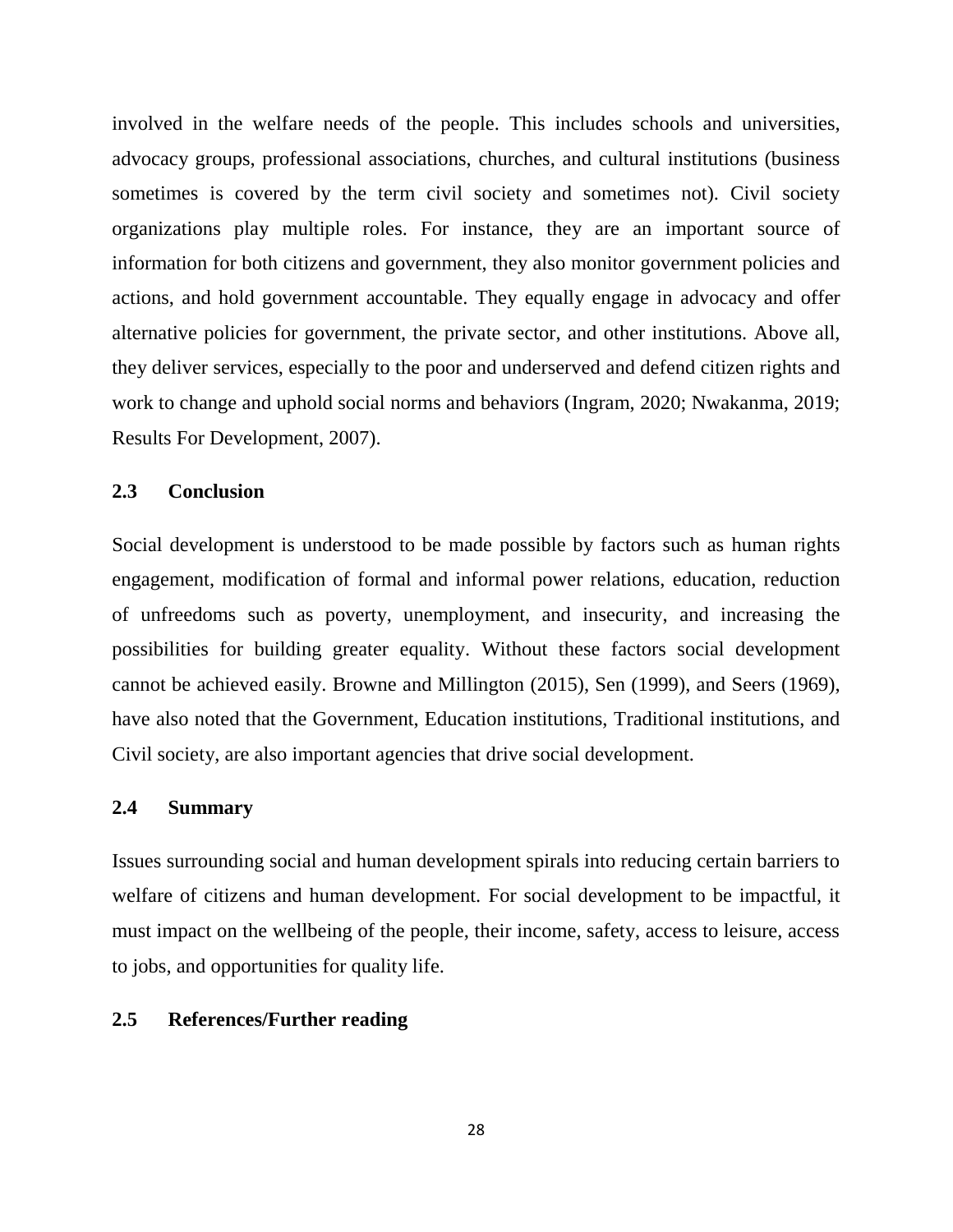involved in the welfare needs of the people. This includes schools and universities, advocacy groups, professional associations, churches, and cultural institutions (business sometimes is covered by the term civil society and sometimes not). Civil society organizations play multiple roles. For instance, they are an important source of information for both citizens and government, they also monitor government policies and actions, and hold government accountable. They equally engage in advocacy and offer alternative policies for government, the private sector, and other institutions. Above all, they deliver services, especially to the poor and underserved and defend citizen rights and work to change and uphold social norms and behaviors (Ingram, 2020; Nwakanma, 2019; Results For Development, 2007).

## 2.3 Conclusion

Social development is understood to be made possible by factors such as human rights engagement, modification of formal and informal power relations, education, reduction of unfreedoms such as poverty, unemployment, and insecurity, and increasing the possibilities for building greater equality. Without these factors social development cannot be achieved easily. Browne and Millington (2015), Sen (1999), and Seers (1969), have also noted that the Government, Education institutions, Traditional institutions, and Civil society, are also important agencies that drive social development.

## 2.4 Summary

Issues surrounding social and human development spirals into reducing certain barriers to welfare of citizens and human development. For social development to be impactful, it must impact on the wellbeing of the people, their income, safety, access to leisure, access to jobs, and opportunities for quality life.

## 2.5 References/Further reading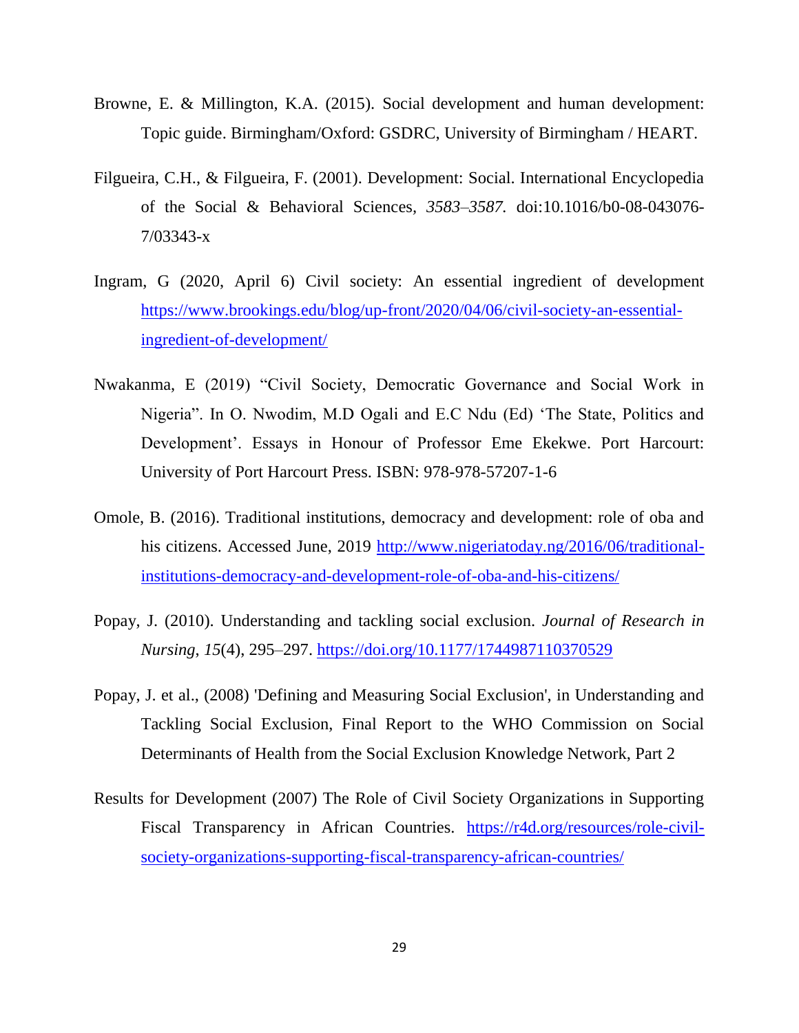Browne, E. & Millington, K.A. (2015). Social development and human development: Topic guide. Birmingham/Oxford: GSDRC, University of Birmingham / HEART.

Filgueira, C.H., & Filgueira, F. (2001). Development: Social. International Encyclopedia of the Social & Behavioral Sciences, *3583–3587.* doi:10.1016/b0-08-043076-7/03343-x

Ingram, G (2020, April 6) Civil society: An essential ingredient of development https://www.brookings.edu/blog/up-front/2020/04/06/civil-society-an-essential-ingredient-of-development/

Nwakanma, E (2019) "Civil Society, Democratic Governance and Social Work in Nigeria". In O. Nwodim, M.D Ogali and E.C Ndu (Ed) 'The State, Politics and Development'. Essays in Honour of Professor Eme Ekekwe. Port Harcourt: University of Port Harcourt Press. ISBN: 978-978-57207-1-6

Omole, B. (2016). Traditional institutions, democracy and development: role of oba and his citizens. Accessed June, 2019 http://www.nigeriatoday.ng/2016/06/traditional-institutions-democracy-and-development-role-of-oba-and-his-citizens/

Popay, J. (2010). Understanding and tackling social exclusion. *Journal of Research in Nursing*, *15*(4), 295–297. https://doi.org/10.1177/1744987110370529

Popay, J. et al., (2008) 'Defining and Measuring Social Exclusion', in Understanding and Tackling Social Exclusion, Final Report to the WHO Commission on Social Determinants of Health from the Social Exclusion Knowledge Network, Part 2

Results for Development (2007) The Role of Civil Society Organizations in Supporting Fiscal Transparency in African Countries. https://r4d.org/resources/role-civil-society-organizations-supporting-fiscal-transparency-african-countries/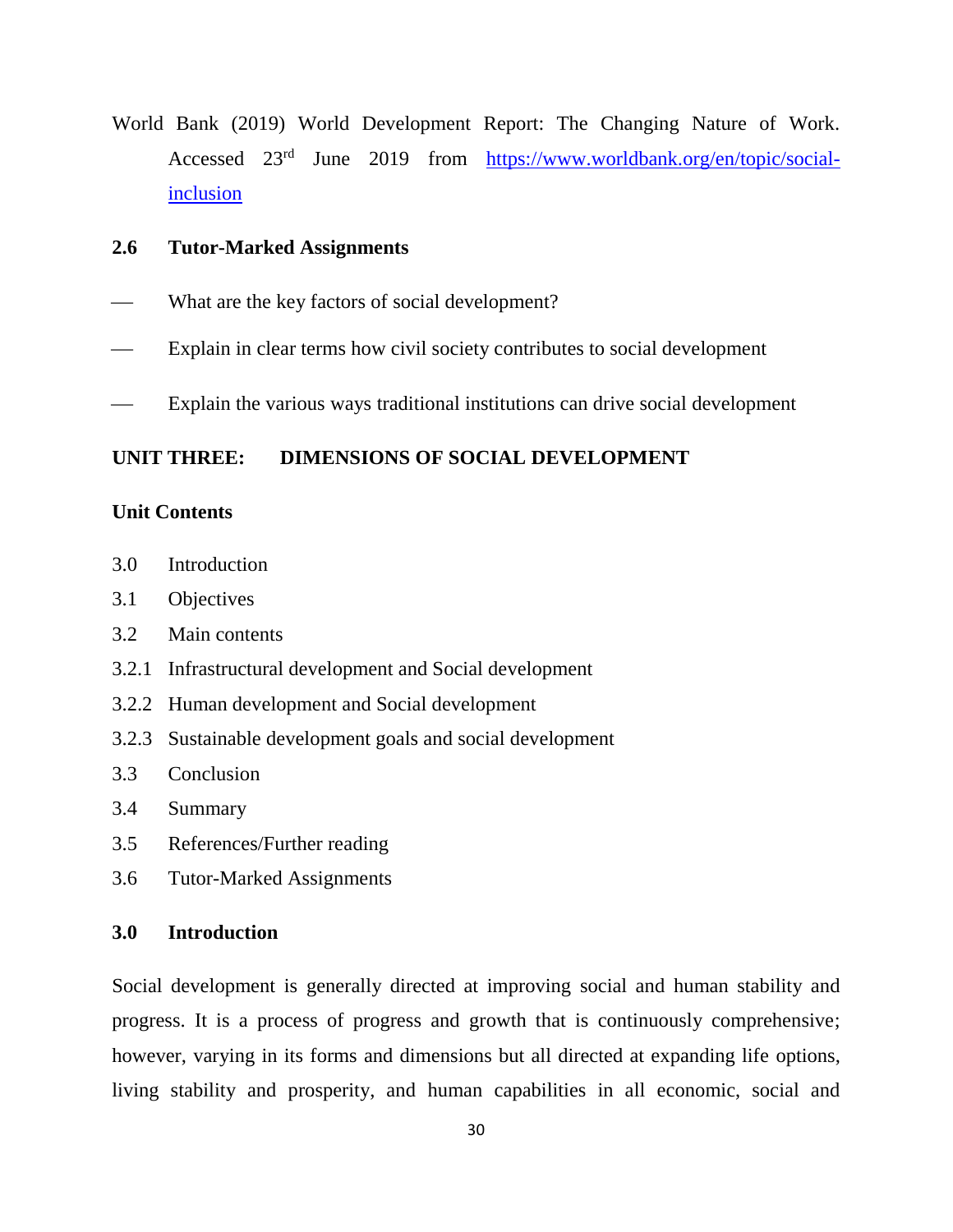World Bank (2019) World Development Report: The Changing Nature of Work. Accessed 23rd June 2019 from [https://www.worldbank.org/en/topic/social-inclusion](https://www.worldbank.org/en/topic/social-inclusion)

## 2.6 Tutor-Marked Assignments

- What are the key factors of social development?
- Explain in clear terms how civil society contributes to social development
- Explain the various ways traditional institutions can drive social development

# UNIT THREE: DIMENSIONS OF SOCIAL DEVELOPMENT

**Unit Contents**

3.0 Introduction
3.1 Objectives
3.2 Main contents
3.2.1 Infrastructural development and Social development
3.2.2 Human development and Social development
3.2.3 Sustainable development goals and social development
3.3 Conclusion
3.4 Summary
3.5 References/Further reading
3.6 Tutor-Marked Assignments

## 3.0 Introduction

Social development is generally directed at improving social and human stability and progress. It is a process of progress and growth that is continuously comprehensive; however, varying in its forms and dimensions but all directed at expanding life options, living stability and prosperity, and human capabilities in all economic, social and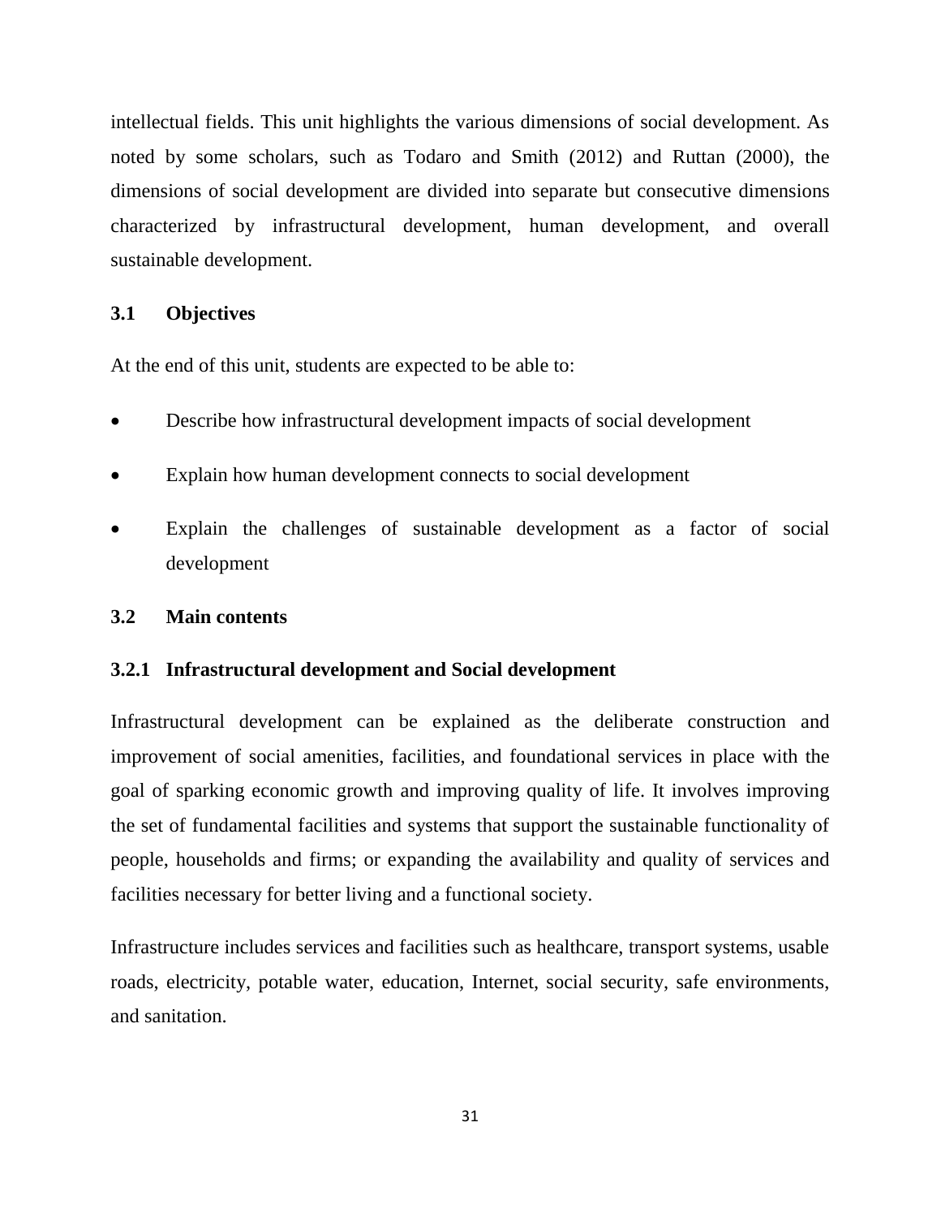intellectual fields. This unit highlights the various dimensions of social development. As noted by some scholars, such as Todaro and Smith (2012) and Ruttan (2000), the dimensions of social development are divided into separate but consecutive dimensions characterized by infrastructural development, human development, and overall sustainable development.

## 3.1 Objectives

At the end of this unit, students are expected to be able to:

- Describe how infrastructural development impacts of social development
- Explain how human development connects to social development
- Explain the challenges of sustainable development as a factor of social development

## 3.2 Main contents

### 3.2.1 Infrastructural development and Social development

Infrastructural development can be explained as the deliberate construction and improvement of social amenities, facilities, and foundational services in place with the goal of sparking economic growth and improving quality of life. It involves improving the set of fundamental facilities and systems that support the sustainable functionality of people, households and firms; or expanding the availability and quality of services and facilities necessary for better living and a functional society.

Infrastructure includes services and facilities such as healthcare, transport systems, usable roads, electricity, potable water, education, Internet, social security, safe environments, and sanitation.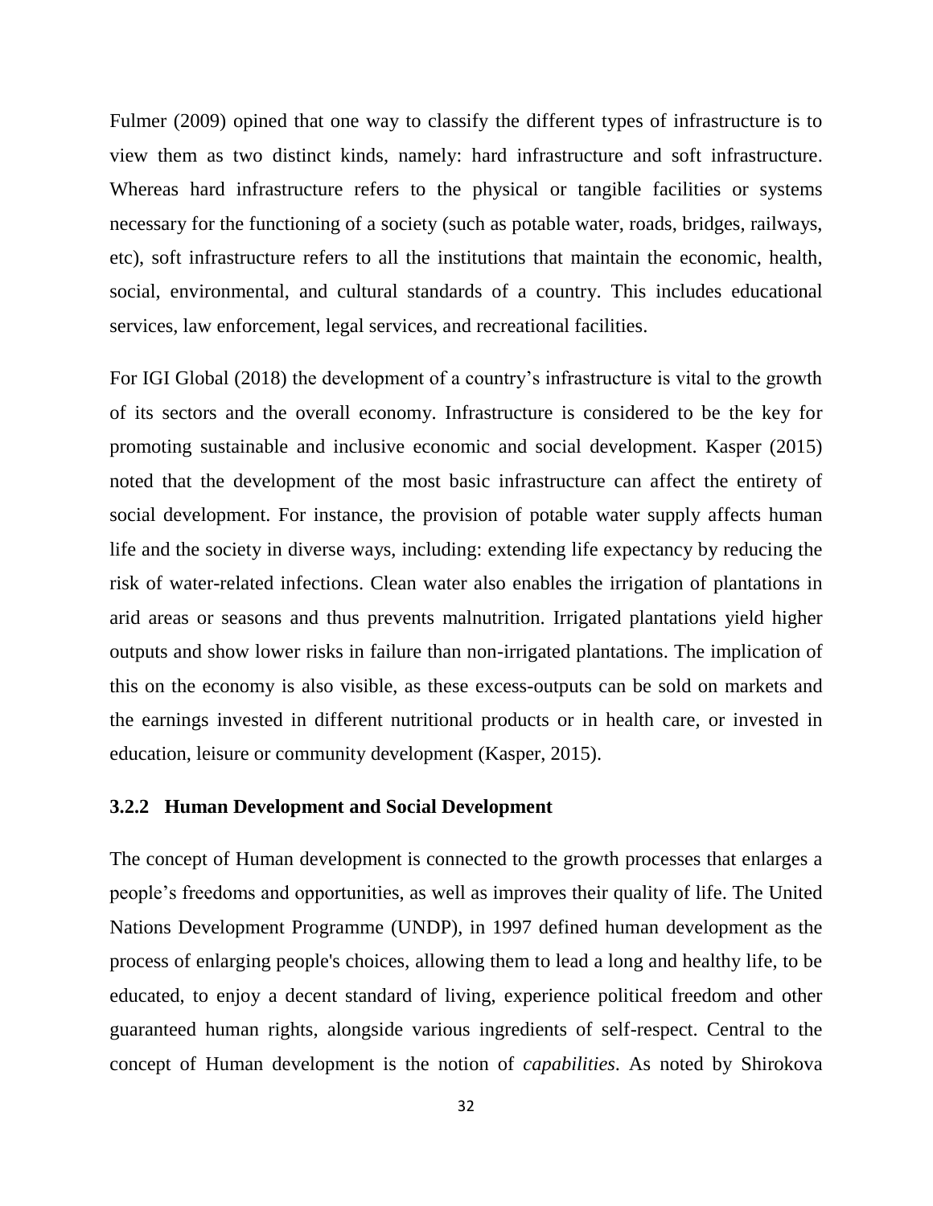Fulmer (2009) opined that one way to classify the different types of infrastructure is to view them as two distinct kinds, namely: hard infrastructure and soft infrastructure. Whereas hard infrastructure refers to the physical or tangible facilities or systems necessary for the functioning of a society (such as potable water, roads, bridges, railways, etc), soft infrastructure refers to all the institutions that maintain the economic, health, social, environmental, and cultural standards of a country. This includes educational services, law enforcement, legal services, and recreational facilities.

For IGI Global (2018) the development of a country's infrastructure is vital to the growth of its sectors and the overall economy. Infrastructure is considered to be the key for promoting sustainable and inclusive economic and social development. Kasper (2015) noted that the development of the most basic infrastructure can affect the entirety of social development. For instance, the provision of potable water supply affects human life and the society in diverse ways, including: extending life expectancy by reducing the risk of water-related infections. Clean water also enables the irrigation of plantations in arid areas or seasons and thus prevents malnutrition. Irrigated plantations yield higher outputs and show lower risks in failure than non-irrigated plantations. The implication of this on the economy is also visible, as these excess-outputs can be sold on markets and the earnings invested in different nutritional products or in health care, or invested in education, leisure or community development (Kasper, 2015).

### 3.2.2 Human Development and Social Development

The concept of Human development is connected to the growth processes that enlarges a people's freedoms and opportunities, as well as improves their quality of life. The United Nations Development Programme (UNDP), in 1997 defined human development as the process of enlarging people's choices, allowing them to lead a long and healthy life, to be educated, to enjoy a decent standard of living, experience political freedom and other guaranteed human rights, alongside various ingredients of self-respect. Central to the concept of Human development is the notion of *capabilities*. As noted by Shirokova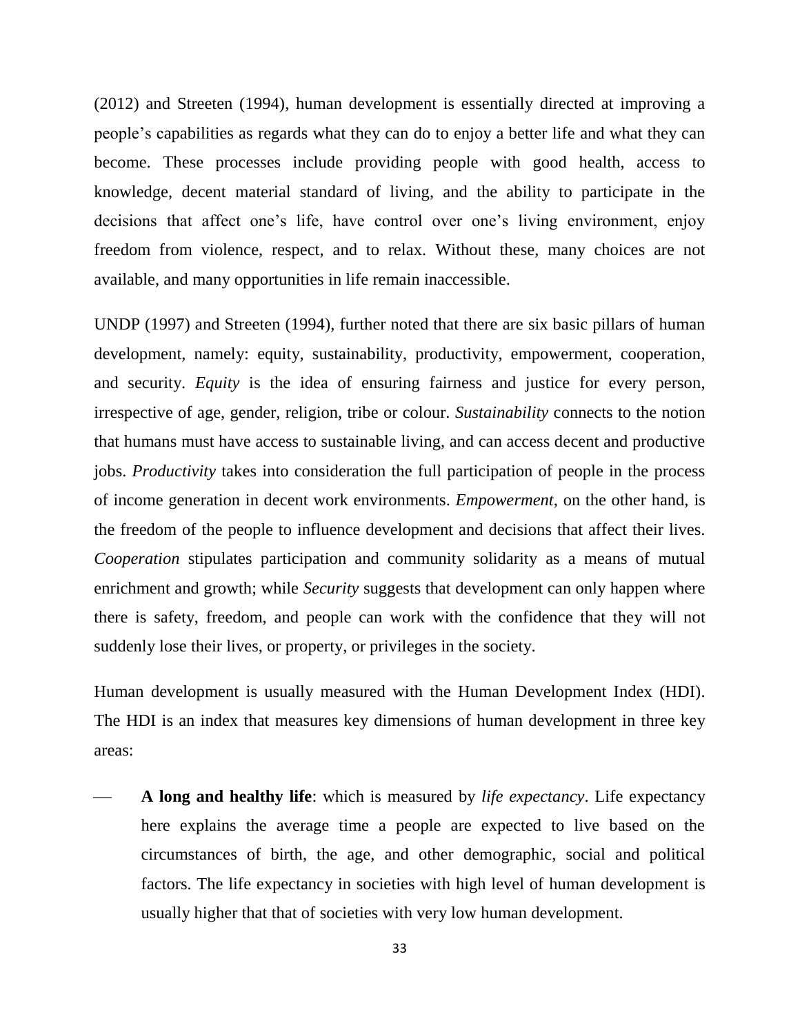(2012) and Streeten (1994), human development is essentially directed at improving a people's capabilities as regards what they can do to enjoy a better life and what they can become. These processes include providing people with good health, access to knowledge, decent material standard of living, and the ability to participate in the decisions that affect one's life, have control over one's living environment, enjoy freedom from violence, respect, and to relax. Without these, many choices are not available, and many opportunities in life remain inaccessible.

UNDP (1997) and Streeten (1994), further noted that there are six basic pillars of human development, namely: equity, sustainability, productivity, empowerment, cooperation, and security. *Equity* is the idea of ensuring fairness and justice for every person, irrespective of age, gender, religion, tribe or colour. *Sustainability* connects to the notion that humans must have access to sustainable living, and can access decent and productive jobs. *Productivity* takes into consideration the full participation of people in the process of income generation in decent work environments. *Empowerment*, on the other hand, is the freedom of the people to influence development and decisions that affect their lives. *Cooperation* stipulates participation and community solidarity as a means of mutual enrichment and growth; while *Security* suggests that development can only happen where there is safety, freedom, and people can work with the confidence that they will not suddenly lose their lives, or property, or privileges in the society.

Human development is usually measured with the Human Development Index (HDI). The HDI is an index that measures key dimensions of human development in three key areas:

- **A long and healthy life**: which is measured by *life expectancy*. Life expectancy here explains the average time a people are expected to live based on the circumstances of birth, the age, and other demographic, social and political factors. The life expectancy in societies with high level of human development is usually higher that that of societies with very low human development.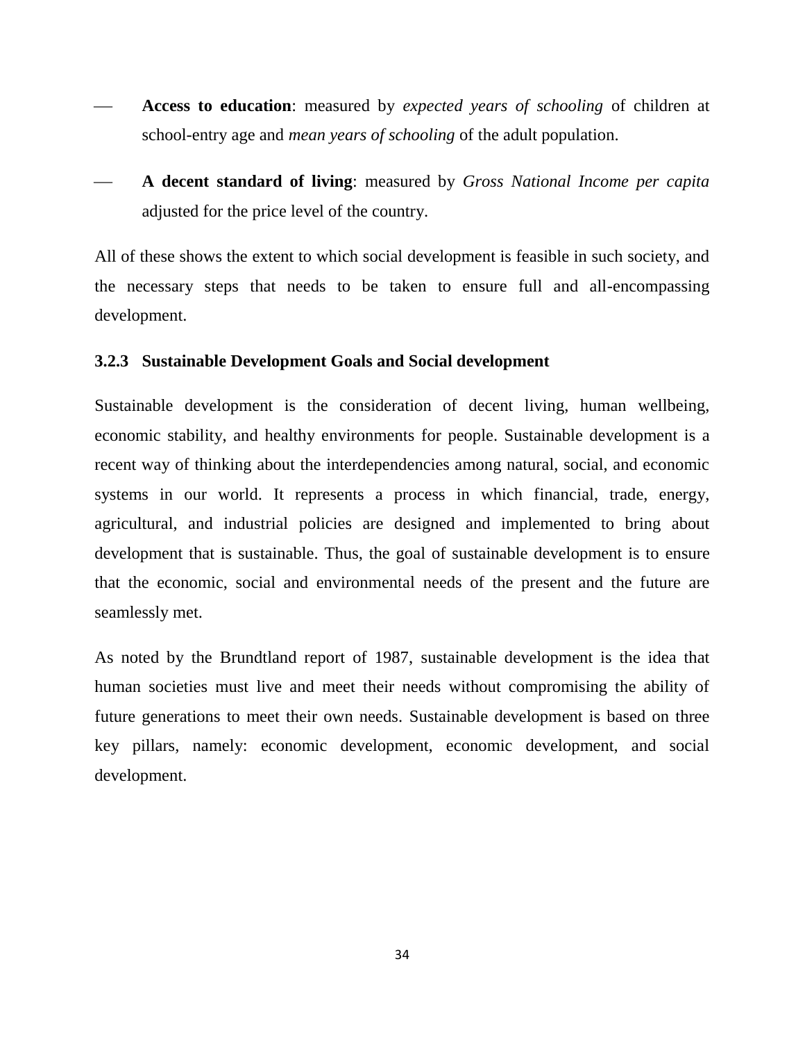- **Access to education**: measured by *expected years of schooling* of children at school-entry age and *mean years of schooling* of the adult population.

- **A decent standard of living**: measured by *Gross National Income per capita* adjusted for the price level of the country.

All of these shows the extent to which social development is feasible in such society, and the necessary steps that needs to be taken to ensure full and all-encompassing development.

### 3.2.3 Sustainable Development Goals and Social development

Sustainable development is the consideration of decent living, human wellbeing, economic stability, and healthy environments for people. Sustainable development is a recent way of thinking about the interdependencies among natural, social, and economic systems in our world. It represents a process in which financial, trade, energy, agricultural, and industrial policies are designed and implemented to bring about development that is sustainable. Thus, the goal of sustainable development is to ensure that the economic, social and environmental needs of the present and the future are seamlessly met.

As noted by the Brundtland report of 1987, sustainable development is the idea that human societies must live and meet their needs without compromising the ability of future generations to meet their own needs. Sustainable development is based on three key pillars, namely: economic development, economic development, and social development.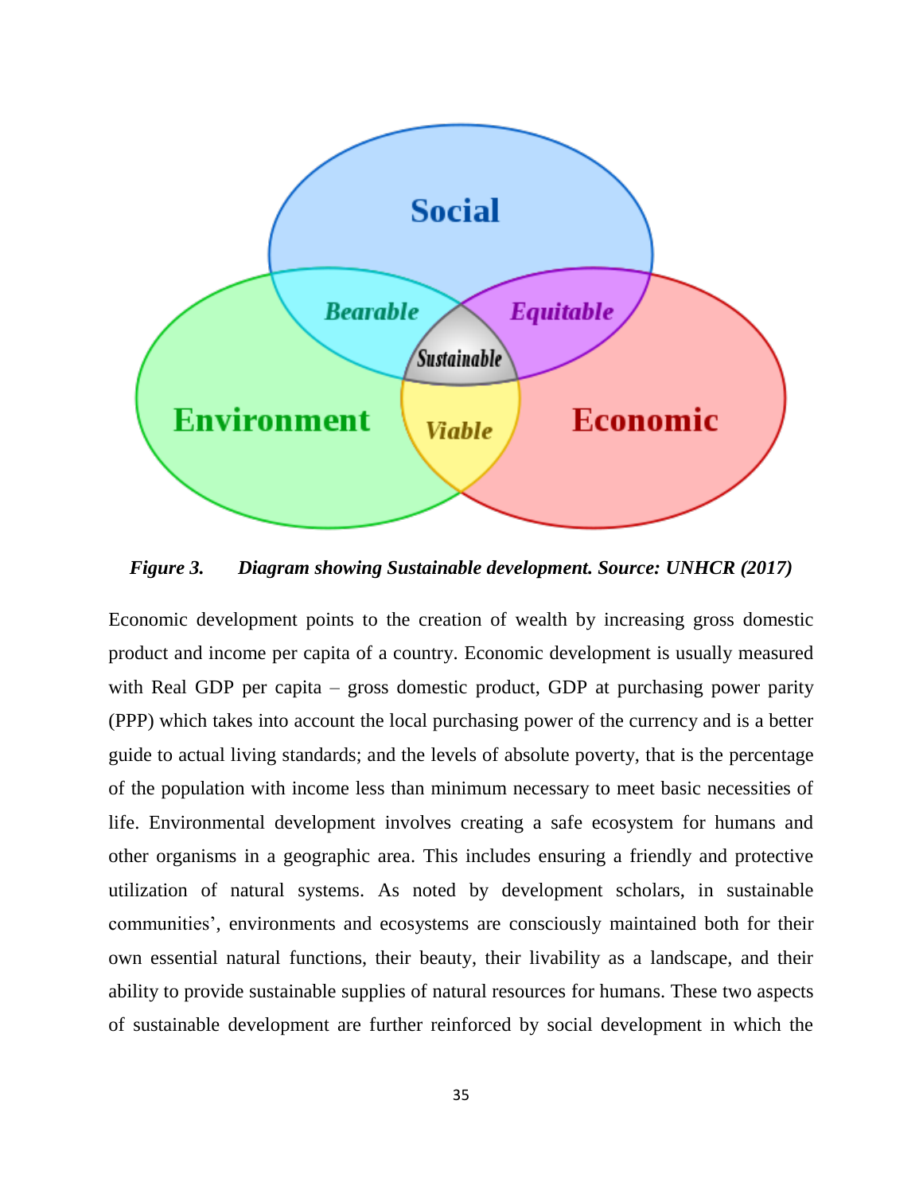*Figure 3. Diagram showing Sustainable development. Source: UNHCR (2017)*

Economic development points to the creation of wealth by increasing gross domestic product and income per capita of a country. Economic development is usually measured with Real GDP per capita – gross domestic product, GDP at purchasing power parity (PPP) which takes into account the local purchasing power of the currency and is a better guide to actual living standards; and the levels of absolute poverty, that is the percentage of the population with income less than minimum necessary to meet basic necessities of life. Environmental development involves creating a safe ecosystem for humans and other organisms in a geographic area. This includes ensuring a friendly and protective utilization of natural systems. As noted by development scholars, in sustainable communities', environments and ecosystems are consciously maintained both for their own essential natural functions, their beauty, their livability as a landscape, and their ability to provide sustainable supplies of natural resources for humans. These two aspects of sustainable development are further reinforced by social development in which the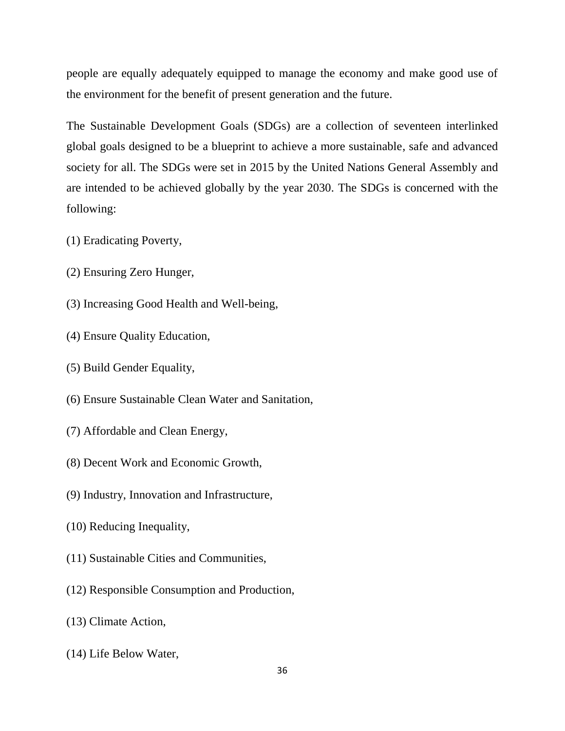people are equally adequately equipped to manage the economy and make good use of the environment for the benefit of present generation and the future.

The Sustainable Development Goals (SDGs) are a collection of seventeen interlinked global goals designed to be a blueprint to achieve a more sustainable, safe and advanced society for all. The SDGs were set in 2015 by the United Nations General Assembly and are intended to be achieved globally by the year 2030. The SDGs is concerned with the following:

(1) Eradicating Poverty,

(2) Ensuring Zero Hunger,

(3) Increasing Good Health and Well-being,

(4) Ensure Quality Education,

(5) Build Gender Equality,

(6) Ensure Sustainable Clean Water and Sanitation,

(7) Affordable and Clean Energy,

(8) Decent Work and Economic Growth,

(9) Industry, Innovation and Infrastructure,

(10) Reducing Inequality,

(11) Sustainable Cities and Communities,

(12) Responsible Consumption and Production,

(13) Climate Action,

(14) Life Below Water,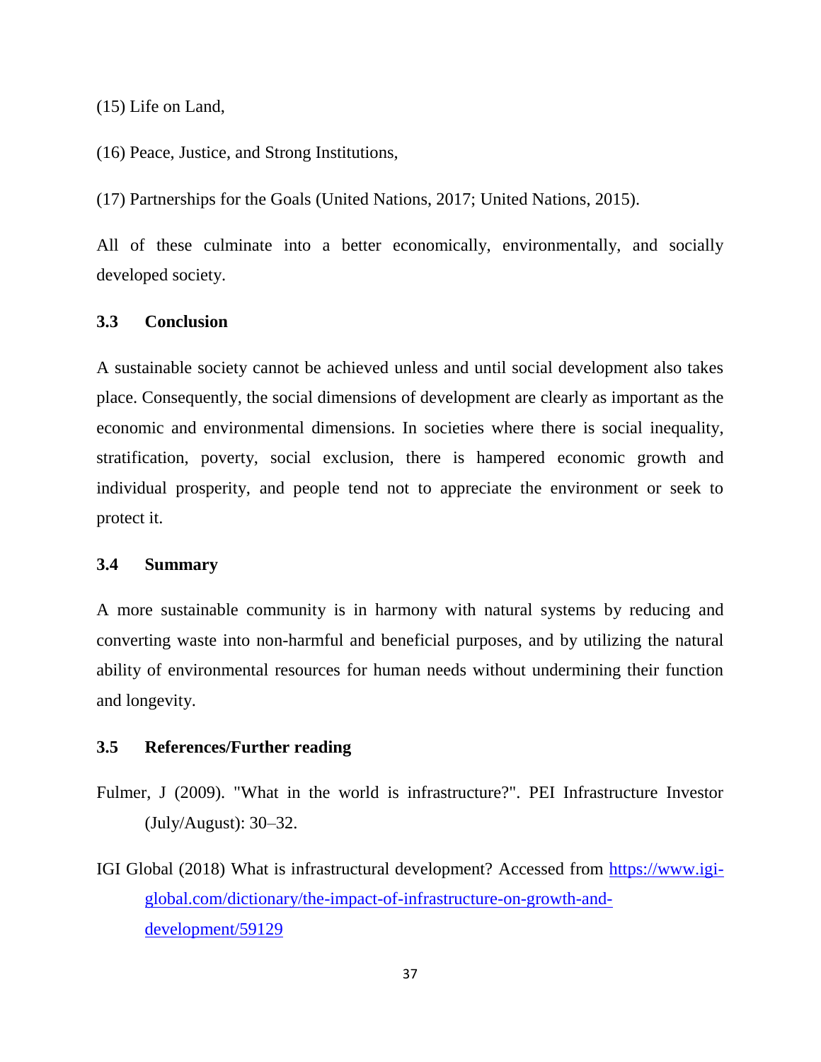(15) Life on Land,

(16) Peace, Justice, and Strong Institutions,

(17) Partnerships for the Goals (United Nations, 2017; United Nations, 2015).

All of these culminate into a better economically, environmentally, and socially developed society.

## 3.3 Conclusion

A sustainable society cannot be achieved unless and until social development also takes place. Consequently, the social dimensions of development are clearly as important as the economic and environmental dimensions. In societies where there is social inequality, stratification, poverty, social exclusion, there is hampered economic growth and individual prosperity, and people tend not to appreciate the environment or seek to protect it.

## 3.4 Summary

A more sustainable community is in harmony with natural systems by reducing and converting waste into non-harmful and beneficial purposes, and by utilizing the natural ability of environmental resources for human needs without undermining their function and longevity.

## 3.5 References/Further reading

Fulmer, J (2009). "What in the world is infrastructure?". PEI Infrastructure Investor (July/August): 30–32.

IGI Global (2018) What is infrastructural development? Accessed from https://www.igi-global.com/dictionary/the-impact-of-infrastructure-on-growth-and-development/59129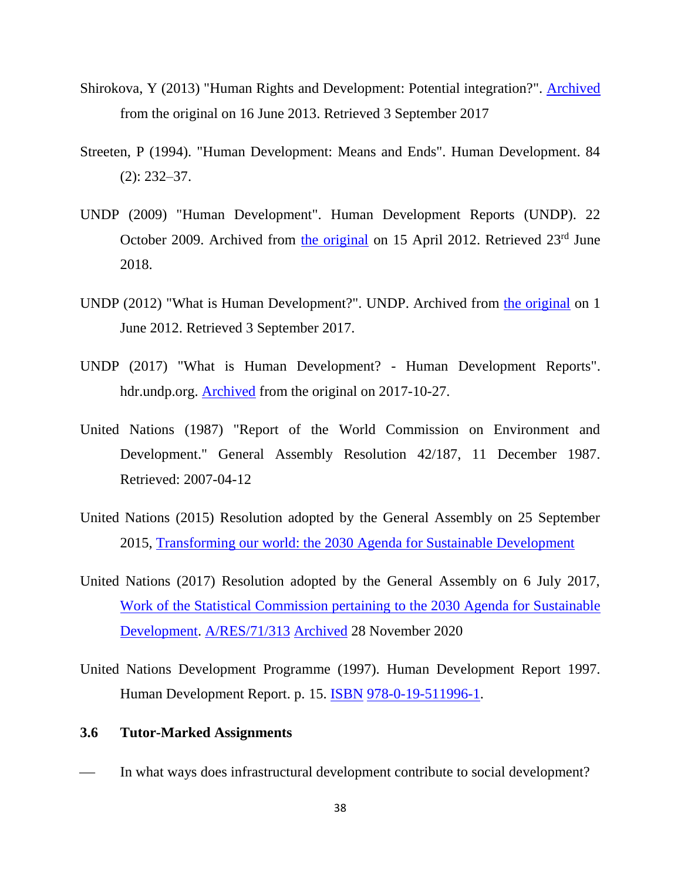Shirokova, Y (2013) "Human Rights and Development: Potential integration?". Archived from the original on 16 June 2013. Retrieved 3 September 2017

Streeten, P (1994). "Human Development: Means and Ends". Human Development. 84 (2): 232–37.

UNDP (2009) "Human Development". Human Development Reports (UNDP). 22 October 2009. Archived from the original on 15 April 2012. Retrieved 23rd June 2018.

UNDP (2012) "What is Human Development?". UNDP. Archived from the original on 1 June 2012. Retrieved 3 September 2017.

UNDP (2017) "What is Human Development? - Human Development Reports". hdr.undp.org. Archived from the original on 2017-10-27.

United Nations (1987) "Report of the World Commission on Environment and Development." General Assembly Resolution 42/187, 11 December 1987. Retrieved: 2007-04-12

United Nations (2015) Resolution adopted by the General Assembly on 25 September 2015, Transforming our world: the 2030 Agenda for Sustainable Development

United Nations (2017) Resolution adopted by the General Assembly on 6 July 2017, Work of the Statistical Commission pertaining to the 2030 Agenda for Sustainable Development. A/RES/71/313 Archived 28 November 2020

United Nations Development Programme (1997). Human Development Report 1997. Human Development Report. p. 15. ISBN 978-0-19-511996-1.

### 3.6 Tutor-Marked Assignments

- In what ways does infrastructural development contribute to social development?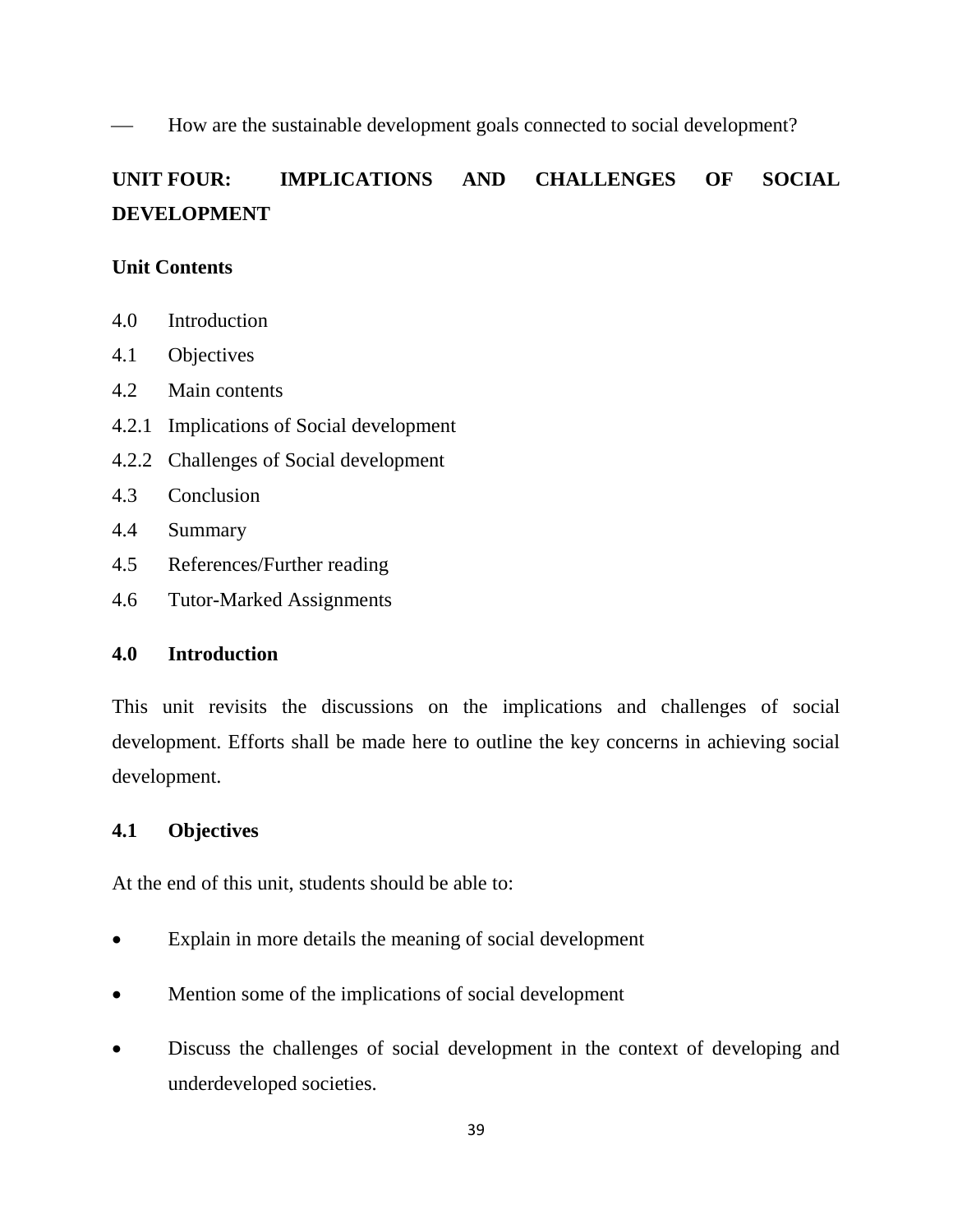- How are the sustainable development goals connected to social development?

## UNIT FOUR: IMPLICATIONS AND CHALLENGES OF SOCIAL DEVELOPMENT

**Unit Contents**

4.0 Introduction
4.1 Objectives
4.2 Main contents
4.2.1 Implications of Social development
4.2.2 Challenges of Social development
4.3 Conclusion
4.4 Summary
4.5 References/Further reading
4.6 Tutor-Marked Assignments

### 4.0 Introduction

This unit revisits the discussions on the implications and challenges of social development. Efforts shall be made here to outline the key concerns in achieving social development.

### 4.1 Objectives

At the end of this unit, students should be able to:

- Explain in more details the meaning of social development
- Mention some of the implications of social development
- Discuss the challenges of social development in the context of developing and underdeveloped societies.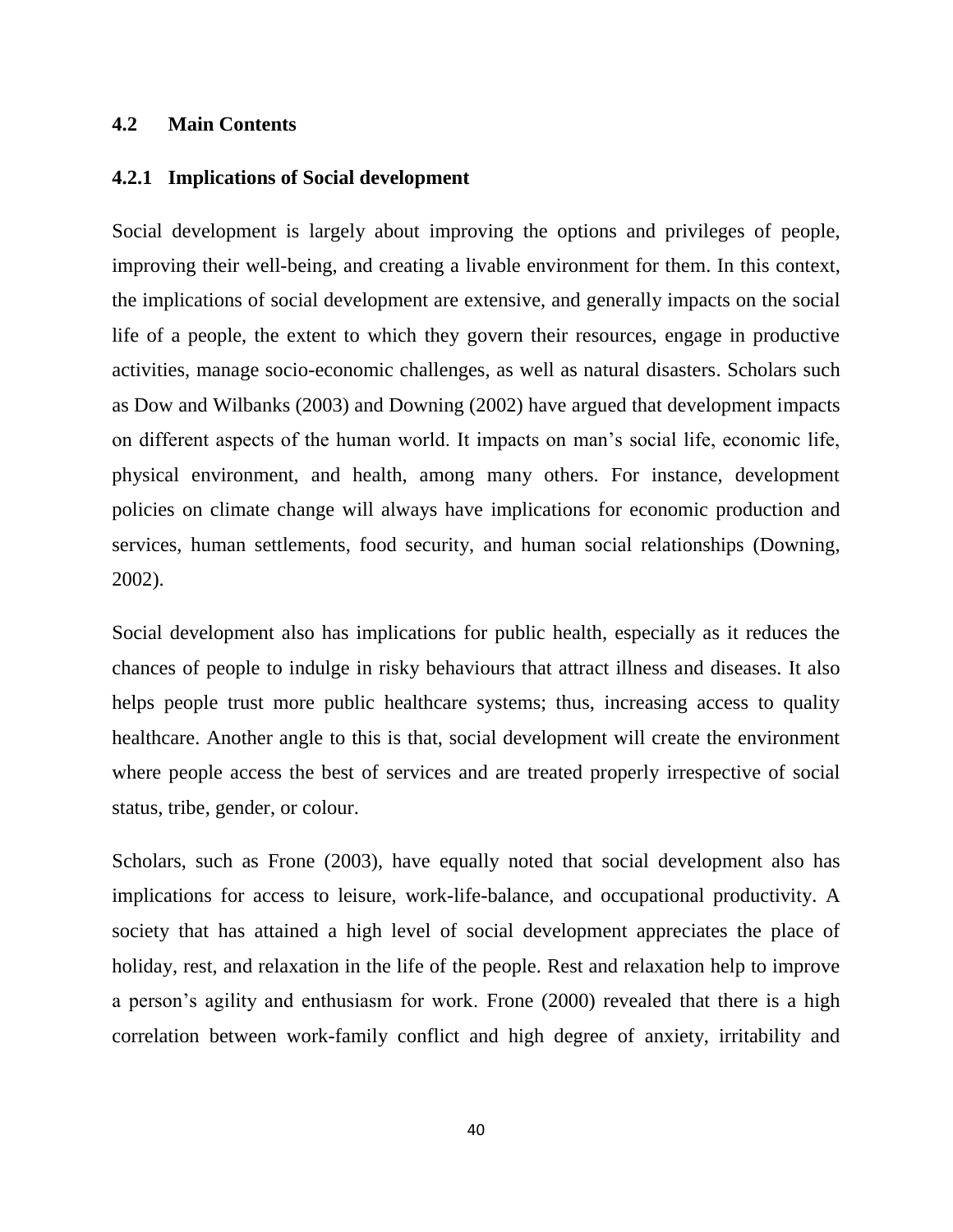## 4.2 Main Contents

### 4.2.1 Implications of Social development

Social development is largely about improving the options and privileges of people, improving their well-being, and creating a livable environment for them. In this context, the implications of social development are extensive, and generally impacts on the social life of a people, the extent to which they govern their resources, engage in productive activities, manage socio-economic challenges, as well as natural disasters. Scholars such as Dow and Wilbanks (2003) and Downing (2002) have argued that development impacts on different aspects of the human world. It impacts on man's social life, economic life, physical environment, and health, among many others. For instance, development policies on climate change will always have implications for economic production and services, human settlements, food security, and human social relationships (Downing, 2002).

Social development also has implications for public health, especially as it reduces the chances of people to indulge in risky behaviours that attract illness and diseases. It also helps people trust more public healthcare systems; thus, increasing access to quality healthcare. Another angle to this is that, social development will create the environment where people access the best of services and are treated properly irrespective of social status, tribe, gender, or colour.

Scholars, such as Frone (2003), have equally noted that social development also has implications for access to leisure, work-life-balance, and occupational productivity. A society that has attained a high level of social development appreciates the place of holiday, rest, and relaxation in the life of the people. Rest and relaxation help to improve a person's agility and enthusiasm for work. Frone (2000) revealed that there is a high correlation between work-family conflict and high degree of anxiety, irritability and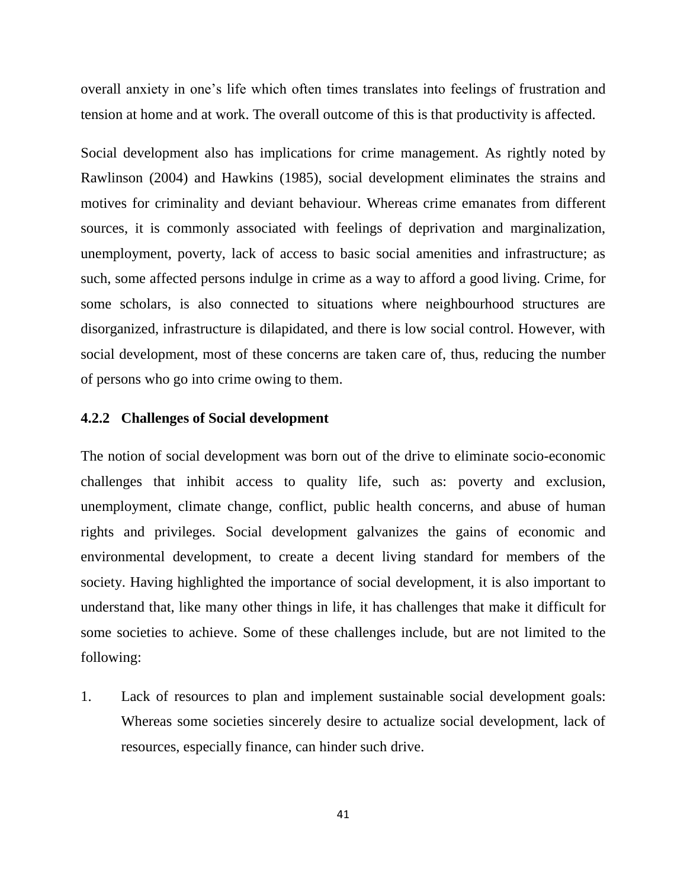overall anxiety in one’s life which often times translates into feelings of frustration and tension at home and at work. The overall outcome of this is that productivity is affected.

Social development also has implications for crime management. As rightly noted by Rawlinson (2004) and Hawkins (1985), social development eliminates the strains and motives for criminality and deviant behaviour. Whereas crime emanates from different sources, it is commonly associated with feelings of deprivation and marginalization, unemployment, poverty, lack of access to basic social amenities and infrastructure; as such, some affected persons indulge in crime as a way to afford a good living. Crime, for some scholars, is also connected to situations where neighbourhood structures are disorganized, infrastructure is dilapidated, and there is low social control. However, with social development, most of these concerns are taken care of, thus, reducing the number of persons who go into crime owing to them.

### 4.2.2 Challenges of Social development

The notion of social development was born out of the drive to eliminate socio-economic challenges that inhibit access to quality life, such as: poverty and exclusion, unemployment, climate change, conflict, public health concerns, and abuse of human rights and privileges. Social development galvanizes the gains of economic and environmental development, to create a decent living standard for members of the society. Having highlighted the importance of social development, it is also important to understand that, like many other things in life, it has challenges that make it difficult for some societies to achieve. Some of these challenges include, but are not limited to the following:

1. Lack of resources to plan and implement sustainable social development goals: Whereas some societies sincerely desire to actualize social development, lack of resources, especially finance, can hinder such drive.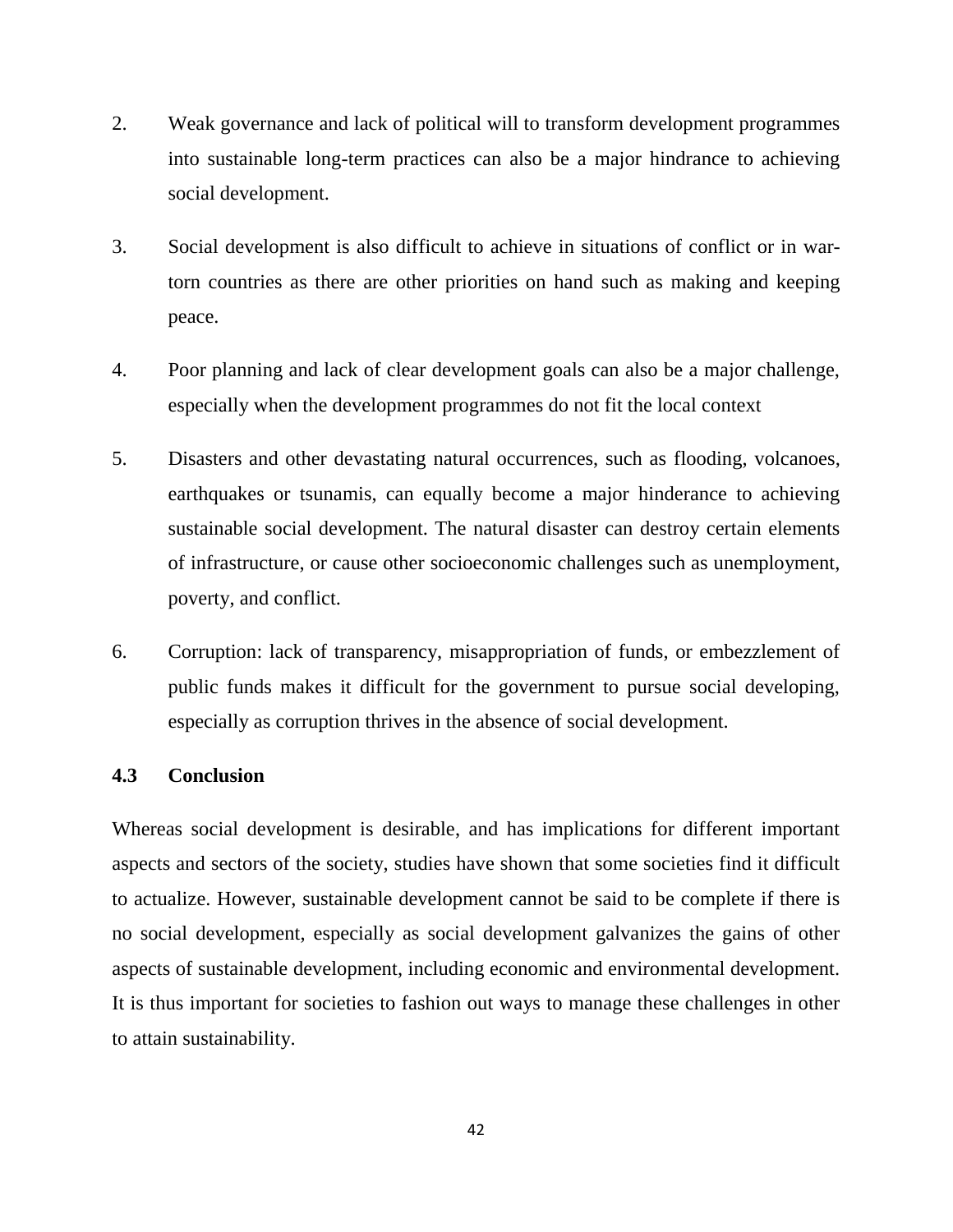2. Weak governance and lack of political will to transform development programmes into sustainable long-term practices can also be a major hindrance to achieving social development.

3. Social development is also difficult to achieve in situations of conflict or in war-torn countries as there are other priorities on hand such as making and keeping peace.

4. Poor planning and lack of clear development goals can also be a major challenge, especially when the development programmes do not fit the local context

5. Disasters and other devastating natural occurrences, such as flooding, volcanoes, earthquakes or tsunamis, can equally become a major hinderance to achieving sustainable social development. The natural disaster can destroy certain elements of infrastructure, or cause other socioeconomic challenges such as unemployment, poverty, and conflict.

6. Corruption: lack of transparency, misappropriation of funds, or embezzlement of public funds makes it difficult for the government to pursue social developing, especially as corruption thrives in the absence of social development.

### 4.3 Conclusion

Whereas social development is desirable, and has implications for different important aspects and sectors of the society, studies have shown that some societies find it difficult to actualize. However, sustainable development cannot be said to be complete if there is no social development, especially as social development galvanizes the gains of other aspects of sustainable development, including economic and environmental development. It is thus important for societies to fashion out ways to manage these challenges in other to attain sustainability.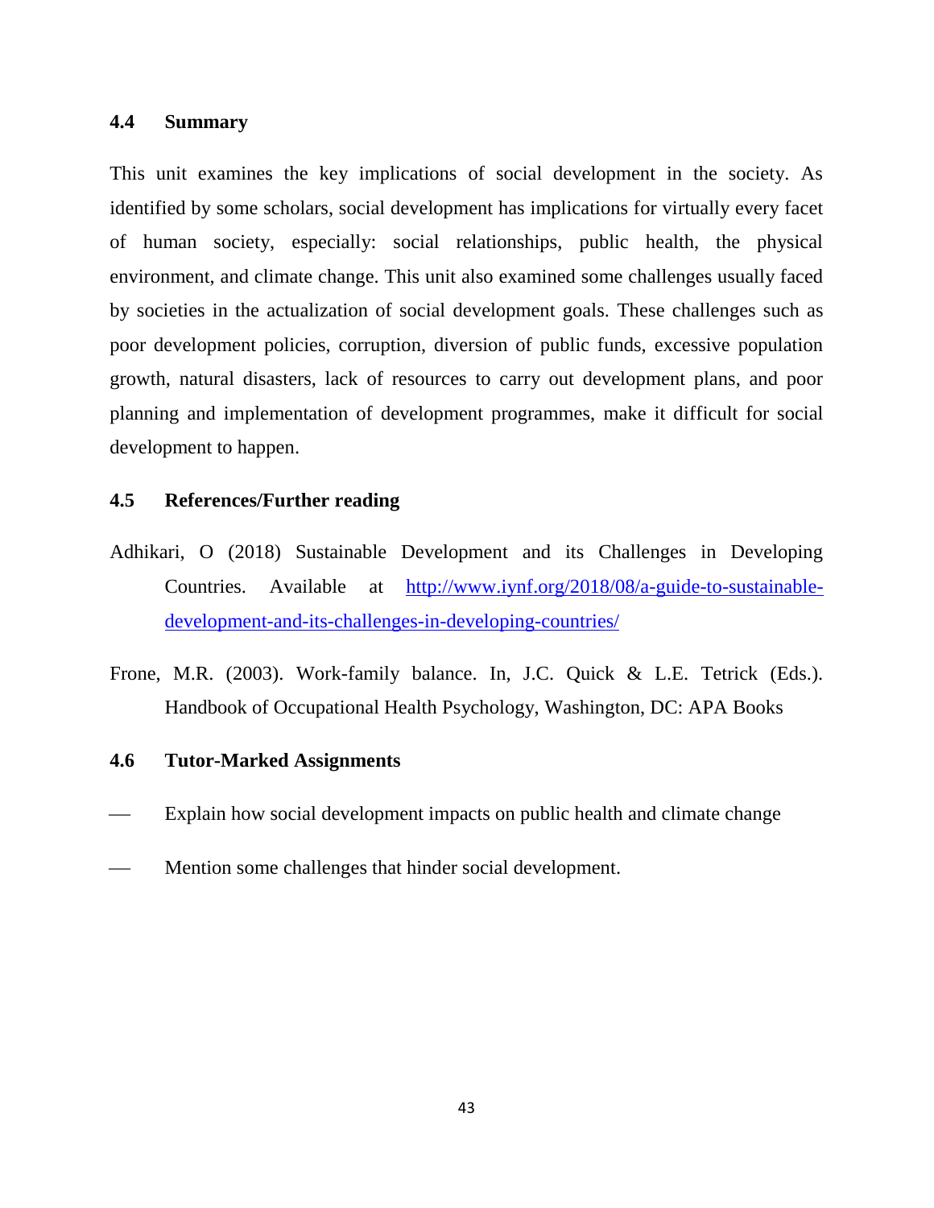### 4.4 Summary

This unit examines the key implications of social development in the society. As identified by some scholars, social development has implications for virtually every facet of human society, especially: social relationships, public health, the physical environment, and climate change. This unit also examined some challenges usually faced by societies in the actualization of social development goals. These challenges such as poor development policies, corruption, diversion of public funds, excessive population growth, natural disasters, lack of resources to carry out development plans, and poor planning and implementation of development programmes, make it difficult for social development to happen.

### 4.5 References/Further reading

Adhikari, O (2018) Sustainable Development and its Challenges in Developing Countries. Available at [http://www.iynf.org/2018/08/a-guide-to-sustainable-development-and-its-challenges-in-developing-countries/](http://www.iynf.org/2018/08/a-guide-to-sustainable-development-and-its-challenges-in-developing-countries/)

Frone, M.R. (2003). Work-family balance. In, J.C. Quick & L.E. Tetrick (Eds.). Handbook of Occupational Health Psychology, Washington, DC: APA Books

### 4.6 Tutor-Marked Assignments

- Explain how social development impacts on public health and climate change
- Mention some challenges that hinder social development.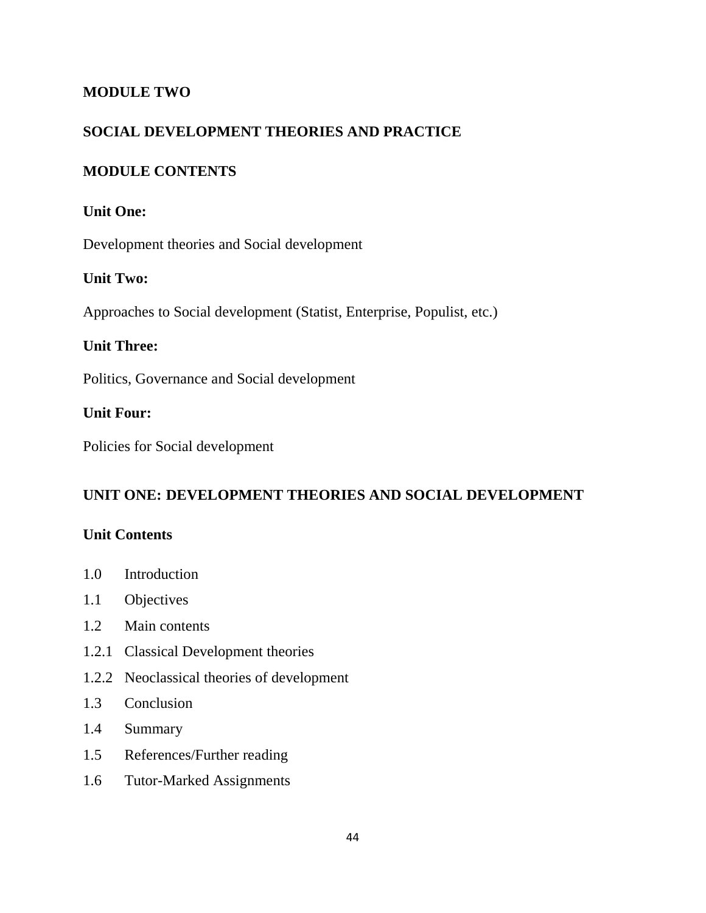# MODULE TWO

# SOCIAL DEVELOPMENT THEORIES AND PRACTICE

## MODULE CONTENTS

**Unit One:**

Development theories and Social development

**Unit Two:**

Approaches to Social development (Statist, Enterprise, Populist, etc.)

**Unit Three:**

Politics, Governance and Social development

**Unit Four:**

Policies for Social development

## UNIT ONE: DEVELOPMENT THEORIES AND SOCIAL DEVELOPMENT

**Unit Contents**

1.0 Introduction

1.1 Objectives

1.2 Main contents

1.2.1 Classical Development theories

1.2.2 Neoclassical theories of development

1.3 Conclusion

1.4 Summary

1.5 References/Further reading

1.6 Tutor-Marked Assignments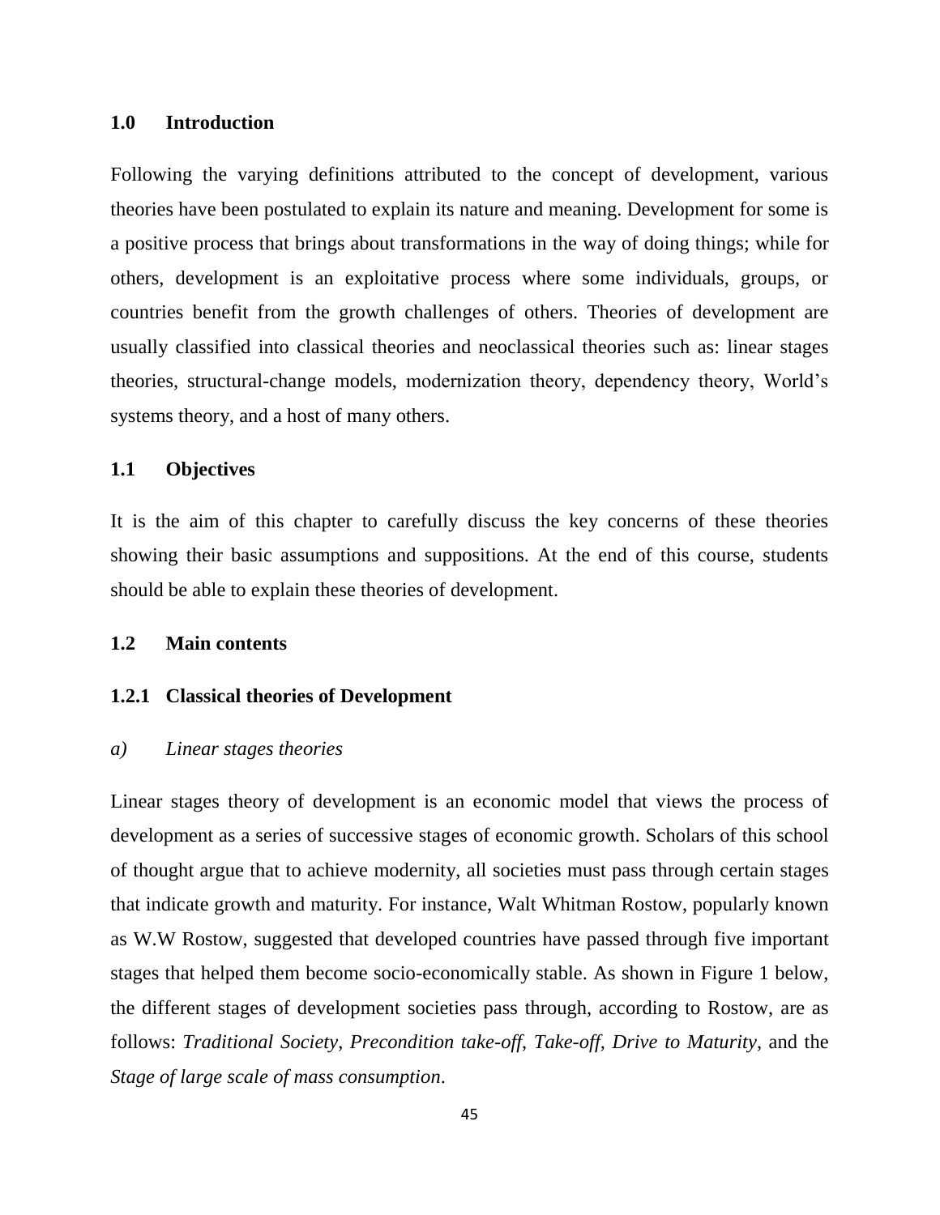## 1.0 Introduction

Following the varying definitions attributed to the concept of development, various theories have been postulated to explain its nature and meaning. Development for some is a positive process that brings about transformations in the way of doing things; while for others, development is an exploitative process where some individuals, groups, or countries benefit from the growth challenges of others. Theories of development are usually classified into classical theories and neoclassical theories such as: linear stages theories, structural-change models, modernization theory, dependency theory, World's systems theory, and a host of many others.

## 1.1 Objectives

It is the aim of this chapter to carefully discuss the key concerns of these theories showing their basic assumptions and suppositions. At the end of this course, students should be able to explain these theories of development.

## 1.2 Main contents

### 1.2.1 Classical theories of Development

*a) Linear stages theories*

Linear stages theory of development is an economic model that views the process of development as a series of successive stages of economic growth. Scholars of this school of thought argue that to achieve modernity, all societies must pass through certain stages that indicate growth and maturity. For instance, Walt Whitman Rostow, popularly known as W.W Rostow, suggested that developed countries have passed through five important stages that helped them become socio-economically stable. As shown in Figure 1 below, the different stages of development societies pass through, according to Rostow, are as follows: *Traditional Society, Precondition take-off, Take-off, Drive to Maturity*, and the *Stage of large scale of mass consumption*.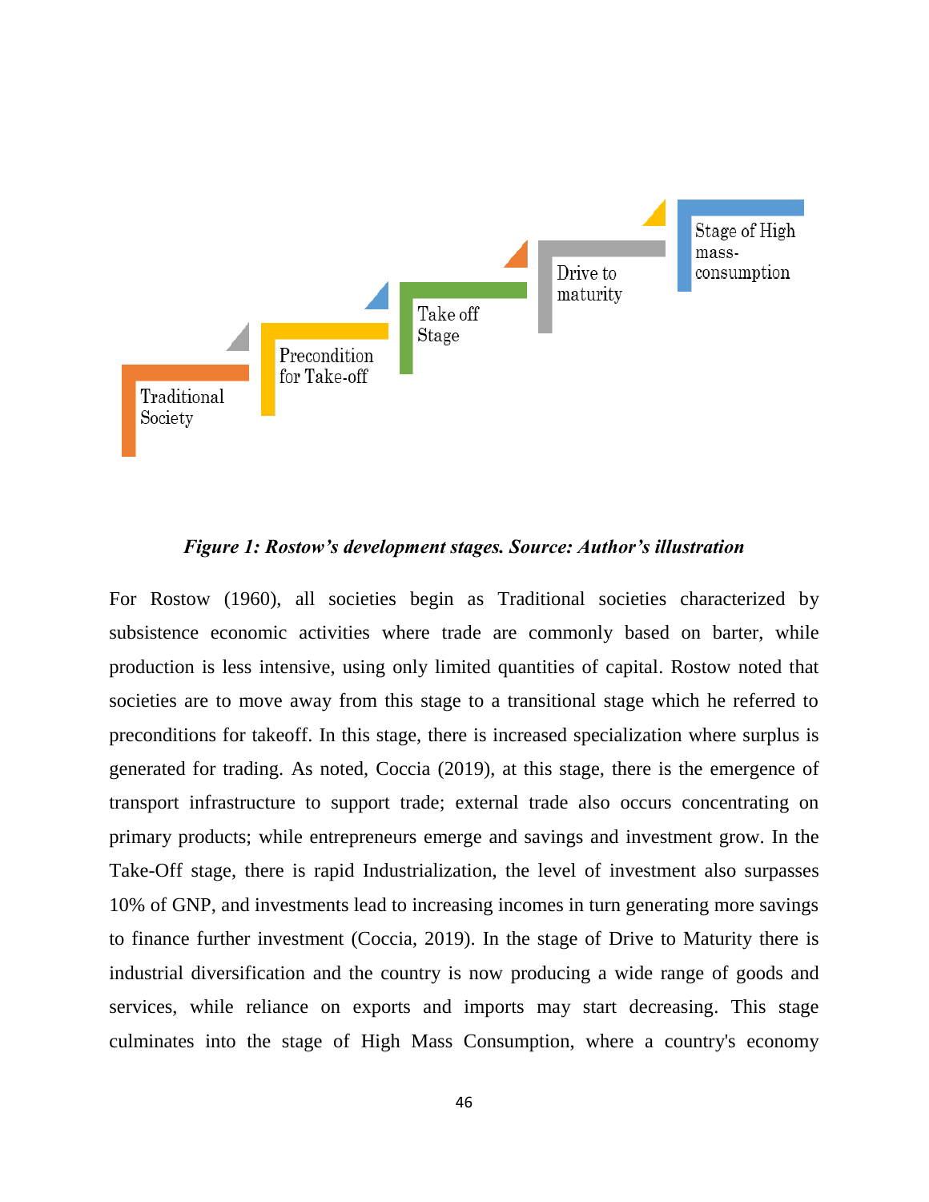Traditional Society

Precondition for Take-off

Take off Stage

Drive to maturity

Stage of High mass-consumption

***Figure 1: Rostow's development stages. Source: Author's illustration***

For Rostow (1960), all societies begin as Traditional societies characterized by subsistence economic activities where trade are commonly based on barter, while production is less intensive, using only limited quantities of capital. Rostow noted that societies are to move away from this stage to a transitional stage which he referred to preconditions for takeoff. In this stage, there is increased specialization where surplus is generated for trading. As noted, Coccia (2019), at this stage, there is the emergence of transport infrastructure to support trade; external trade also occurs concentrating on primary products; while entrepreneurs emerge and savings and investment grow. In the Take-Off stage, there is rapid Industrialization, the level of investment also surpasses 10% of GNP, and investments lead to increasing incomes in turn generating more savings to finance further investment (Coccia, 2019). In the stage of Drive to Maturity there is industrial diversification and the country is now producing a wide range of goods and services, while reliance on exports and imports may start decreasing. This stage culminates into the stage of High Mass Consumption, where a country's economy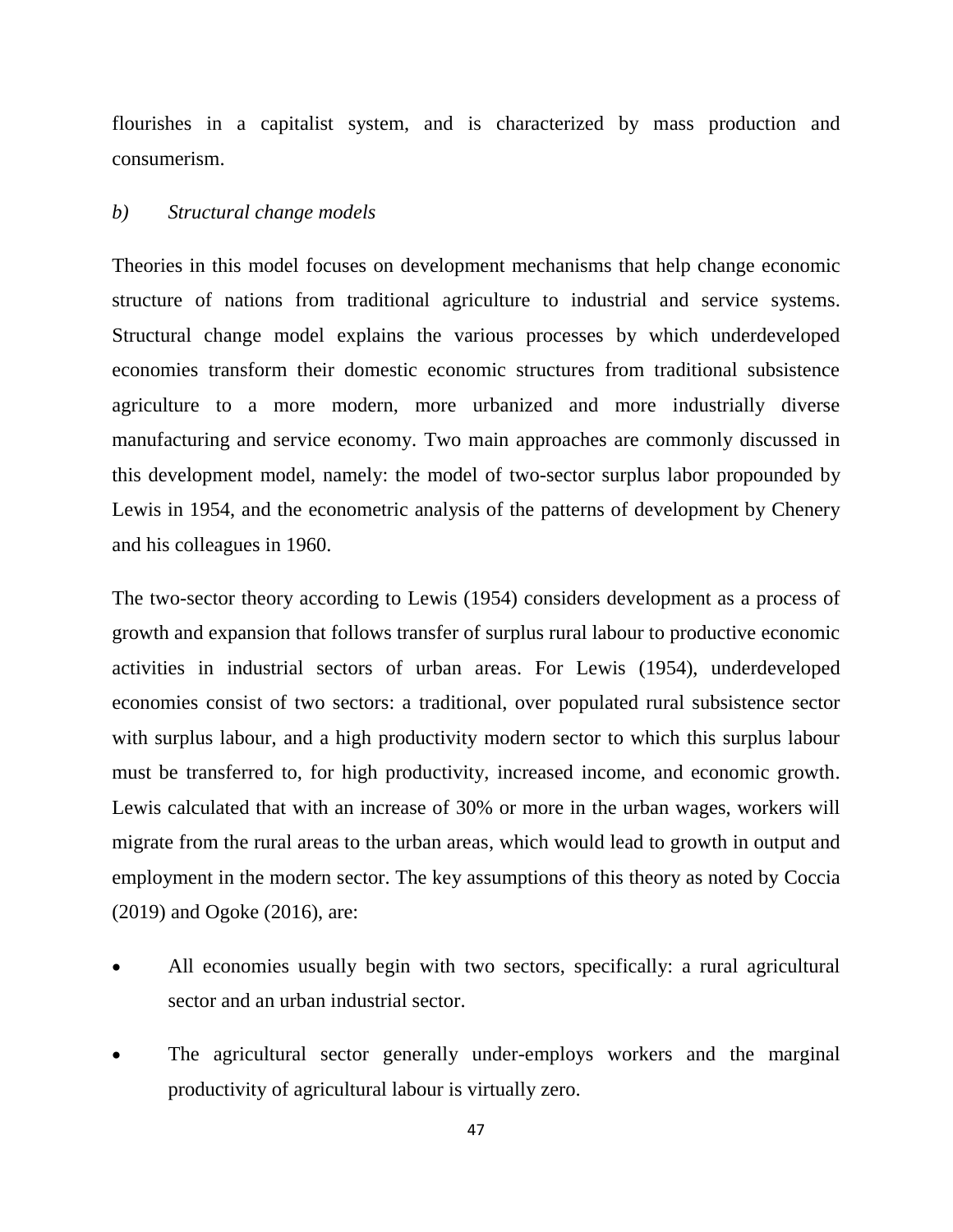flourishes in a capitalist system, and is characterized by mass production and consumerism.

*b) Structural change models*

Theories in this model focuses on development mechanisms that help change economic structure of nations from traditional agriculture to industrial and service systems. Structural change model explains the various processes by which underdeveloped economies transform their domestic economic structures from traditional subsistence agriculture to a more modern, more urbanized and more industrially diverse manufacturing and service economy. Two main approaches are commonly discussed in this development model, namely: the model of two-sector surplus labor propounded by Lewis in 1954, and the econometric analysis of the patterns of development by Chenery and his colleagues in 1960.

The two-sector theory according to Lewis (1954) considers development as a process of growth and expansion that follows transfer of surplus rural labour to productive economic activities in industrial sectors of urban areas. For Lewis (1954), underdeveloped economies consist of two sectors: a traditional, over populated rural subsistence sector with surplus labour, and a high productivity modern sector to which this surplus labour must be transferred to, for high productivity, increased income, and economic growth. Lewis calculated that with an increase of 30% or more in the urban wages, workers will migrate from the rural areas to the urban areas, which would lead to growth in output and employment in the modern sector. The key assumptions of this theory as noted by Coccia (2019) and Ogoke (2016), are:

- All economies usually begin with two sectors, specifically: a rural agricultural sector and an urban industrial sector.
- The agricultural sector generally under-employs workers and the marginal productivity of agricultural labour is virtually zero.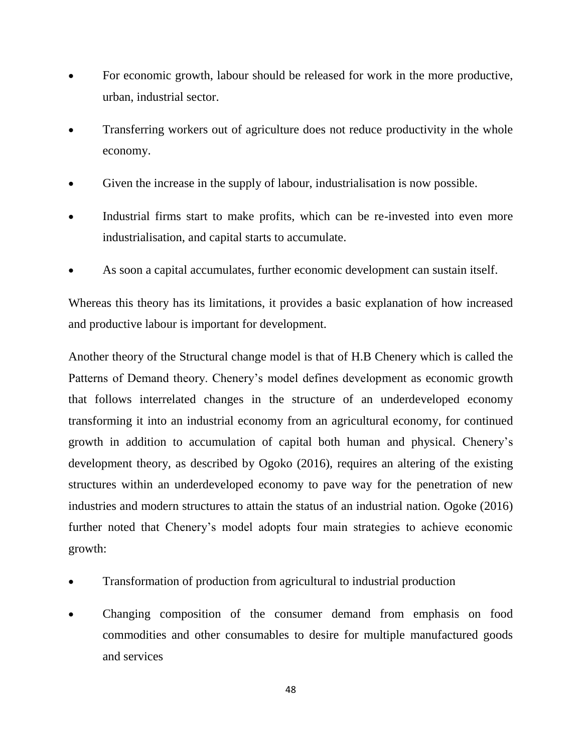- For economic growth, labour should be released for work in the more productive, urban, industrial sector.
- Transferring workers out of agriculture does not reduce productivity in the whole economy.
- Given the increase in the supply of labour, industrialisation is now possible.
- Industrial firms start to make profits, which can be re-invested into even more industrialisation, and capital starts to accumulate.
- As soon a capital accumulates, further economic development can sustain itself.

Whereas this theory has its limitations, it provides a basic explanation of how increased and productive labour is important for development.

Another theory of the Structural change model is that of H.B Chenery which is called the Patterns of Demand theory. Chenery's model defines development as economic growth that follows interrelated changes in the structure of an underdeveloped economy transforming it into an industrial economy from an agricultural economy, for continued growth in addition to accumulation of capital both human and physical. Chenery's development theory, as described by Ogoko (2016), requires an altering of the existing structures within an underdeveloped economy to pave way for the penetration of new industries and modern structures to attain the status of an industrial nation. Ogoke (2016) further noted that Chenery's model adopts four main strategies to achieve economic growth:

- Transformation of production from agricultural to industrial production
- Changing composition of the consumer demand from emphasis on food commodities and other consumables to desire for multiple manufactured goods and services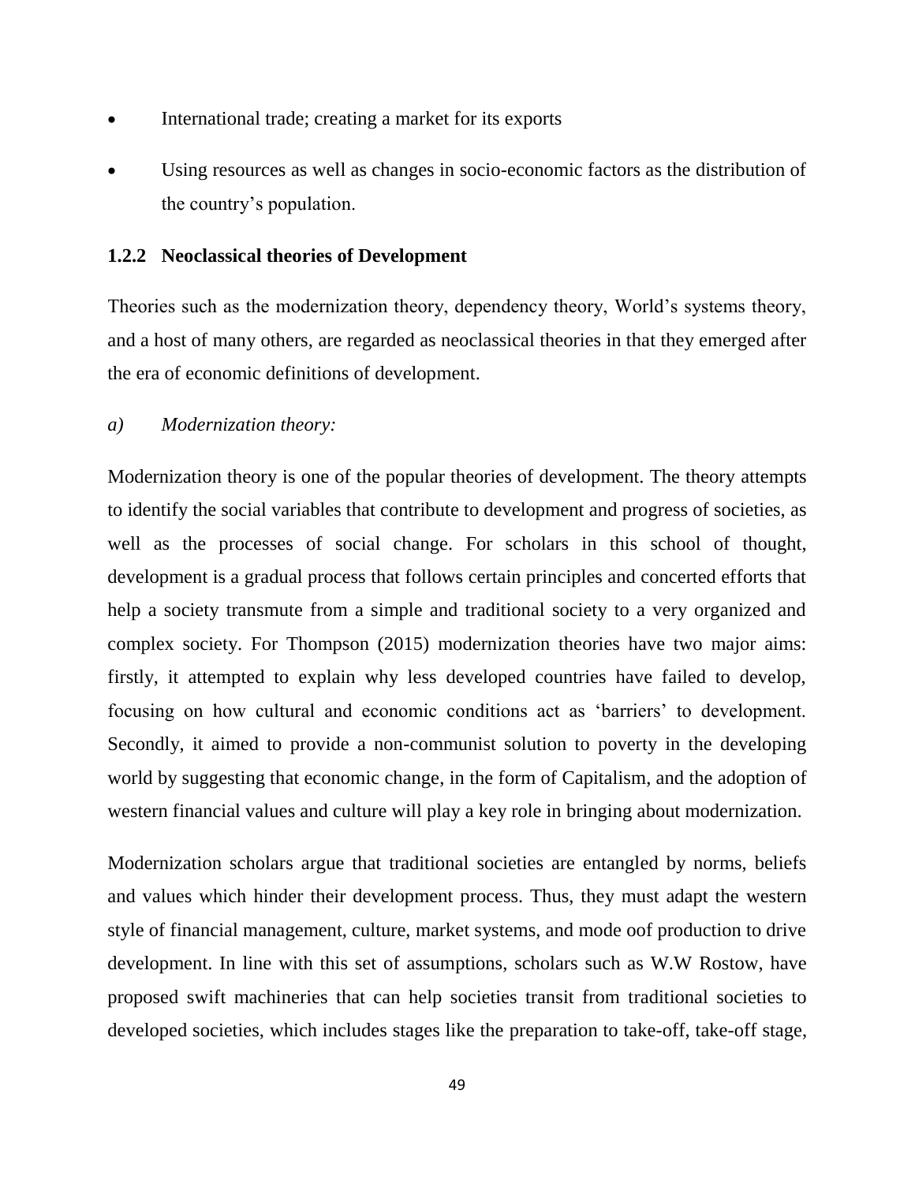- International trade; creating a market for its exports
- Using resources as well as changes in socio-economic factors as the distribution of the country's population.

### 1.2.2 Neoclassical theories of Development

Theories such as the modernization theory, dependency theory, World's systems theory, and a host of many others, are regarded as neoclassical theories in that they emerged after the era of economic definitions of development.

*a) Modernization theory:*

Modernization theory is one of the popular theories of development. The theory attempts to identify the social variables that contribute to development and progress of societies, as well as the processes of social change. For scholars in this school of thought, development is a gradual process that follows certain principles and concerted efforts that help a society transmute from a simple and traditional society to a very organized and complex society. For Thompson (2015) modernization theories have two major aims: firstly, it attempted to explain why less developed countries have failed to develop, focusing on how cultural and economic conditions act as 'barriers' to development. Secondly, it aimed to provide a non-communist solution to poverty in the developing world by suggesting that economic change, in the form of Capitalism, and the adoption of western financial values and culture will play a key role in bringing about modernization.

Modernization scholars argue that traditional societies are entangled by norms, beliefs and values which hinder their development process. Thus, they must adapt the western style of financial management, culture, market systems, and mode oof production to drive development. In line with this set of assumptions, scholars such as W.W Rostow, have proposed swift machineries that can help societies transit from traditional societies to developed societies, which includes stages like the preparation to take-off, take-off stage,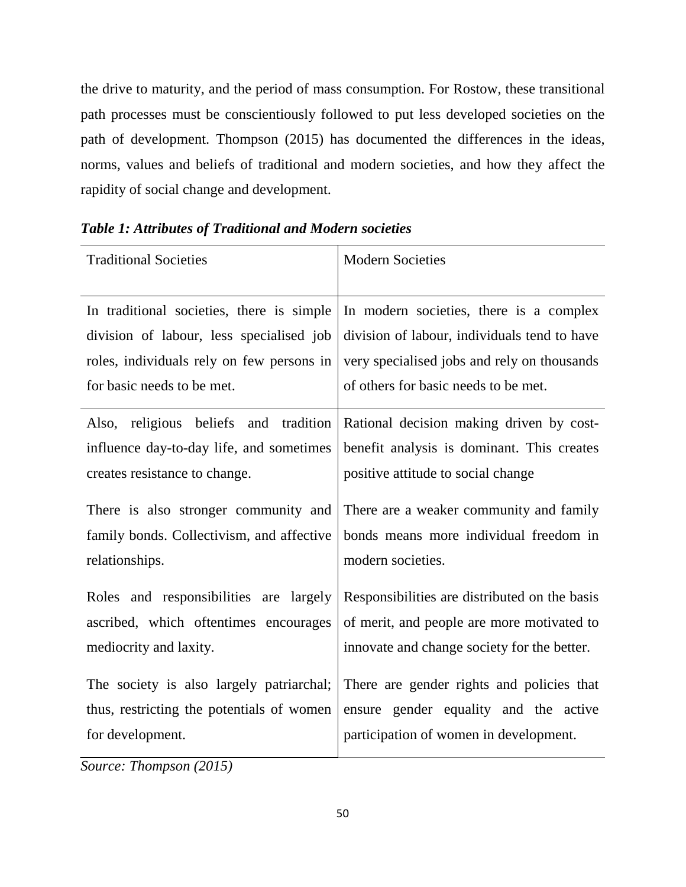the drive to maturity, and the period of mass consumption. For Rostow, these transitional path processes must be conscientiously followed to put less developed societies on the path of development. Thompson (2015) has documented the differences in the ideas, norms, values and beliefs of traditional and modern societies, and how they affect the rapidity of social change and development.

***Table 1: Attributes of Traditional and Modern societies***

| Traditional Societies | Modern Societies |
|---|---|
| In traditional societies, there is simple division of labour, less specialised job roles, individuals rely on few persons in for basic needs to be met. | In modern societies, there is a complex division of labour, individuals tend to have very specialised jobs and rely on thousands of others for basic needs to be met. |
| Also, religious beliefs and tradition influence day-to-day life, and sometimes creates resistance to change. | Rational decision making driven by cost-benefit analysis is dominant. This creates positive attitude to social change |
| There is also stronger community and family bonds. Collectivism, and affective relationships. | There are a weaker community and family bonds means more individual freedom in modern societies. |
| Roles and responsibilities are largely ascribed, which oftentimes encourages mediocrity and laxity. | Responsibilities are distributed on the basis of merit, and people are more motivated to innovate and change society for the better. |
| The society is also largely patriarchal; thus, restricting the potentials of women for development. | There are gender rights and policies that ensure gender equality and the active participation of women in development. |

*Source: Thompson (2015)*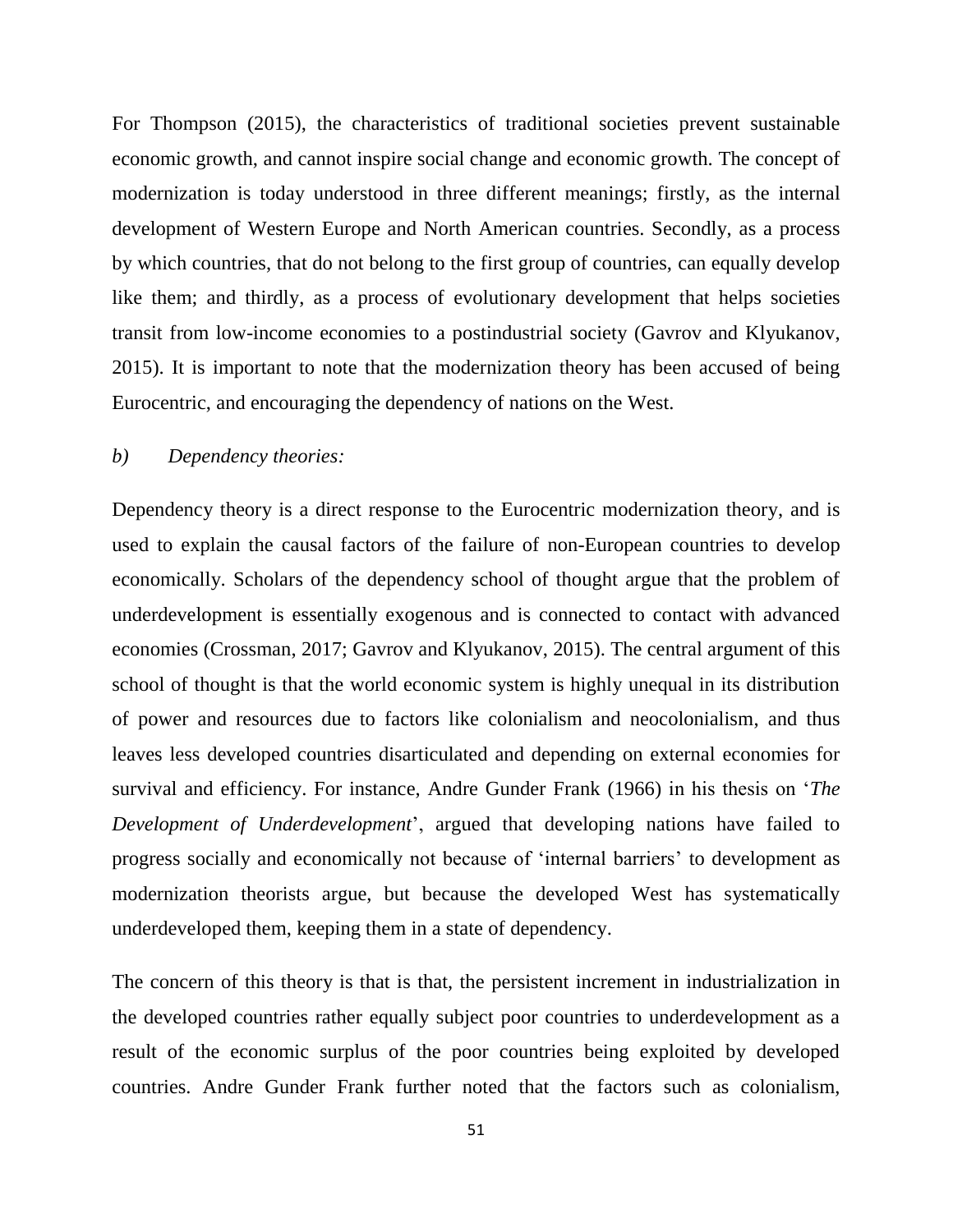For Thompson (2015), the characteristics of traditional societies prevent sustainable economic growth, and cannot inspire social change and economic growth. The concept of modernization is today understood in three different meanings; firstly, as the internal development of Western Europe and North American countries. Secondly, as a process by which countries, that do not belong to the first group of countries, can equally develop like them; and thirdly, as a process of evolutionary development that helps societies transit from low-income economies to a postindustrial society (Gavrov and Klyukanov, 2015). It is important to note that the modernization theory has been accused of being Eurocentric, and encouraging the dependency of nations on the West.

*b) Dependency theories:*

Dependency theory is a direct response to the Eurocentric modernization theory, and is used to explain the causal factors of the failure of non-European countries to develop economically. Scholars of the dependency school of thought argue that the problem of underdevelopment is essentially exogenous and is connected to contact with advanced economies (Crossman, 2017; Gavrov and Klyukanov, 2015). The central argument of this school of thought is that the world economic system is highly unequal in its distribution of power and resources due to factors like colonialism and neocolonialism, and thus leaves less developed countries disarticulated and depending on external economies for survival and efficiency. For instance, Andre Gunder Frank (1966) in his thesis on '*The Development of Underdevelopment*', argued that developing nations have failed to progress socially and economically not because of 'internal barriers' to development as modernization theorists argue, but because the developed West has systematically underdeveloped them, keeping them in a state of dependency.

The concern of this theory is that is that, the persistent increment in industrialization in the developed countries rather equally subject poor countries to underdevelopment as a result of the economic surplus of the poor countries being exploited by developed countries. Andre Gunder Frank further noted that the factors such as colonialism,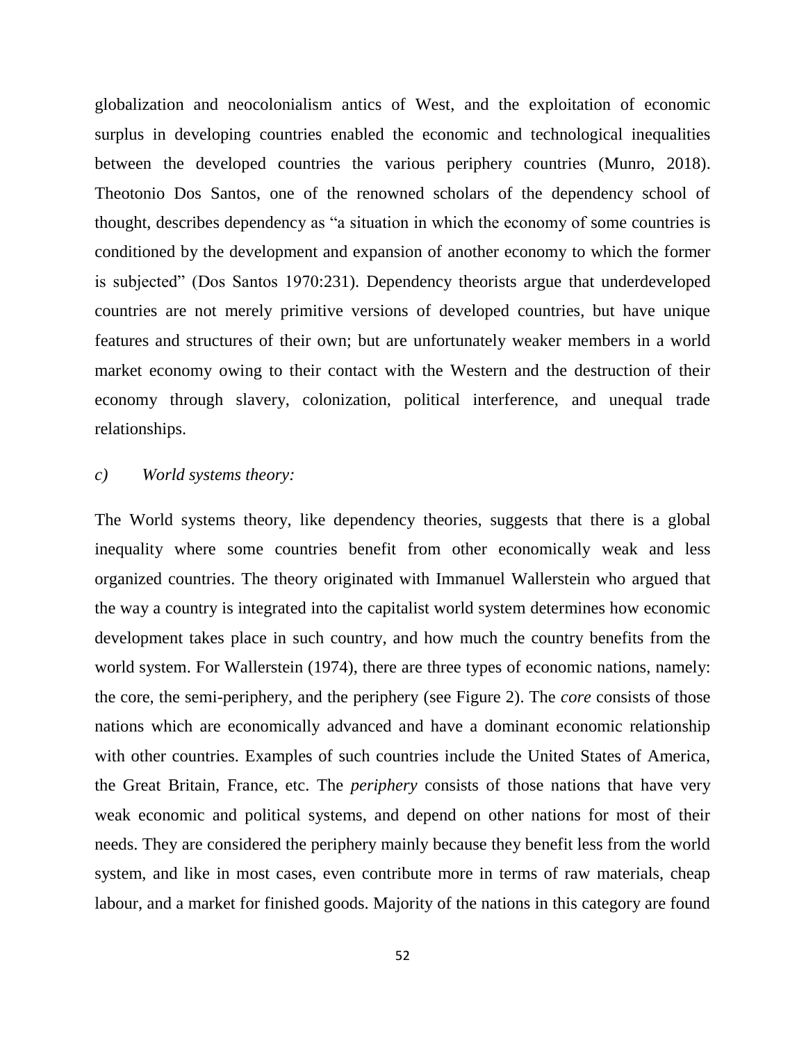globalization and neocolonialism antics of West, and the exploitation of economic surplus in developing countries enabled the economic and technological inequalities between the developed countries the various periphery countries (Munro, 2018). Theotonio Dos Santos, one of the renowned scholars of the dependency school of thought, describes dependency as "a situation in which the economy of some countries is conditioned by the development and expansion of another economy to which the former is subjected" (Dos Santos 1970:231). Dependency theorists argue that underdeveloped countries are not merely primitive versions of developed countries, but have unique features and structures of their own; but are unfortunately weaker members in a world market economy owing to their contact with the Western and the destruction of their economy through slavery, colonization, political interference, and unequal trade relationships.

*c) World systems theory:*

The World systems theory, like dependency theories, suggests that there is a global inequality where some countries benefit from other economically weak and less organized countries. The theory originated with Immanuel Wallerstein who argued that the way a country is integrated into the capitalist world system determines how economic development takes place in such country, and how much the country benefits from the world system. For Wallerstein (1974), there are three types of economic nations, namely: the core, the semi-periphery, and the periphery (see Figure 2). The *core* consists of those nations which are economically advanced and have a dominant economic relationship with other countries. Examples of such countries include the United States of America, the Great Britain, France, etc. The *periphery* consists of those nations that have very weak economic and political systems, and depend on other nations for most of their needs. They are considered the periphery mainly because they benefit less from the world system, and like in most cases, even contribute more in terms of raw materials, cheap labour, and a market for finished goods. Majority of the nations in this category are found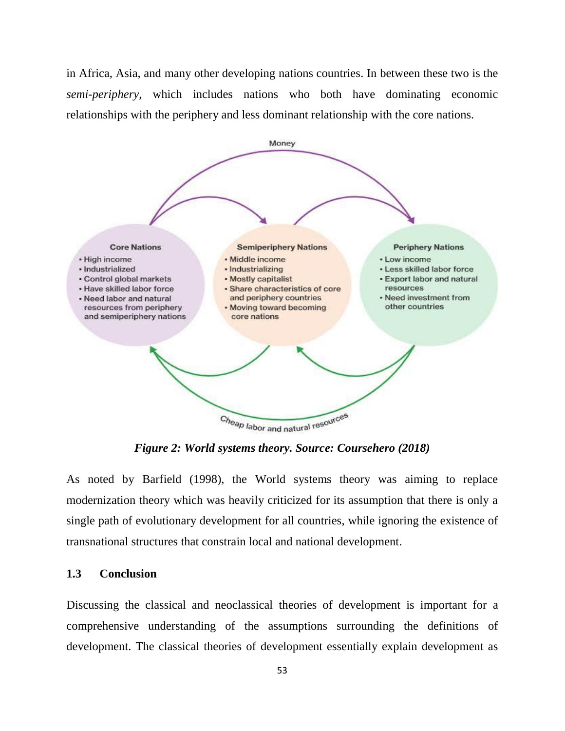in Africa, Asia, and many other developing nations countries. In between these two is the *semi-periphery*, which includes nations who both have dominating economic relationships with the periphery and less dominant relationship with the core nations.

Money

**Core Nations**
- High income
- Industrialized
- Control global markets
- Have skilled labor force
- Need labor and natural resources from periphery and semiperiphery nations

**Semiperiphery Nations**
- Middle income
- Industrializing
- Mostly capitalist
- Share characteristics of core and periphery countries
- Moving toward becoming core nations

**Periphery Nations**
- Low income
- Less skilled labor force
- Export labor and natural resources
- Need investment from other countries

Cheap labor and natural resources

***Figure 2: World systems theory. Source: Coursehero (2018)***

As noted by Barfield (1998), the World systems theory was aiming to replace modernization theory which was heavily criticized for its assumption that there is only a single path of evolutionary development for all countries, while ignoring the existence of transnational structures that constrain local and national development.

### 1.3 Conclusion

Discussing the classical and neoclassical theories of development is important for a comprehensive understanding of the assumptions surrounding the definitions of development. The classical theories of development essentially explain development as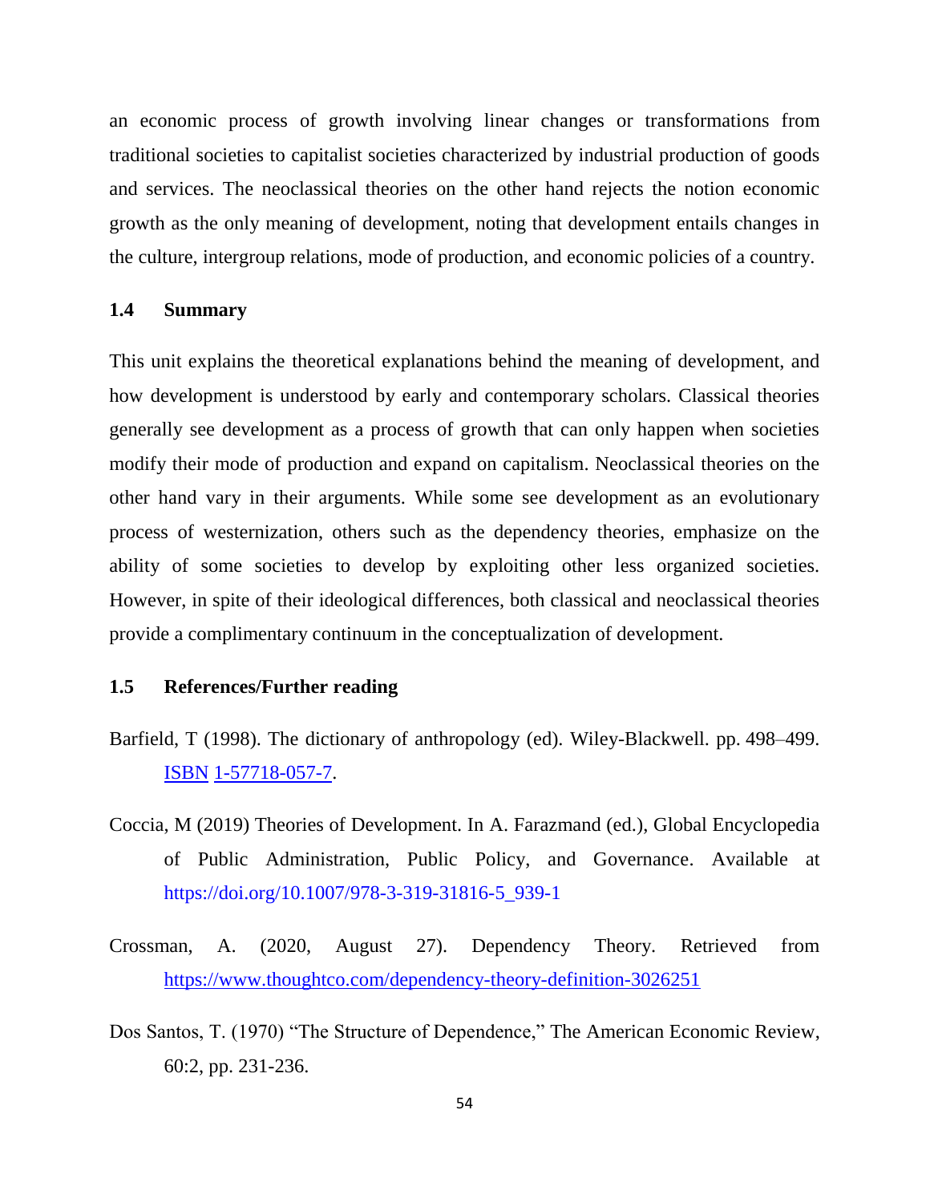an economic process of growth involving linear changes or transformations from traditional societies to capitalist societies characterized by industrial production of goods and services. The neoclassical theories on the other hand rejects the notion economic growth as the only meaning of development, noting that development entails changes in the culture, intergroup relations, mode of production, and economic policies of a country.

## 1.4 Summary

This unit explains the theoretical explanations behind the meaning of development, and how development is understood by early and contemporary scholars. Classical theories generally see development as a process of growth that can only happen when societies modify their mode of production and expand on capitalism. Neoclassical theories on the other hand vary in their arguments. While some see development as an evolutionary process of westernization, others such as the dependency theories, emphasize on the ability of some societies to develop by exploiting other less organized societies. However, in spite of their ideological differences, both classical and neoclassical theories provide a complimentary continuum in the conceptualization of development.

## 1.5 References/Further reading

Barfield, T (1998). The dictionary of anthropology (ed). Wiley-Blackwell. pp. 498–499. ISBN 1-57718-057-7.

Coccia, M (2019) Theories of Development. In A. Farazmand (ed.), Global Encyclopedia of Public Administration, Public Policy, and Governance. Available at https://doi.org/10.1007/978-3-319-31816-5_939-1

Crossman, A. (2020, August 27). Dependency Theory. Retrieved from https://www.thoughtco.com/dependency-theory-definition-3026251

Dos Santos, T. (1970) "The Structure of Dependence," The American Economic Review, 60:2, pp. 231-236.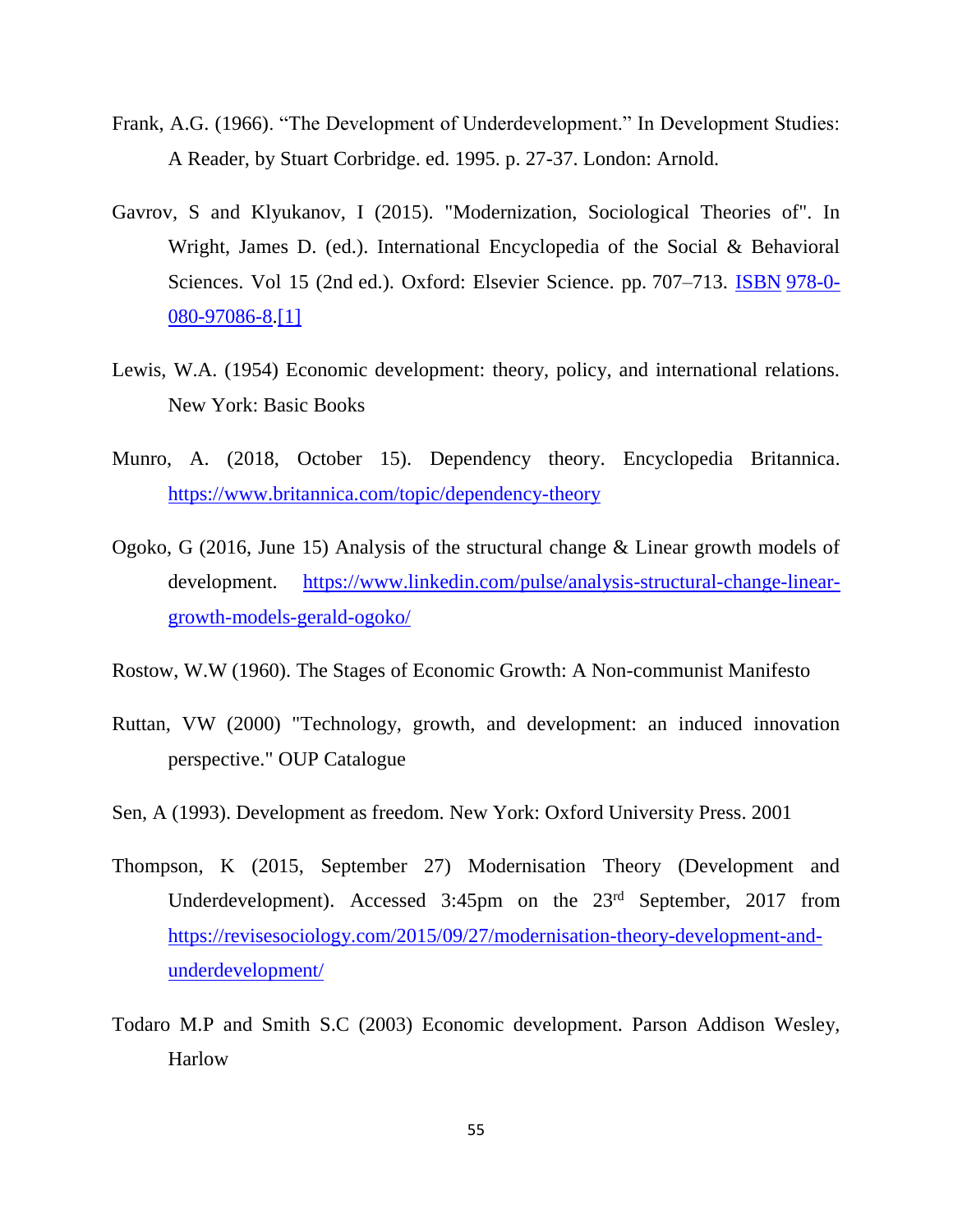Frank, A.G. (1966). “The Development of Underdevelopment.” In Development Studies: A Reader, by Stuart Corbridge. ed. 1995. p. 27-37. London: Arnold.

Gavrov, S and Klyukanov, I (2015). "Modernization, Sociological Theories of". In Wright, James D. (ed.). International Encyclopedia of the Social & Behavioral Sciences. Vol 15 (2nd ed.). Oxford: Elsevier Science. pp. 707–713. ISBN 978-0-080-97086-8.[1]

Lewis, W.A. (1954) Economic development: theory, policy, and international relations. New York: Basic Books

Munro, A. (2018, October 15). Dependency theory. Encyclopedia Britannica. https://www.britannica.com/topic/dependency-theory

Ogoko, G (2016, June 15) Analysis of the structural change & Linear growth models of development. https://www.linkedin.com/pulse/analysis-structural-change-linear-growth-models-gerald-ogoko/

Rostow, W.W (1960). The Stages of Economic Growth: A Non-communist Manifesto

Ruttan, VW (2000) "Technology, growth, and development: an induced innovation perspective." OUP Catalogue

Sen, A (1993). Development as freedom. New York: Oxford University Press. 2001

Thompson, K (2015, September 27) Modernisation Theory (Development and Underdevelopment). Accessed 3:45pm on the 23rd September, 2017 from https://revisesociology.com/2015/09/27/modernisation-theory-development-and-underdevelopment/

Todaro M.P and Smith S.C (2003) Economic development. Parson Addison Wesley, Harlow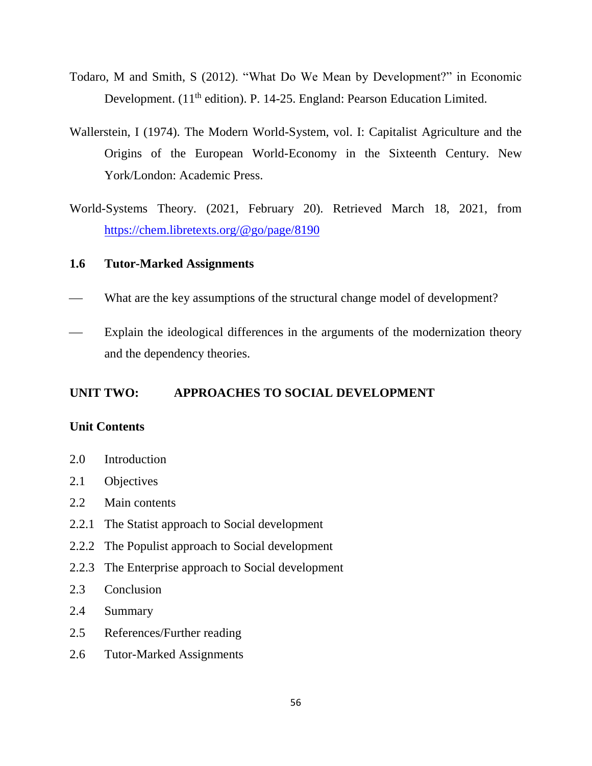Todaro, M and Smith, S (2012). "What Do We Mean by Development?" in Economic Development. (11th edition). P. 14-25. England: Pearson Education Limited.

Wallerstein, I (1974). The Modern World-System, vol. I: Capitalist Agriculture and the Origins of the European World-Economy in the Sixteenth Century. New York/London: Academic Press.

World-Systems Theory. (2021, February 20). Retrieved March 18, 2021, from https://chem.libretexts.org/@go/page/8190

### 1.6 Tutor-Marked Assignments

- What are the key assumptions of the structural change model of development?
- Explain the ideological differences in the arguments of the modernization theory and the dependency theories.

## UNIT TWO: APPROACHES TO SOCIAL DEVELOPMENT

### Unit Contents

2.0 Introduction
2.1 Objectives
2.2 Main contents
2.2.1 The Statist approach to Social development
2.2.2 The Populist approach to Social development
2.2.3 The Enterprise approach to Social development
2.3 Conclusion
2.4 Summary
2.5 References/Further reading
2.6 Tutor-Marked Assignments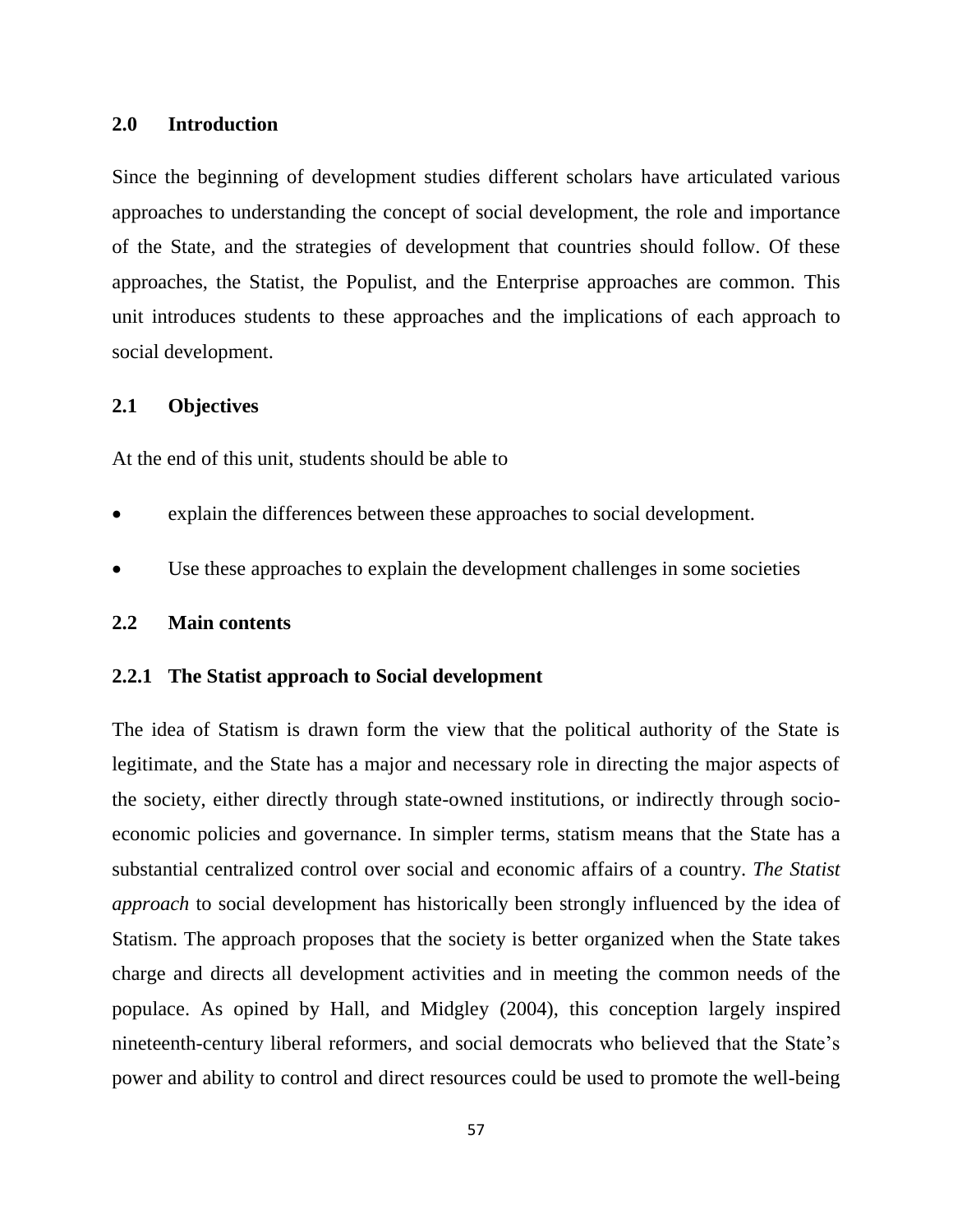## 2.0 Introduction

Since the beginning of development studies different scholars have articulated various approaches to understanding the concept of social development, the role and importance of the State, and the strategies of development that countries should follow. Of these approaches, the Statist, the Populist, and the Enterprise approaches are common. This unit introduces students to these approaches and the implications of each approach to social development.

## 2.1 Objectives

At the end of this unit, students should be able to

- explain the differences between these approaches to social development.
- Use these approaches to explain the development challenges in some societies

## 2.2 Main contents

### 2.2.1 The Statist approach to Social development

The idea of Statism is drawn form the view that the political authority of the State is legitimate, and the State has a major and necessary role in directing the major aspects of the society, either directly through state-owned institutions, or indirectly through socio-economic policies and governance. In simpler terms, statism means that the State has a substantial centralized control over social and economic affairs of a country. *The Statist approach* to social development has historically been strongly influenced by the idea of Statism. The approach proposes that the society is better organized when the State takes charge and directs all development activities and in meeting the common needs of the populace. As opined by Hall, and Midgley (2004), this conception largely inspired nineteenth-century liberal reformers, and social democrats who believed that the State's power and ability to control and direct resources could be used to promote the well-being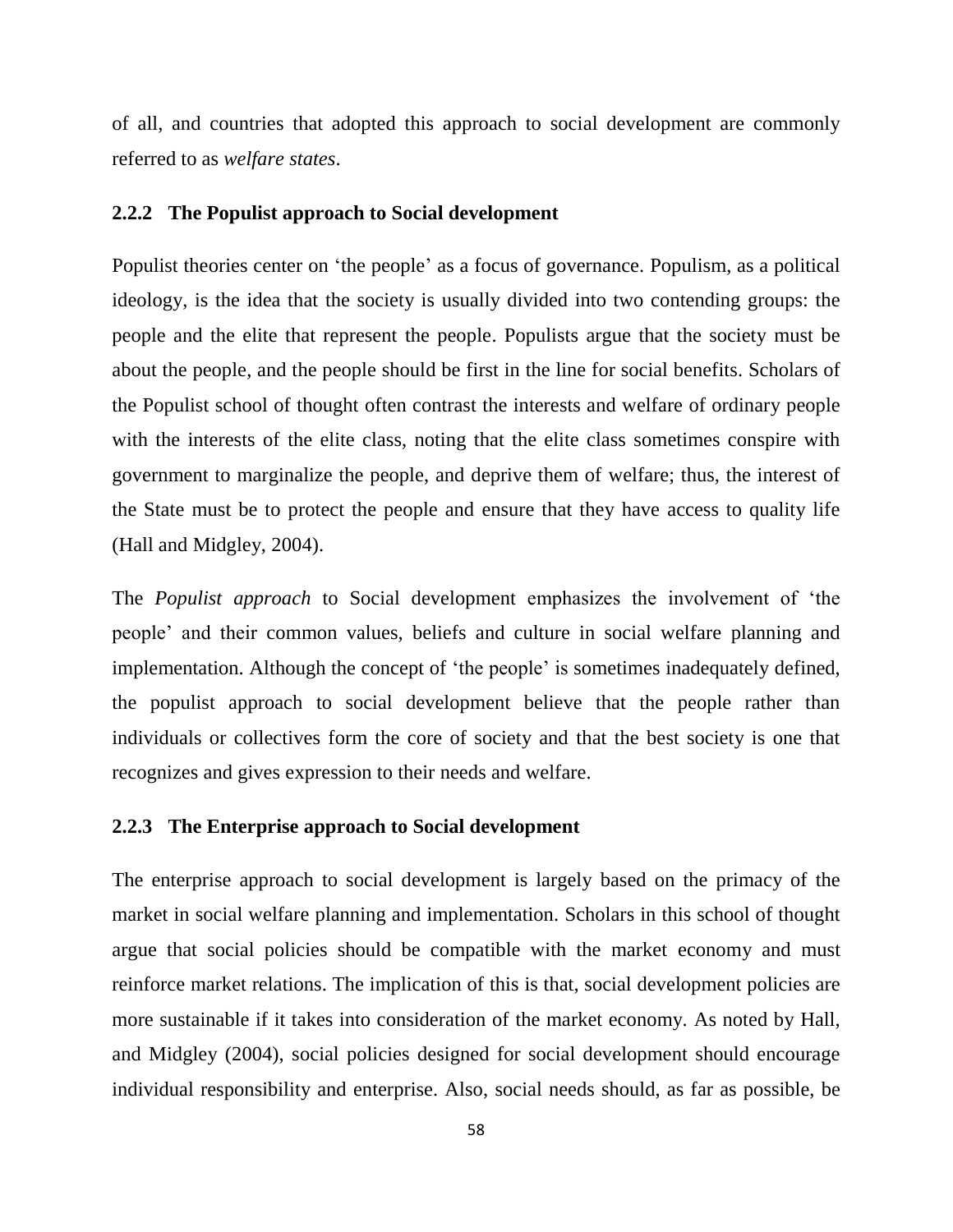of all, and countries that adopted this approach to social development are commonly referred to as *welfare states*.

### 2.2.2 The Populist approach to Social development

Populist theories center on 'the people' as a focus of governance. Populism, as a political ideology, is the idea that the society is usually divided into two contending groups: the people and the elite that represent the people. Populists argue that the society must be about the people, and the people should be first in the line for social benefits. Scholars of the Populist school of thought often contrast the interests and welfare of ordinary people with the interests of the elite class, noting that the elite class sometimes conspire with government to marginalize the people, and deprive them of welfare; thus, the interest of the State must be to protect the people and ensure that they have access to quality life (Hall and Midgley, 2004).

The *Populist approach* to Social development emphasizes the involvement of 'the people' and their common values, beliefs and culture in social welfare planning and implementation. Although the concept of 'the people' is sometimes inadequately defined, the populist approach to social development believe that the people rather than individuals or collectives form the core of society and that the best society is one that recognizes and gives expression to their needs and welfare.

### 2.2.3 The Enterprise approach to Social development

The enterprise approach to social development is largely based on the primacy of the market in social welfare planning and implementation. Scholars in this school of thought argue that social policies should be compatible with the market economy and must reinforce market relations. The implication of this is that, social development policies are more sustainable if it takes into consideration of the market economy. As noted by Hall, and Midgley (2004), social policies designed for social development should encourage individual responsibility and enterprise. Also, social needs should, as far as possible, be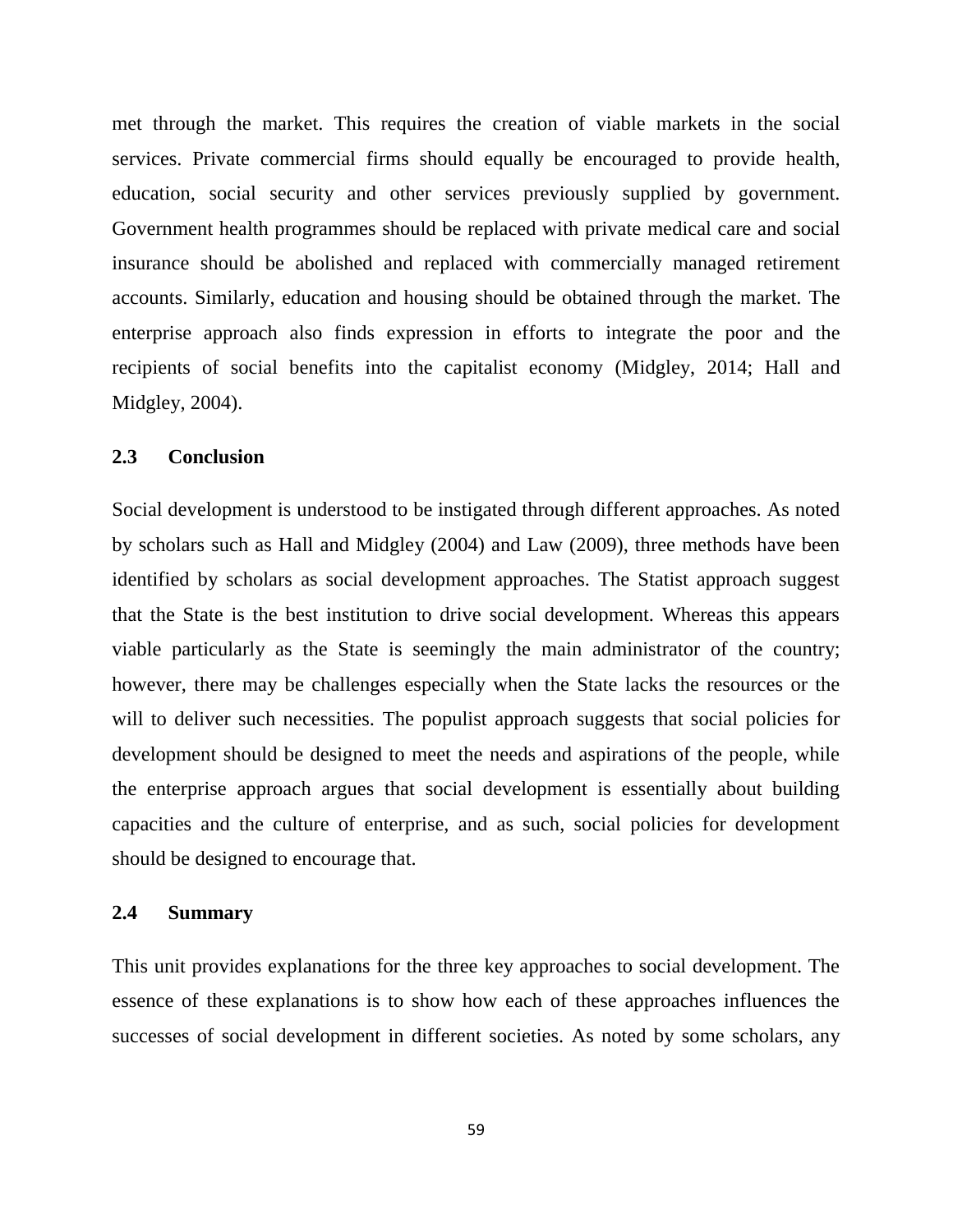met through the market. This requires the creation of viable markets in the social services. Private commercial firms should equally be encouraged to provide health, education, social security and other services previously supplied by government. Government health programmes should be replaced with private medical care and social insurance should be abolished and replaced with commercially managed retirement accounts. Similarly, education and housing should be obtained through the market. The enterprise approach also finds expression in efforts to integrate the poor and the recipients of social benefits into the capitalist economy (Midgley, 2014; Hall and Midgley, 2004).

## 2.3 Conclusion

Social development is understood to be instigated through different approaches. As noted by scholars such as Hall and Midgley (2004) and Law (2009), three methods have been identified by scholars as social development approaches. The Statist approach suggest that the State is the best institution to drive social development. Whereas this appears viable particularly as the State is seemingly the main administrator of the country; however, there may be challenges especially when the State lacks the resources or the will to deliver such necessities. The populist approach suggests that social policies for development should be designed to meet the needs and aspirations of the people, while the enterprise approach argues that social development is essentially about building capacities and the culture of enterprise, and as such, social policies for development should be designed to encourage that.

## 2.4 Summary

This unit provides explanations for the three key approaches to social development. The essence of these explanations is to show how each of these approaches influences the successes of social development in different societies. As noted by some scholars, any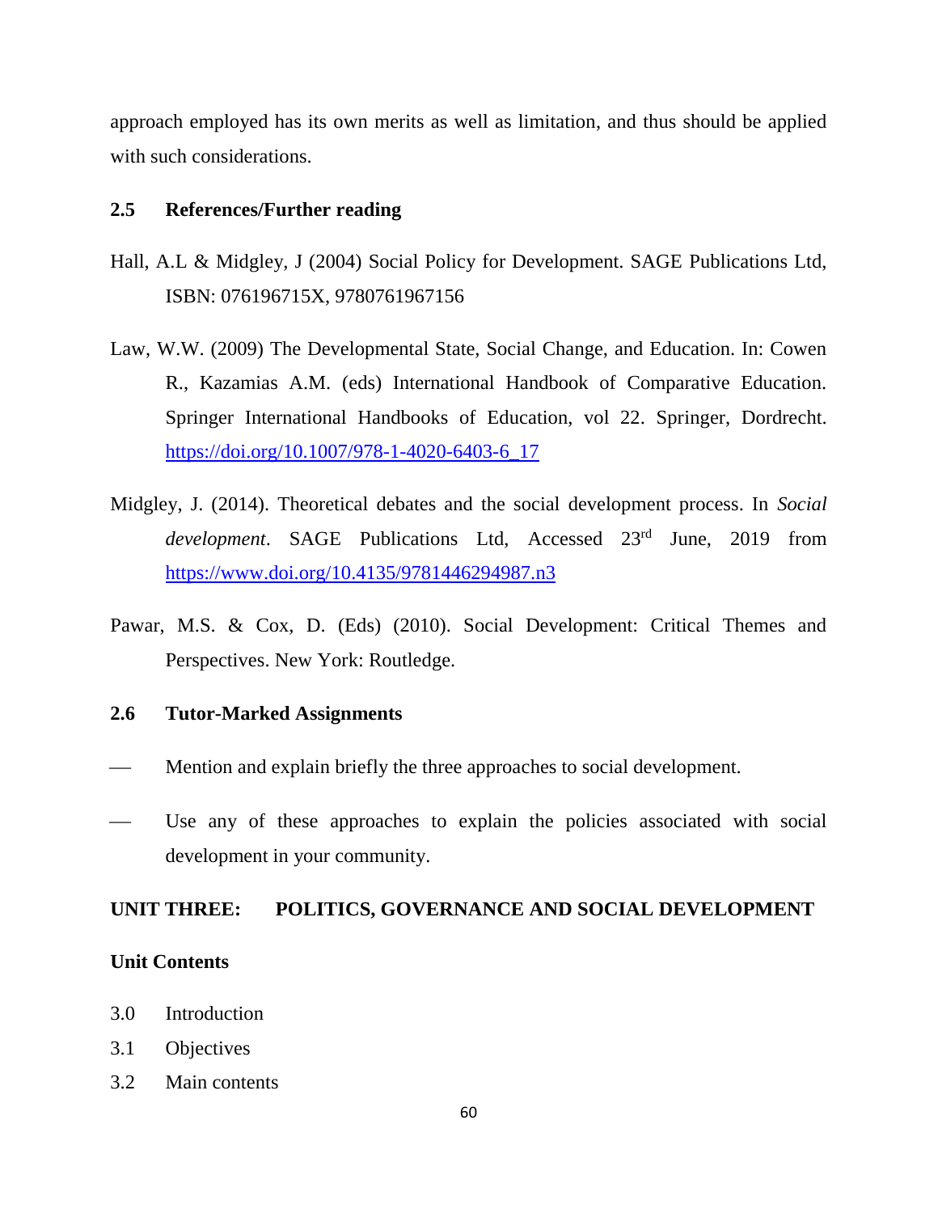approach employed has its own merits as well as limitation, and thus should be applied with such considerations.

## 2.5 References/Further reading

Hall, A.L & Midgley, J (2004) Social Policy for Development. SAGE Publications Ltd, ISBN: 076196715X, 9780761967156

Law, W.W. (2009) The Developmental State, Social Change, and Education. In: Cowen R., Kazamias A.M. (eds) International Handbook of Comparative Education. Springer International Handbooks of Education, vol 22. Springer, Dordrecht. https://doi.org/10.1007/978-1-4020-6403-6_17

Midgley, J. (2014). Theoretical debates and the social development process. In *Social development*. SAGE Publications Ltd, Accessed 23rd June, 2019 from https://www.doi.org/10.4135/9781446294987.n3

Pawar, M.S. & Cox, D. (Eds) (2010). Social Development: Critical Themes and Perspectives. New York: Routledge.

## 2.6 Tutor-Marked Assignments

- Mention and explain briefly the three approaches to social development.
- Use any of these approaches to explain the policies associated with social development in your community.

# UNIT THREE: POLITICS, GOVERNANCE AND SOCIAL DEVELOPMENT

**Unit Contents**

3.0 Introduction

3.1 Objectives

3.2 Main contents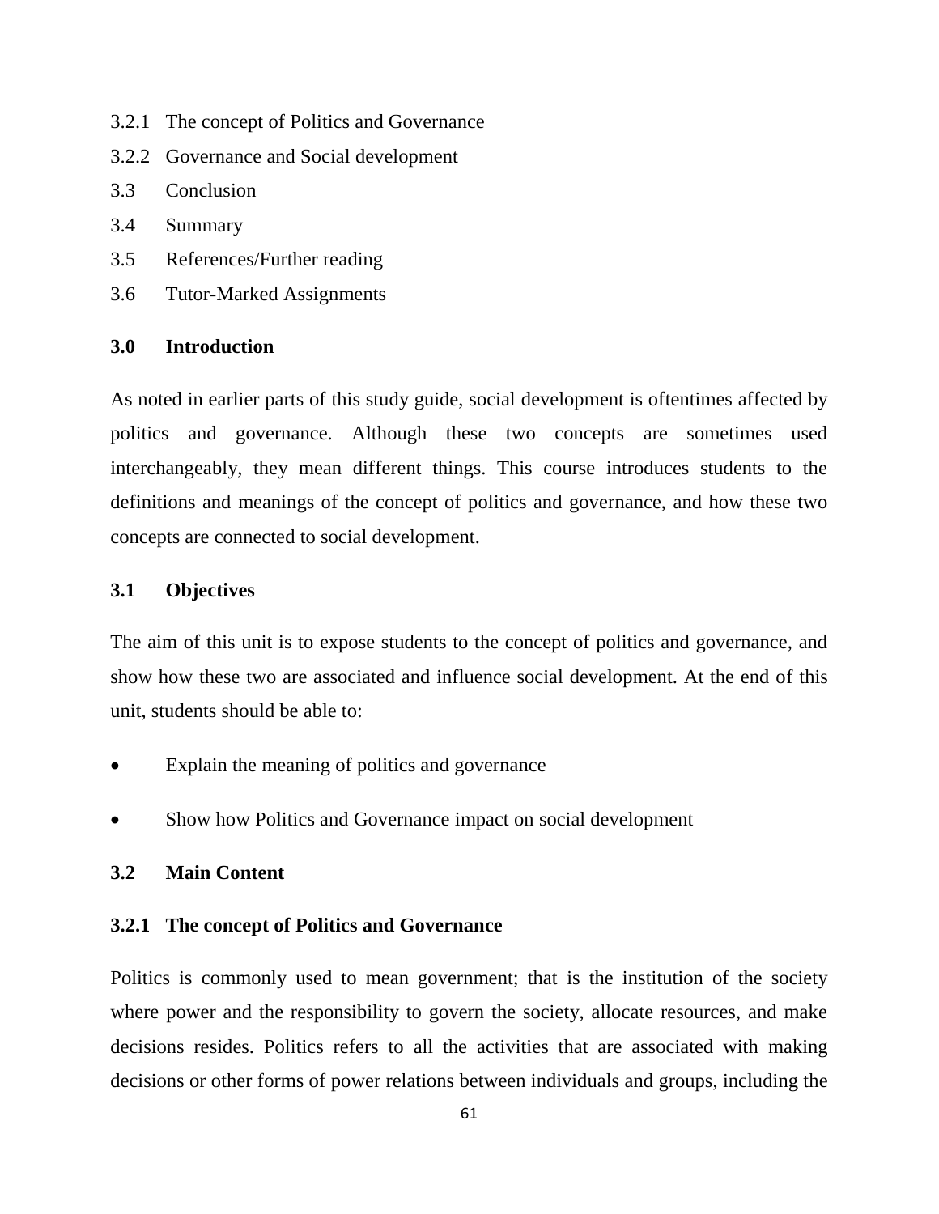3.2.1 The concept of Politics and Governance

3.2.2 Governance and Social development

3.3 Conclusion

3.4 Summary

3.5 References/Further reading

3.6 Tutor-Marked Assignments

## 3.0 Introduction

As noted in earlier parts of this study guide, social development is oftentimes affected by politics and governance. Although these two concepts are sometimes used interchangeably, they mean different things. This course introduces students to the definitions and meanings of the concept of politics and governance, and how these two concepts are connected to social development.

## 3.1 Objectives

The aim of this unit is to expose students to the concept of politics and governance, and show how these two are associated and influence social development. At the end of this unit, students should be able to:

- Explain the meaning of politics and governance
- Show how Politics and Governance impact on social development

## 3.2 Main Content

### 3.2.1 The concept of Politics and Governance

Politics is commonly used to mean government; that is the institution of the society where power and the responsibility to govern the society, allocate resources, and make decisions resides. Politics refers to all the activities that are associated with making decisions or other forms of power relations between individuals and groups, including the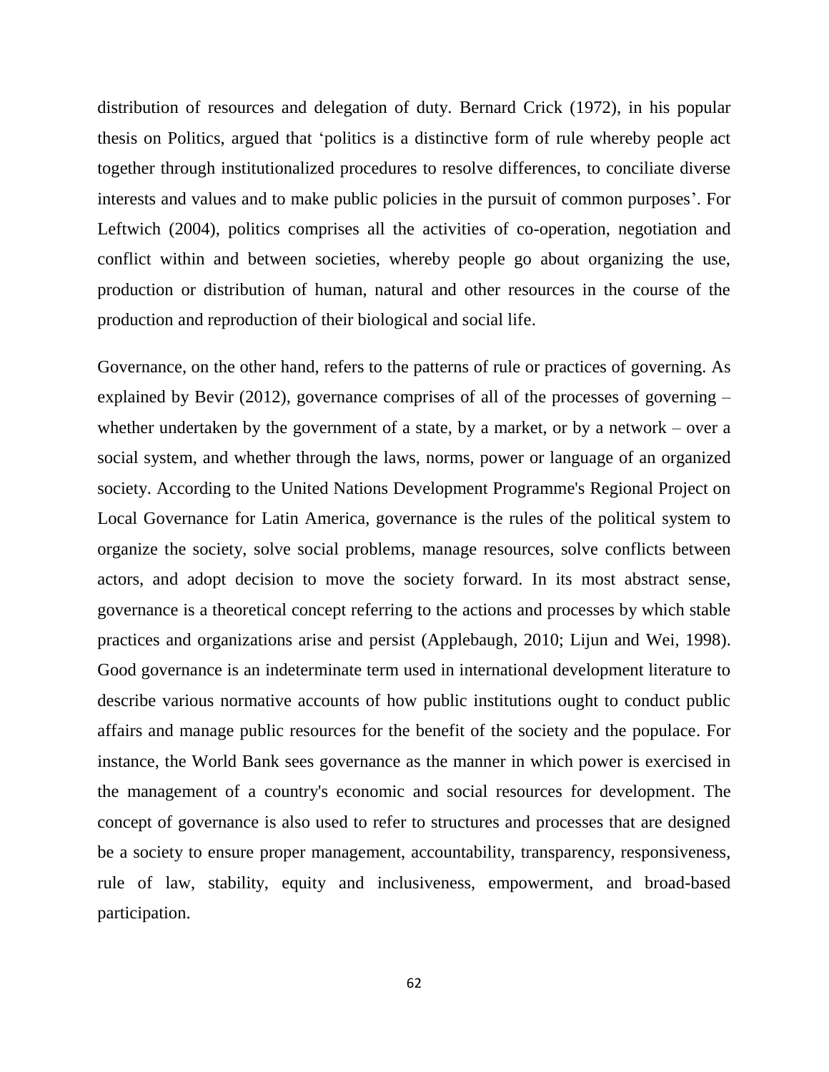distribution of resources and delegation of duty. Bernard Crick (1972), in his popular thesis on Politics, argued that 'politics is a distinctive form of rule whereby people act together through institutionalized procedures to resolve differences, to conciliate diverse interests and values and to make public policies in the pursuit of common purposes'. For Leftwich (2004), politics comprises all the activities of co-operation, negotiation and conflict within and between societies, whereby people go about organizing the use, production or distribution of human, natural and other resources in the course of the production and reproduction of their biological and social life.

Governance, on the other hand, refers to the patterns of rule or practices of governing. As explained by Bevir (2012), governance comprises of all of the processes of governing – whether undertaken by the government of a state, by a market, or by a network – over a social system, and whether through the laws, norms, power or language of an organized society. According to the United Nations Development Programme's Regional Project on Local Governance for Latin America, governance is the rules of the political system to organize the society, solve social problems, manage resources, solve conflicts between actors, and adopt decision to move the society forward. In its most abstract sense, governance is a theoretical concept referring to the actions and processes by which stable practices and organizations arise and persist (Applebaugh, 2010; Lijun and Wei, 1998). Good governance is an indeterminate term used in international development literature to describe various normative accounts of how public institutions ought to conduct public affairs and manage public resources for the benefit of the society and the populace. For instance, the World Bank sees governance as the manner in which power is exercised in the management of a country's economic and social resources for development. The concept of governance is also used to refer to structures and processes that are designed be a society to ensure proper management, accountability, transparency, responsiveness, rule of law, stability, equity and inclusiveness, empowerment, and broad-based participation.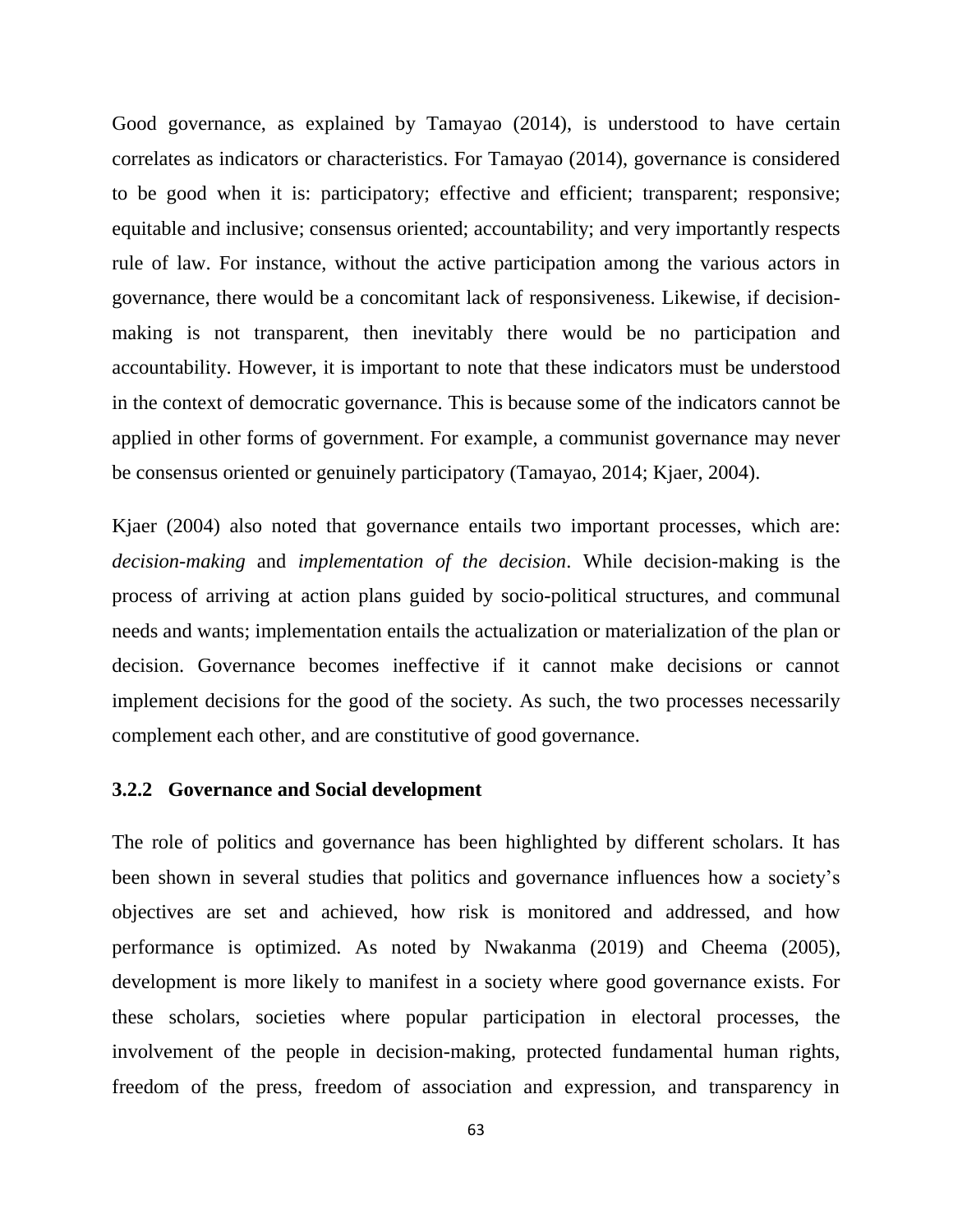Good governance, as explained by Tamayao (2014), is understood to have certain correlates as indicators or characteristics. For Tamayao (2014), governance is considered to be good when it is: participatory; effective and efficient; transparent; responsive; equitable and inclusive; consensus oriented; accountability; and very importantly respects rule of law. For instance, without the active participation among the various actors in governance, there would be a concomitant lack of responsiveness. Likewise, if decision-making is not transparent, then inevitably there would be no participation and accountability. However, it is important to note that these indicators must be understood in the context of democratic governance. This is because some of the indicators cannot be applied in other forms of government. For example, a communist governance may never be consensus oriented or genuinely participatory (Tamayao, 2014; Kjaer, 2004).

Kjaer (2004) also noted that governance entails two important processes, which are: *decision-making* and *implementation of the decision*. While decision-making is the process of arriving at action plans guided by socio-political structures, and communal needs and wants; implementation entails the actualization or materialization of the plan or decision. Governance becomes ineffective if it cannot make decisions or cannot implement decisions for the good of the society. As such, the two processes necessarily complement each other, and are constitutive of good governance.

### 3.2.2 Governance and Social development

The role of politics and governance has been highlighted by different scholars. It has been shown in several studies that politics and governance influences how a society's objectives are set and achieved, how risk is monitored and addressed, and how performance is optimized. As noted by Nwakanma (2019) and Cheema (2005), development is more likely to manifest in a society where good governance exists. For these scholars, societies where popular participation in electoral processes, the involvement of the people in decision-making, protected fundamental human rights, freedom of the press, freedom of association and expression, and transparency in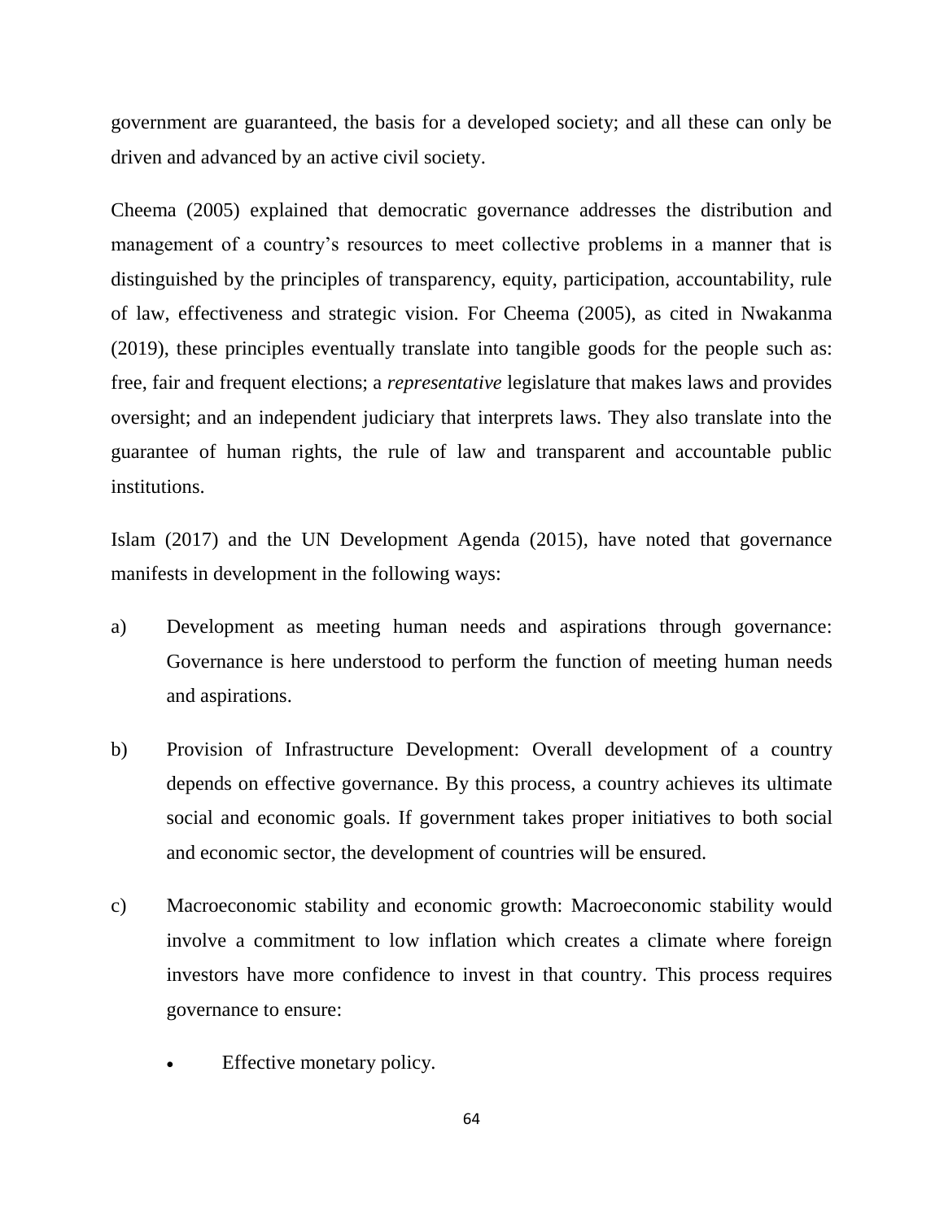government are guaranteed, the basis for a developed society; and all these can only be driven and advanced by an active civil society.

Cheema (2005) explained that democratic governance addresses the distribution and management of a country's resources to meet collective problems in a manner that is distinguished by the principles of transparency, equity, participation, accountability, rule of law, effectiveness and strategic vision. For Cheema (2005), as cited in Nwakanma (2019), these principles eventually translate into tangible goods for the people such as: free, fair and frequent elections; a *representative* legislature that makes laws and provides oversight; and an independent judiciary that interprets laws. They also translate into the guarantee of human rights, the rule of law and transparent and accountable public institutions.

Islam (2017) and the UN Development Agenda (2015), have noted that governance manifests in development in the following ways:

a) Development as meeting human needs and aspirations through governance: Governance is here understood to perform the function of meeting human needs and aspirations.

b) Provision of Infrastructure Development: Overall development of a country depends on effective governance. By this process, a country achieves its ultimate social and economic goals. If government takes proper initiatives to both social and economic sector, the development of countries will be ensured.

c) Macroeconomic stability and economic growth: Macroeconomic stability would involve a commitment to low inflation which creates a climate where foreign investors have more confidence to invest in that country. This process requires governance to ensure:

   - Effective monetary policy.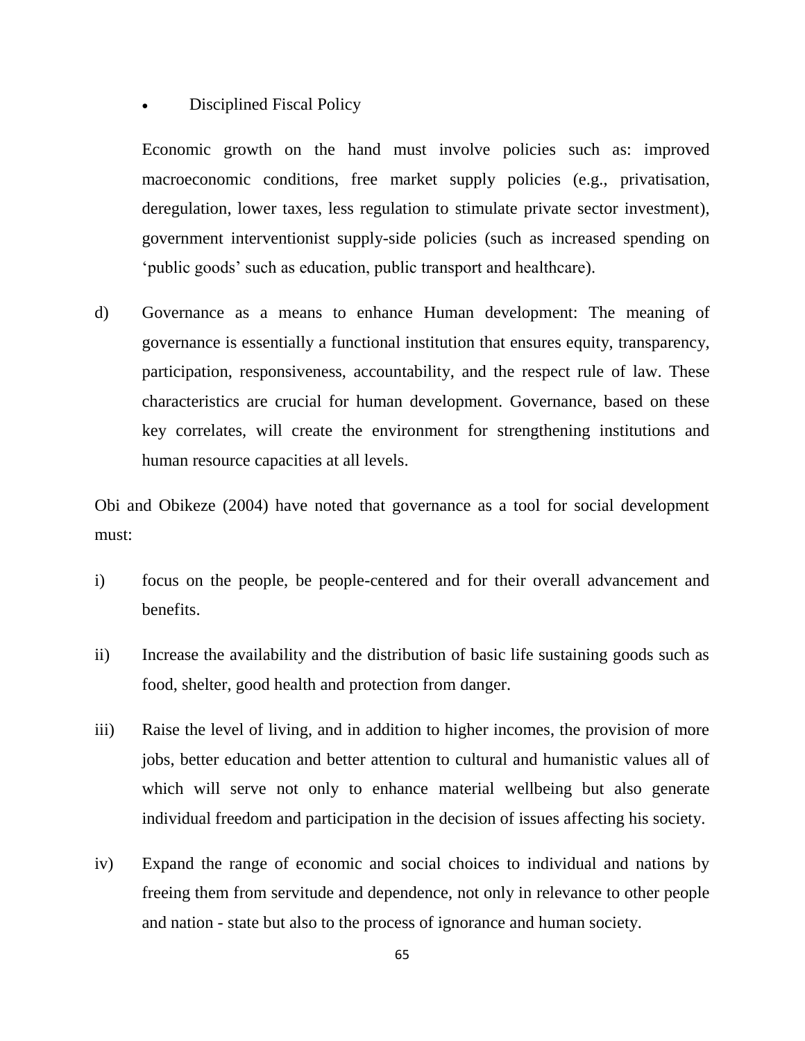- Disciplined Fiscal Policy

Economic growth on the hand must involve policies such as: improved macroeconomic conditions, free market supply policies (e.g., privatisation, deregulation, lower taxes, less regulation to stimulate private sector investment), government interventionist supply-side policies (such as increased spending on 'public goods' such as education, public transport and healthcare).

d) Governance as a means to enhance Human development: The meaning of governance is essentially a functional institution that ensures equity, transparency, participation, responsiveness, accountability, and the respect rule of law. These characteristics are crucial for human development. Governance, based on these key correlates, will create the environment for strengthening institutions and human resource capacities at all levels.

Obi and Obikeze (2004) have noted that governance as a tool for social development must:

i) focus on the people, be people-centered and for their overall advancement and benefits.

ii) Increase the availability and the distribution of basic life sustaining goods such as food, shelter, good health and protection from danger.

iii) Raise the level of living, and in addition to higher incomes, the provision of more jobs, better education and better attention to cultural and humanistic values all of which will serve not only to enhance material wellbeing but also generate individual freedom and participation in the decision of issues affecting his society.

iv) Expand the range of economic and social choices to individual and nations by freeing them from servitude and dependence, not only in relevance to other people and nation - state but also to the process of ignorance and human society.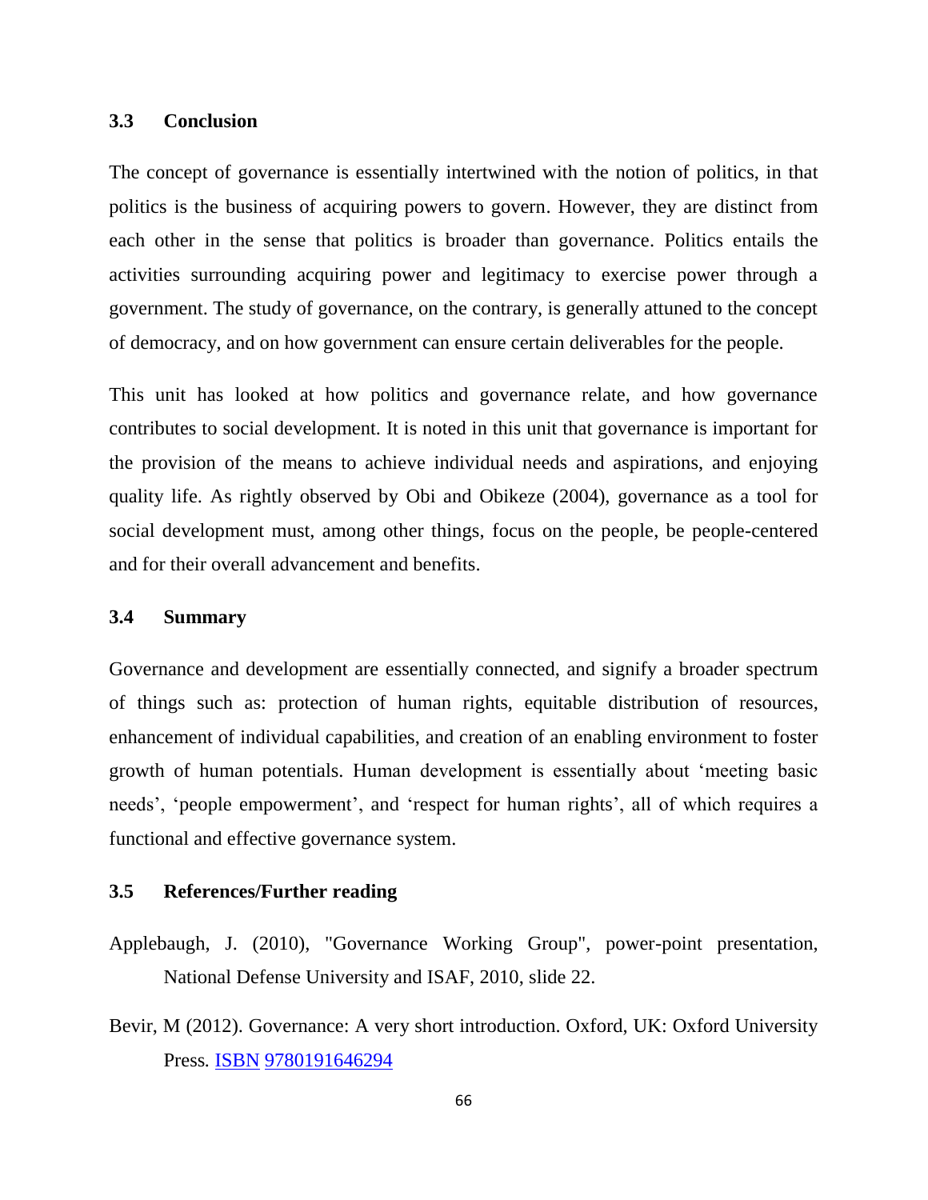### 3.3 Conclusion

The concept of governance is essentially intertwined with the notion of politics, in that politics is the business of acquiring powers to govern. However, they are distinct from each other in the sense that politics is broader than governance. Politics entails the activities surrounding acquiring power and legitimacy to exercise power through a government. The study of governance, on the contrary, is generally attuned to the concept of democracy, and on how government can ensure certain deliverables for the people.

This unit has looked at how politics and governance relate, and how governance contributes to social development. It is noted in this unit that governance is important for the provision of the means to achieve individual needs and aspirations, and enjoying quality life. As rightly observed by Obi and Obikeze (2004), governance as a tool for social development must, among other things, focus on the people, be people-centered and for their overall advancement and benefits.

### 3.4 Summary

Governance and development are essentially connected, and signify a broader spectrum of things such as: protection of human rights, equitable distribution of resources, enhancement of individual capabilities, and creation of an enabling environment to foster growth of human potentials. Human development is essentially about 'meeting basic needs', 'people empowerment', and 'respect for human rights', all of which requires a functional and effective governance system.

### 3.5 References/Further reading

Applebaugh, J. (2010), "Governance Working Group", power-point presentation, National Defense University and ISAF, 2010, slide 22.

Bevir, M (2012). Governance: A very short introduction. Oxford, UK: Oxford University Press. ISBN 9780191646294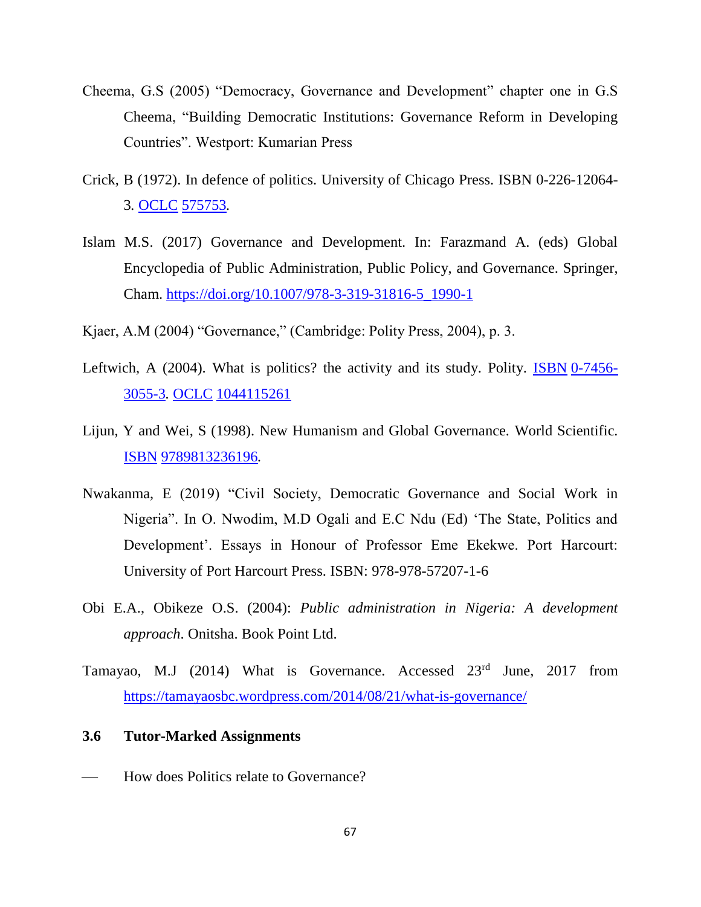Cheema, G.S (2005) "Democracy, Governance and Development" chapter one in G.S Cheema, "Building Democratic Institutions: Governance Reform in Developing Countries". Westport: Kumarian Press

Crick, B (1972). In defence of politics. University of Chicago Press. ISBN 0-226-12064-3. OCLC 575753.

Islam M.S. (2017) Governance and Development. In: Farazmand A. (eds) Global Encyclopedia of Public Administration, Public Policy, and Governance. Springer, Cham. https://doi.org/10.1007/978-3-319-31816-5_1990-1

Kjaer, A.M (2004) "Governance," (Cambridge: Polity Press, 2004), p. 3.

Leftwich, A (2004). What is politics? the activity and its study. Polity. ISBN 0-7456-3055-3. OCLC 1044115261

Lijun, Y and Wei, S (1998). New Humanism and Global Governance. World Scientific. ISBN 9789813236196.

Nwakanma, E (2019) "Civil Society, Democratic Governance and Social Work in Nigeria". In O. Nwodim, M.D Ogali and E.C Ndu (Ed) 'The State, Politics and Development'. Essays in Honour of Professor Eme Ekekwe. Port Harcourt: University of Port Harcourt Press. ISBN: 978-978-57207-1-6

Obi E.A., Obikeze O.S. (2004): *Public administration in Nigeria: A development approach*. Onitsha. Book Point Ltd.

Tamayao, M.J (2014) What is Governance. Accessed 23rd June, 2017 from https://tamayaosbc.wordpress.com/2014/08/21/what-is-governance/

### 3.6 Tutor-Marked Assignments

- How does Politics relate to Governance?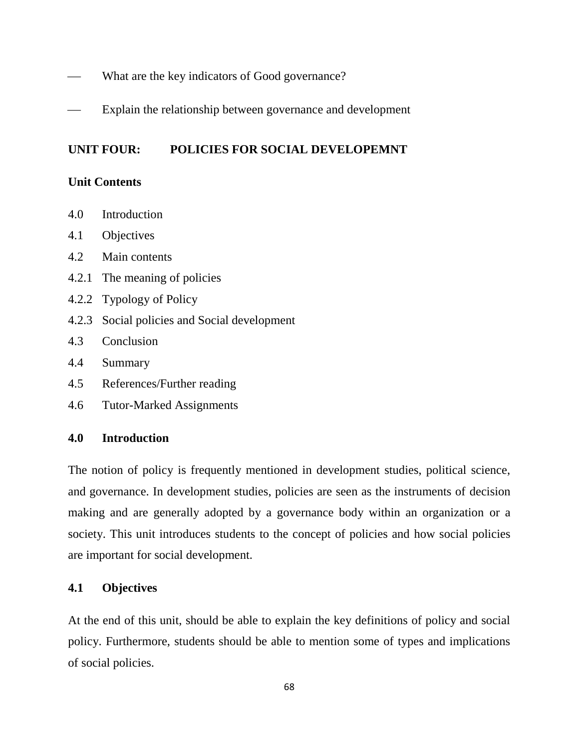- What are the key indicators of Good governance?
- Explain the relationship between governance and development

## UNIT FOUR: POLICIES FOR SOCIAL DEVELOPEMNT

### Unit Contents

4.0 Introduction
4.1 Objectives
4.2 Main contents
4.2.1 The meaning of policies
4.2.2 Typology of Policy
4.2.3 Social policies and Social development
4.3 Conclusion
4.4 Summary
4.5 References/Further reading
4.6 Tutor-Marked Assignments

### 4.0 Introduction

The notion of policy is frequently mentioned in development studies, political science, and governance. In development studies, policies are seen as the instruments of decision making and are generally adopted by a governance body within an organization or a society. This unit introduces students to the concept of policies and how social policies are important for social development.

### 4.1 Objectives

At the end of this unit, should be able to explain the key definitions of policy and social policy. Furthermore, students should be able to mention some of types and implications of social policies.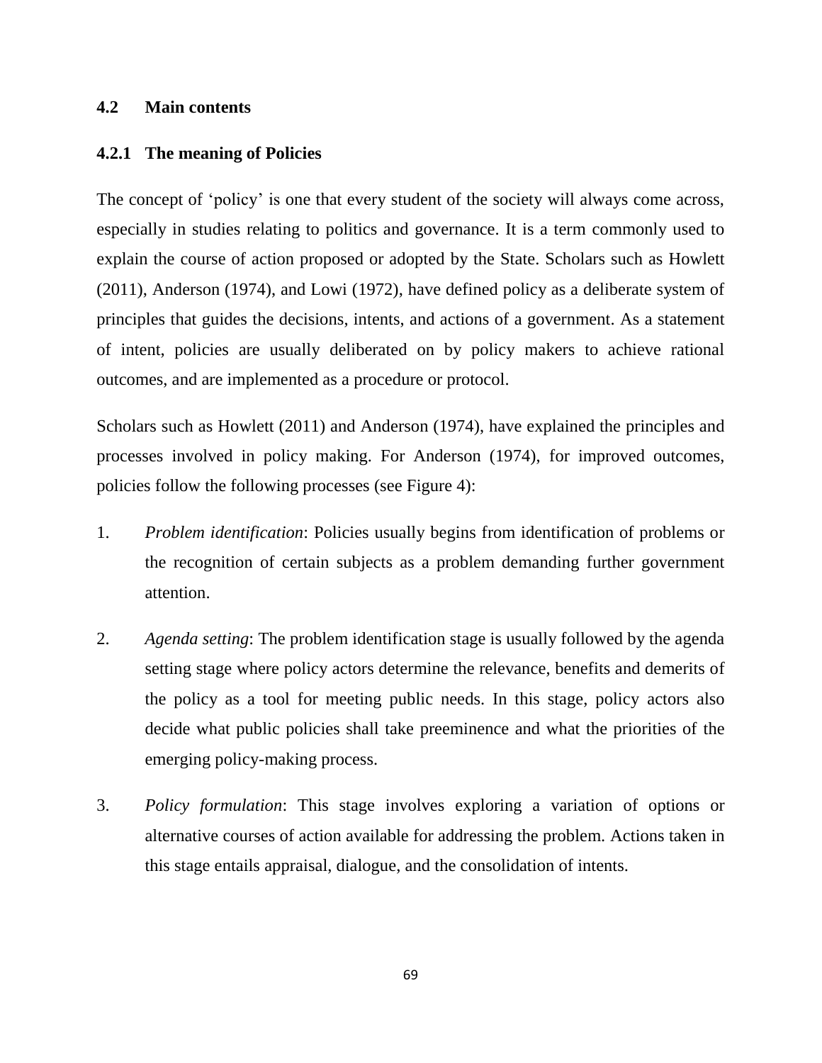## 4.2 Main contents

### 4.2.1 The meaning of Policies

The concept of 'policy' is one that every student of the society will always come across, especially in studies relating to politics and governance. It is a term commonly used to explain the course of action proposed or adopted by the State. Scholars such as Howlett (2011), Anderson (1974), and Lowi (1972), have defined policy as a deliberate system of principles that guides the decisions, intents, and actions of a government. As a statement of intent, policies are usually deliberated on by policy makers to achieve rational outcomes, and are implemented as a procedure or protocol.

Scholars such as Howlett (2011) and Anderson (1974), have explained the principles and processes involved in policy making. For Anderson (1974), for improved outcomes, policies follow the following processes (see Figure 4):

1. *Problem identification*: Policies usually begins from identification of problems or the recognition of certain subjects as a problem demanding further government attention.

2. *Agenda setting*: The problem identification stage is usually followed by the agenda setting stage where policy actors determine the relevance, benefits and demerits of the policy as a tool for meeting public needs. In this stage, policy actors also decide what public policies shall take preeminence and what the priorities of the emerging policy-making process.

3. *Policy formulation*: This stage involves exploring a variation of options or alternative courses of action available for addressing the problem. Actions taken in this stage entails appraisal, dialogue, and the consolidation of intents.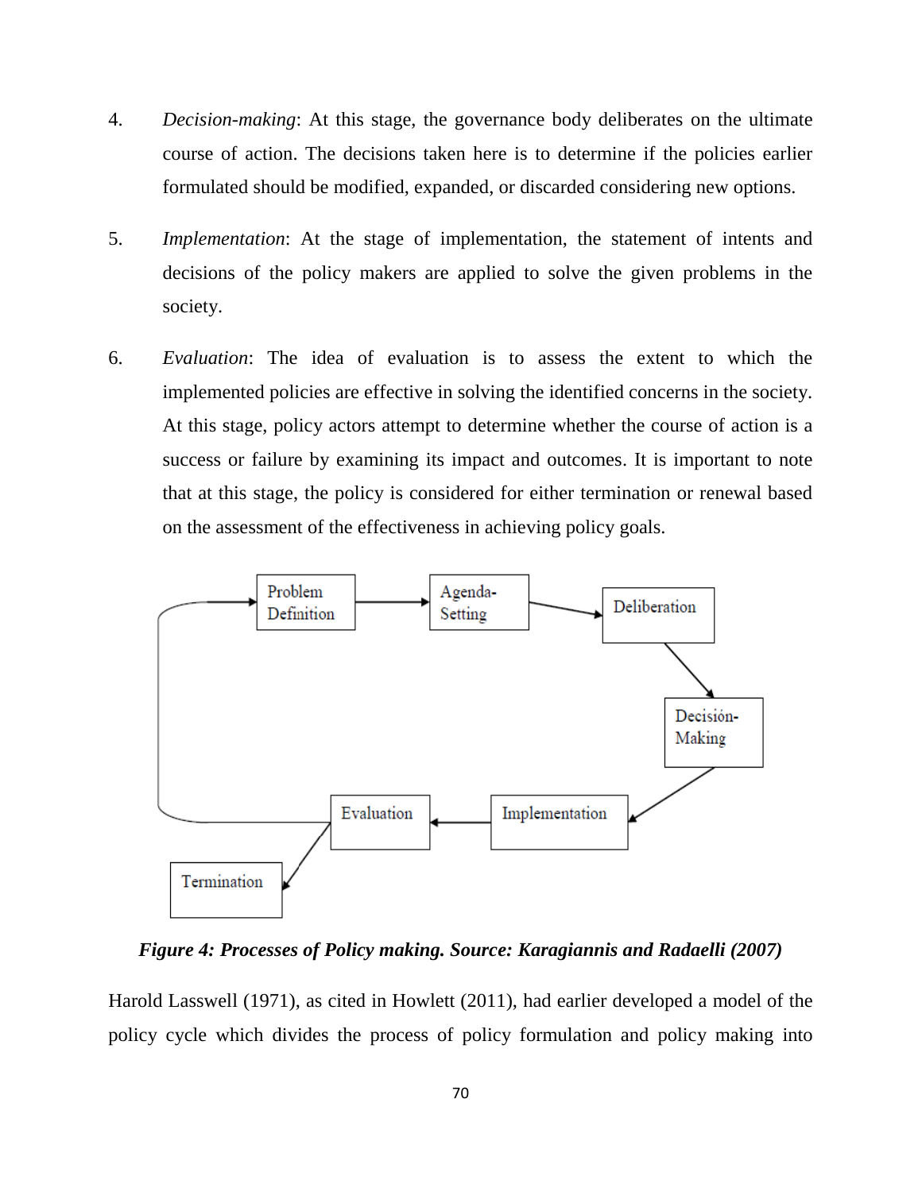4. *Decision-making*: At this stage, the governance body deliberates on the ultimate course of action. The decisions taken here is to determine if the policies earlier formulated should be modified, expanded, or discarded considering new options.

5. *Implementation*: At the stage of implementation, the statement of intents and decisions of the policy makers are applied to solve the given problems in the society.

6. *Evaluation*: The idea of evaluation is to assess the extent to which the implemented policies are effective in solving the identified concerns in the society. At this stage, policy actors attempt to determine whether the course of action is a success or failure by examining its impact and outcomes. It is important to note that at this stage, the policy is considered for either termination or renewal based on the assessment of the effectiveness in achieving policy goals.

Problem Definition → Agenda-Setting → Deliberation → Decisión-Making → Implementation → Evaluation → Termination

***Figure 4: Processes of Policy making. Source: Karagiannis and Radaelli (2007)***

Harold Lasswell (1971), as cited in Howlett (2011), had earlier developed a model of the policy cycle which divides the process of policy formulation and policy making into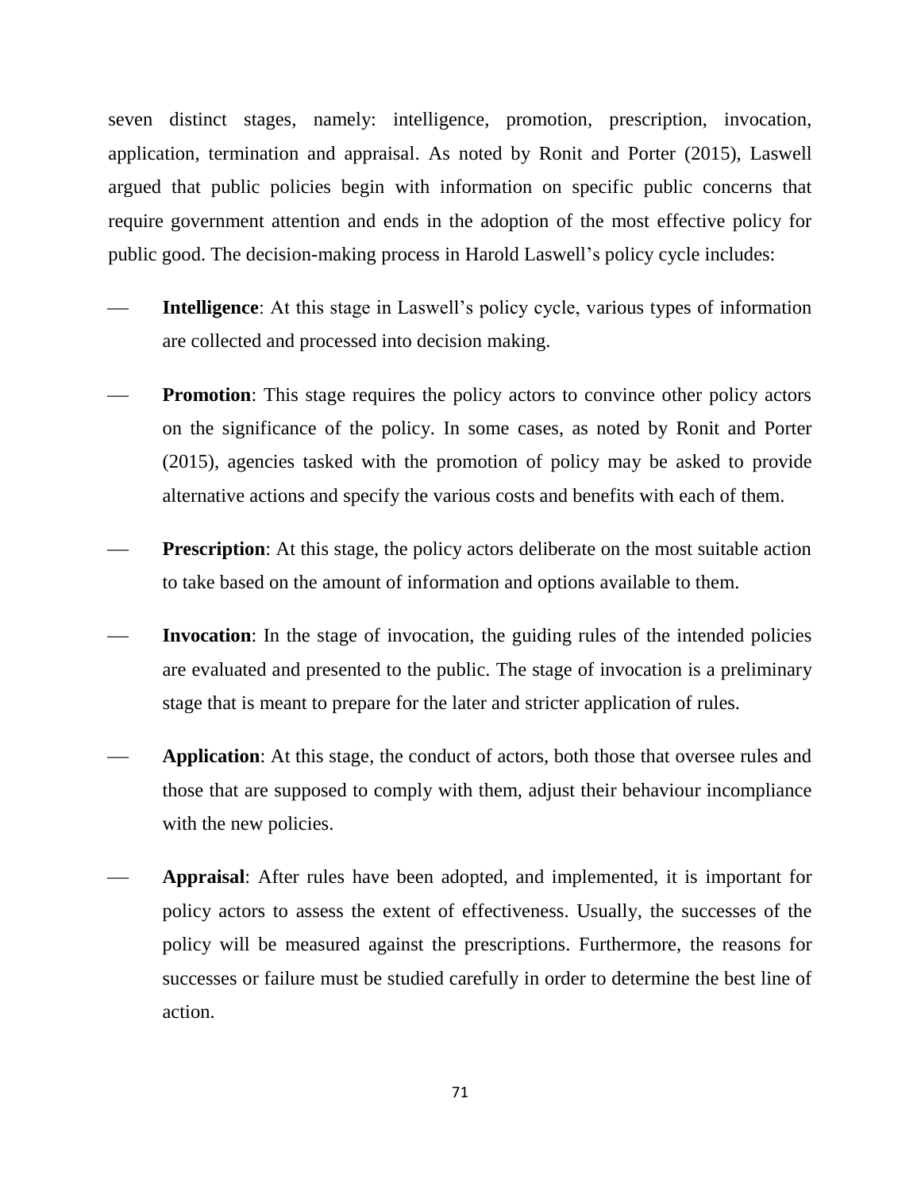seven distinct stages, namely: intelligence, promotion, prescription, invocation, application, termination and appraisal. As noted by Ronit and Porter (2015), Laswell argued that public policies begin with information on specific public concerns that require government attention and ends in the adoption of the most effective policy for public good. The decision-making process in Harold Laswell's policy cycle includes:

- **Intelligence**: At this stage in Laswell's policy cycle, various types of information are collected and processed into decision making.
- **Promotion**: This stage requires the policy actors to convince other policy actors on the significance of the policy. In some cases, as noted by Ronit and Porter (2015), agencies tasked with the promotion of policy may be asked to provide alternative actions and specify the various costs and benefits with each of them.
- **Prescription**: At this stage, the policy actors deliberate on the most suitable action to take based on the amount of information and options available to them.
- **Invocation**: In the stage of invocation, the guiding rules of the intended policies are evaluated and presented to the public. The stage of invocation is a preliminary stage that is meant to prepare for the later and stricter application of rules.
- **Application**: At this stage, the conduct of actors, both those that oversee rules and those that are supposed to comply with them, adjust their behaviour incompliance with the new policies.
- **Appraisal**: After rules have been adopted, and implemented, it is important for policy actors to assess the extent of effectiveness. Usually, the successes of the policy will be measured against the prescriptions. Furthermore, the reasons for successes or failure must be studied carefully in order to determine the best line of action.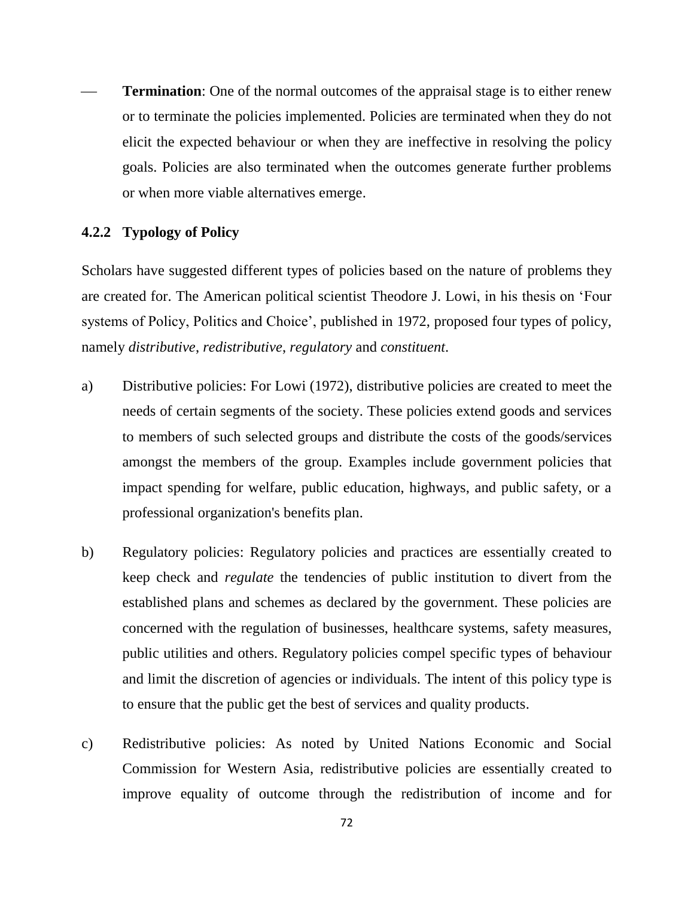- **Termination**: One of the normal outcomes of the appraisal stage is to either renew or to terminate the policies implemented. Policies are terminated when they do not elicit the expected behaviour or when they are ineffective in resolving the policy goals. Policies are also terminated when the outcomes generate further problems or when more viable alternatives emerge.

### 4.2.2 Typology of Policy

Scholars have suggested different types of policies based on the nature of problems they are created for. The American political scientist Theodore J. Lowi, in his thesis on 'Four systems of Policy, Politics and Choice', published in 1972, proposed four types of policy, namely *distributive*, *redistributive*, *regulatory* and *constituent*.

a) Distributive policies: For Lowi (1972), distributive policies are created to meet the needs of certain segments of the society. These policies extend goods and services to members of such selected groups and distribute the costs of the goods/services amongst the members of the group. Examples include government policies that impact spending for welfare, public education, highways, and public safety, or a professional organization's benefits plan.

b) Regulatory policies: Regulatory policies and practices are essentially created to keep check and *regulate* the tendencies of public institution to divert from the established plans and schemes as declared by the government. These policies are concerned with the regulation of businesses, healthcare systems, safety measures, public utilities and others. Regulatory policies compel specific types of behaviour and limit the discretion of agencies or individuals. The intent of this policy type is to ensure that the public get the best of services and quality products.

c) Redistributive policies: As noted by United Nations Economic and Social Commission for Western Asia, redistributive policies are essentially created to improve equality of outcome through the redistribution of income and for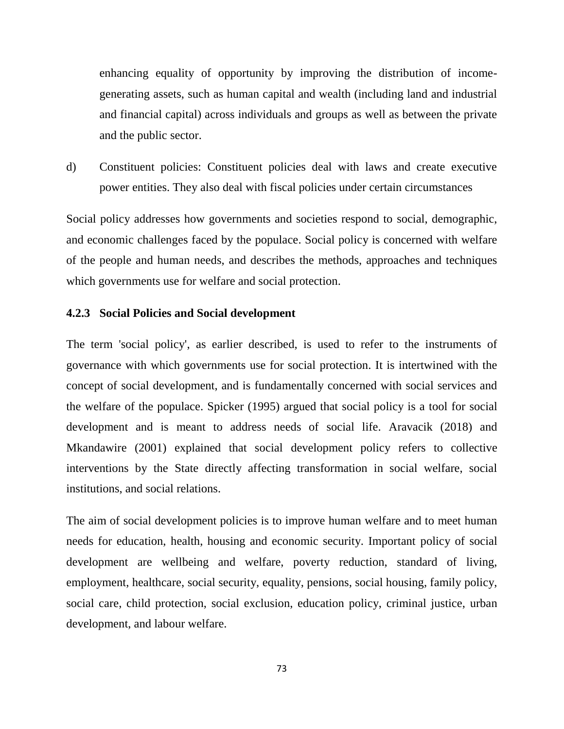enhancing equality of opportunity by improving the distribution of income-generating assets, such as human capital and wealth (including land and industrial and financial capital) across individuals and groups as well as between the private and the public sector.

d) Constituent policies: Constituent policies deal with laws and create executive power entities. They also deal with fiscal policies under certain circumstances

Social policy addresses how governments and societies respond to social, demographic, and economic challenges faced by the populace. Social policy is concerned with welfare of the people and human needs, and describes the methods, approaches and techniques which governments use for welfare and social protection.

### 4.2.3 Social Policies and Social development

The term 'social policy', as earlier described, is used to refer to the instruments of governance with which governments use for social protection. It is intertwined with the concept of social development, and is fundamentally concerned with social services and the welfare of the populace. Spicker (1995) argued that social policy is a tool for social development and is meant to address needs of social life. Aravacik (2018) and Mkandawire (2001) explained that social development policy refers to collective interventions by the State directly affecting transformation in social welfare, social institutions, and social relations.

The aim of social development policies is to improve human welfare and to meet human needs for education, health, housing and economic security. Important policy of social development are wellbeing and welfare, poverty reduction, standard of living, employment, healthcare, social security, equality, pensions, social housing, family policy, social care, child protection, social exclusion, education policy, criminal justice, urban development, and labour welfare.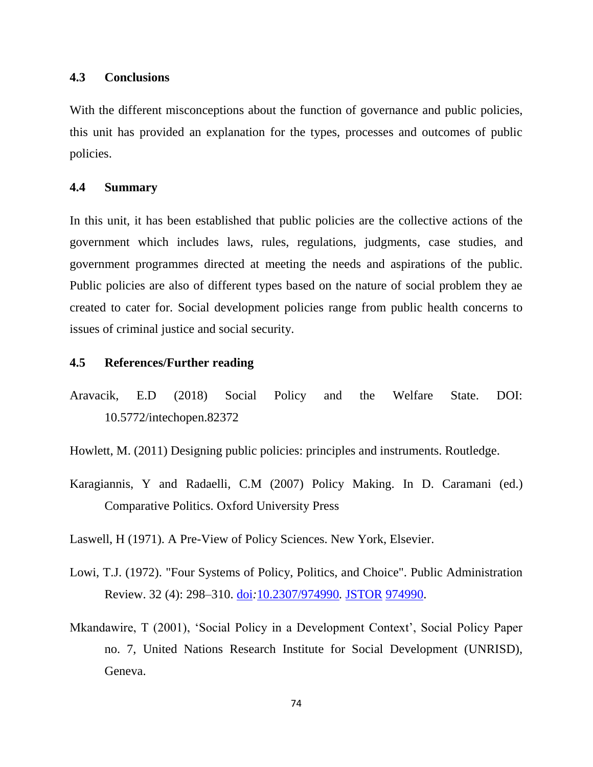### 4.3 Conclusions

With the different misconceptions about the function of governance and public policies, this unit has provided an explanation for the types, processes and outcomes of public policies.

### 4.4 Summary

In this unit, it has been established that public policies are the collective actions of the government which includes laws, rules, regulations, judgments, case studies, and government programmes directed at meeting the needs and aspirations of the public. Public policies are also of different types based on the nature of social problem they ae created to cater for. Social development policies range from public health concerns to issues of criminal justice and social security.

### 4.5 References/Further reading

Aravacik, E.D (2018) Social Policy and the Welfare State. DOI: 10.5772/intechopen.82372

Howlett, M. (2011) Designing public policies: principles and instruments. Routledge.

Karagiannis, Y and Radaelli, C.M (2007) Policy Making. In D. Caramani (ed.) Comparative Politics. Oxford University Press

Laswell, H (1971). A Pre-View of Policy Sciences. New York, Elsevier.

Lowi, T.J. (1972). "Four Systems of Policy, Politics, and Choice". Public Administration Review. 32 (4): 298–310. doi:10.2307/974990. JSTOR 974990.

Mkandawire, T (2001), 'Social Policy in a Development Context', Social Policy Paper no. 7, United Nations Research Institute for Social Development (UNRISD), Geneva.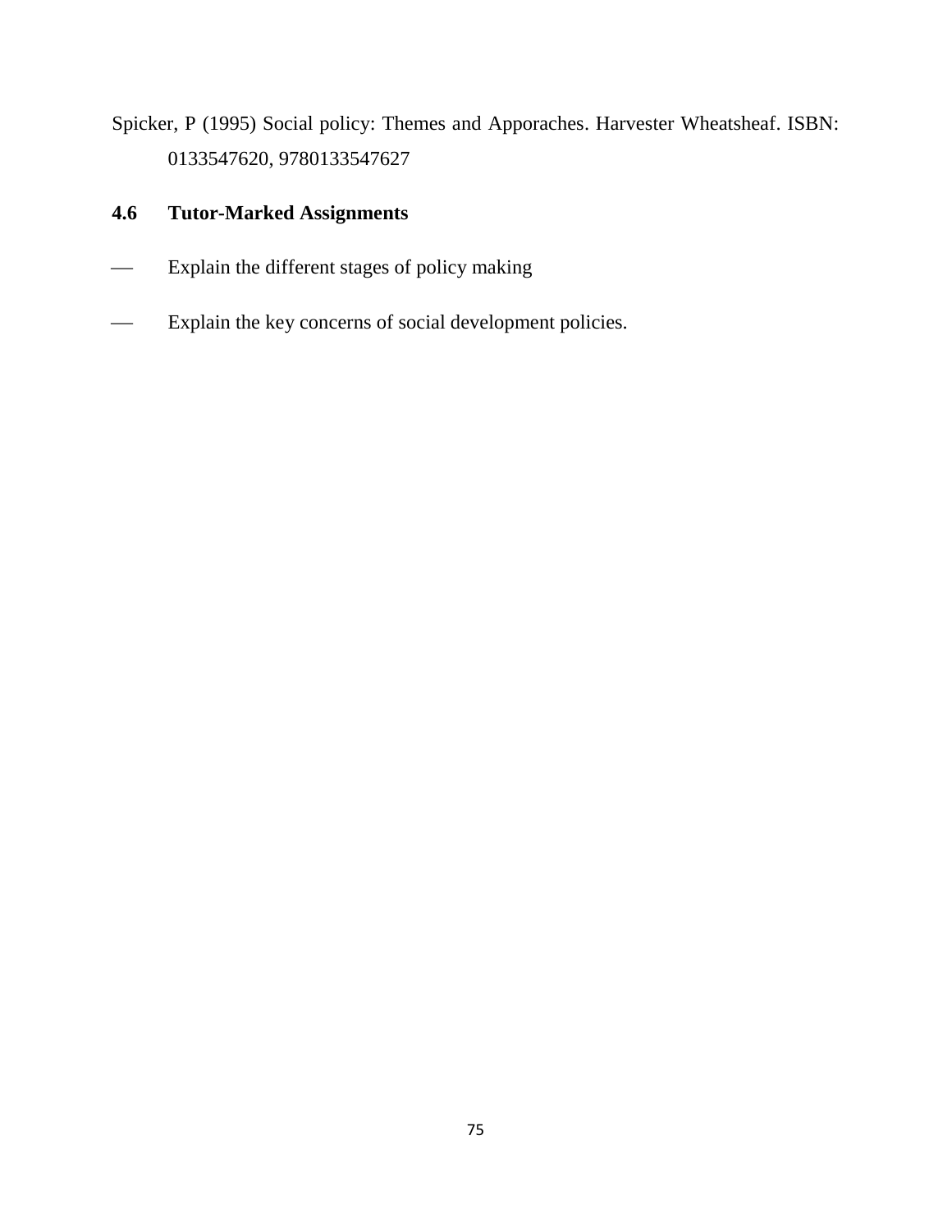Spicker, P (1995) Social policy: Themes and Apporaches. Harvester Wheatsheaf. ISBN: 0133547620, 9780133547627

## 4.6 Tutor-Marked Assignments

- Explain the different stages of policy making
- Explain the key concerns of social development policies.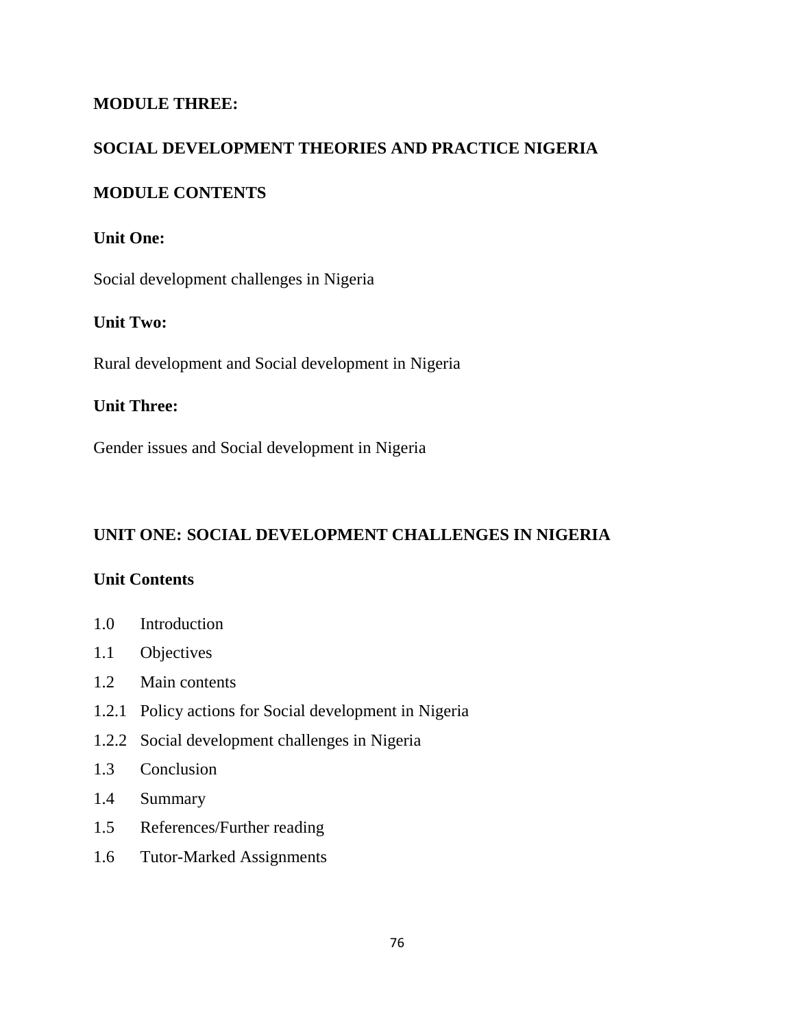## MODULE THREE:

## SOCIAL DEVELOPMENT THEORIES AND PRACTICE NIGERIA

### MODULE CONTENTS

**Unit One:**

Social development challenges in Nigeria

**Unit Two:**

Rural development and Social development in Nigeria

**Unit Three:**

Gender issues and Social development in Nigeria

## UNIT ONE: SOCIAL DEVELOPMENT CHALLENGES IN NIGERIA

### Unit Contents

1.0 Introduction

1.1 Objectives

1.2 Main contents

1.2.1 Policy actions for Social development in Nigeria

1.2.2 Social development challenges in Nigeria

1.3 Conclusion

1.4 Summary

1.5 References/Further reading

1.6 Tutor-Marked Assignments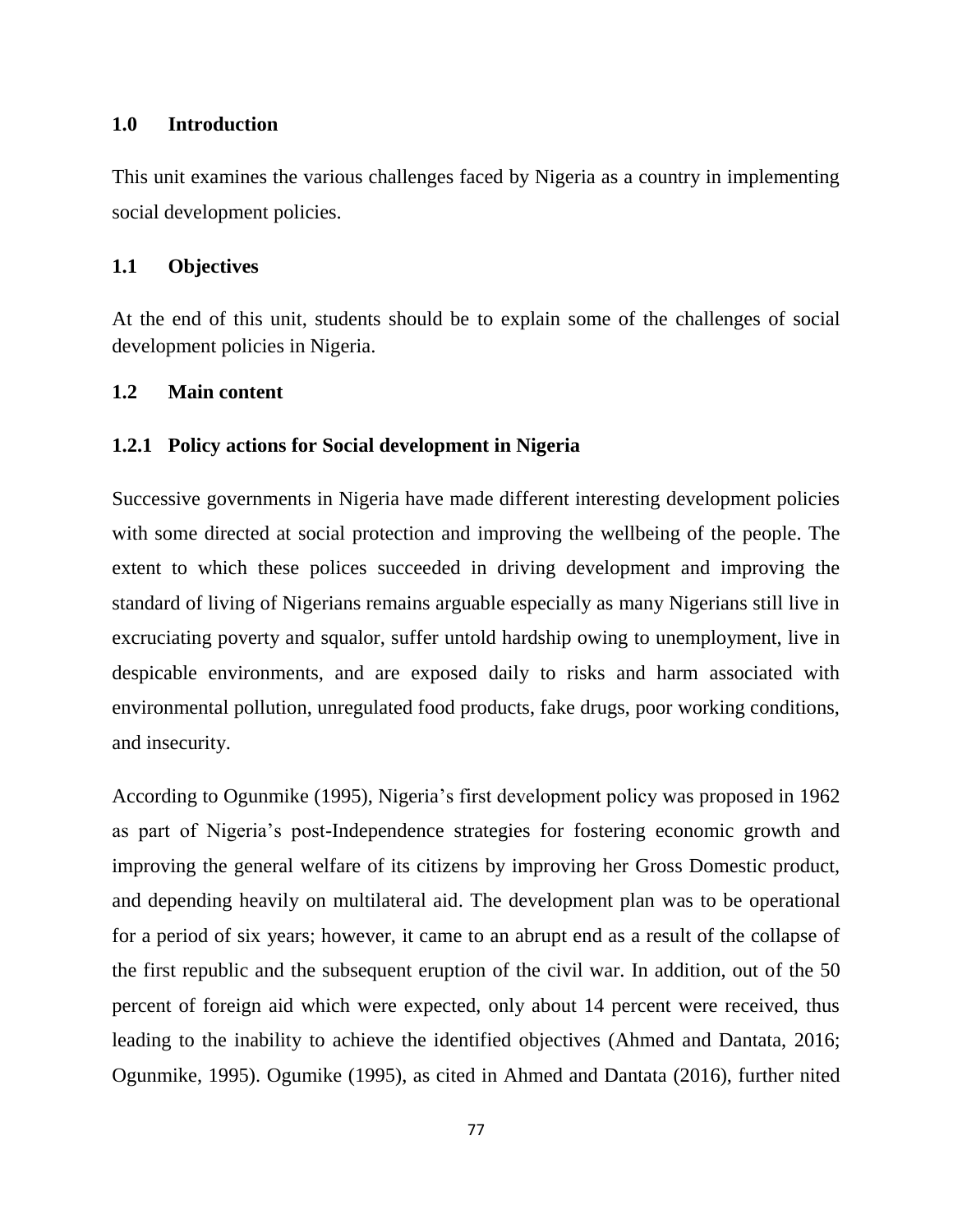## 1.0 Introduction

This unit examines the various challenges faced by Nigeria as a country in implementing social development policies.

## 1.1 Objectives

At the end of this unit, students should be to explain some of the challenges of social development policies in Nigeria.

## 1.2 Main content

### 1.2.1 Policy actions for Social development in Nigeria

Successive governments in Nigeria have made different interesting development policies with some directed at social protection and improving the wellbeing of the people. The extent to which these polices succeeded in driving development and improving the standard of living of Nigerians remains arguable especially as many Nigerians still live in excruciating poverty and squalor, suffer untold hardship owing to unemployment, live in despicable environments, and are exposed daily to risks and harm associated with environmental pollution, unregulated food products, fake drugs, poor working conditions, and insecurity.

According to Ogunmike (1995), Nigeria's first development policy was proposed in 1962 as part of Nigeria's post-Independence strategies for fostering economic growth and improving the general welfare of its citizens by improving her Gross Domestic product, and depending heavily on multilateral aid. The development plan was to be operational for a period of six years; however, it came to an abrupt end as a result of the collapse of the first republic and the subsequent eruption of the civil war. In addition, out of the 50 percent of foreign aid which were expected, only about 14 percent were received, thus leading to the inability to achieve the identified objectives (Ahmed and Dantata, 2016; Ogunmike, 1995). Ogumike (1995), as cited in Ahmed and Dantata (2016), further nited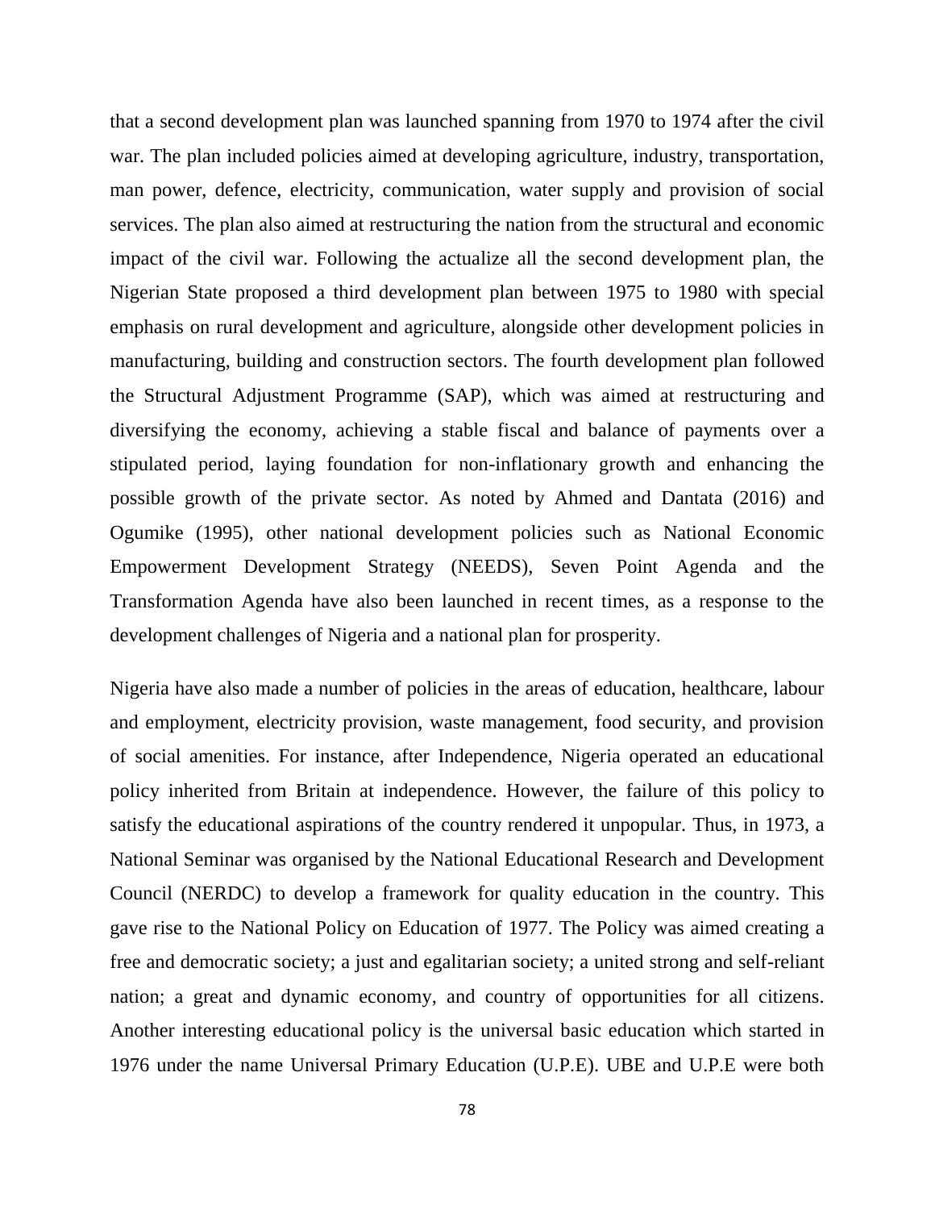that a second development plan was launched spanning from 1970 to 1974 after the civil war. The plan included policies aimed at developing agriculture, industry, transportation, man power, defence, electricity, communication, water supply and provision of social services. The plan also aimed at restructuring the nation from the structural and economic impact of the civil war. Following the actualize all the second development plan, the Nigerian State proposed a third development plan between 1975 to 1980 with special emphasis on rural development and agriculture, alongside other development policies in manufacturing, building and construction sectors. The fourth development plan followed the Structural Adjustment Programme (SAP), which was aimed at restructuring and diversifying the economy, achieving a stable fiscal and balance of payments over a stipulated period, laying foundation for non-inflationary growth and enhancing the possible growth of the private sector. As noted by Ahmed and Dantata (2016) and Ogumike (1995), other national development policies such as National Economic Empowerment Development Strategy (NEEDS), Seven Point Agenda and the Transformation Agenda have also been launched in recent times, as a response to the development challenges of Nigeria and a national plan for prosperity.

Nigeria have also made a number of policies in the areas of education, healthcare, labour and employment, electricity provision, waste management, food security, and provision of social amenities. For instance, after Independence, Nigeria operated an educational policy inherited from Britain at independence. However, the failure of this policy to satisfy the educational aspirations of the country rendered it unpopular. Thus, in 1973, a National Seminar was organised by the National Educational Research and Development Council (NERDC) to develop a framework for quality education in the country. This gave rise to the National Policy on Education of 1977. The Policy was aimed creating a free and democratic society; a just and egalitarian society; a united strong and self-reliant nation; a great and dynamic economy, and country of opportunities for all citizens. Another interesting educational policy is the universal basic education which started in 1976 under the name Universal Primary Education (U.P.E). UBE and U.P.E were both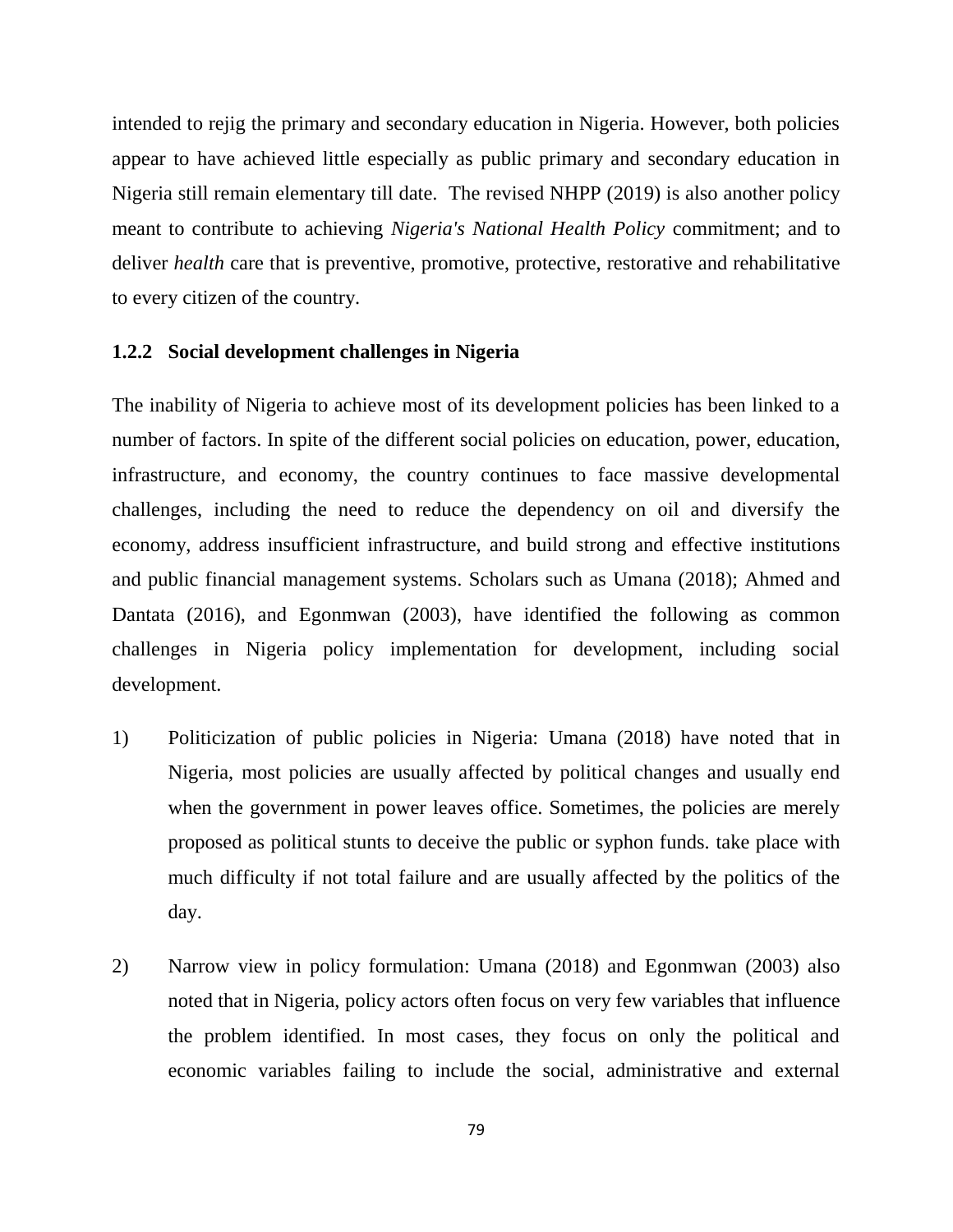intended to rejig the primary and secondary education in Nigeria. However, both policies appear to have achieved little especially as public primary and secondary education in Nigeria still remain elementary till date. The revised NHPP (2019) is also another policy meant to contribute to achieving *Nigeria's National Health Policy* commitment; and to deliver *health* care that is preventive, promotive, protective, restorative and rehabilitative to every citizen of the country.

### 1.2.2 Social development challenges in Nigeria

The inability of Nigeria to achieve most of its development policies has been linked to a number of factors. In spite of the different social policies on education, power, education, infrastructure, and economy, the country continues to face massive developmental challenges, including the need to reduce the dependency on oil and diversify the economy, address insufficient infrastructure, and build strong and effective institutions and public financial management systems. Scholars such as Umana (2018); Ahmed and Dantata (2016), and Egonmwan (2003), have identified the following as common challenges in Nigeria policy implementation for development, including social development.

1) Politicization of public policies in Nigeria: Umana (2018) have noted that in Nigeria, most policies are usually affected by political changes and usually end when the government in power leaves office. Sometimes, the policies are merely proposed as political stunts to deceive the public or syphon funds. take place with much difficulty if not total failure and are usually affected by the politics of the day.

2) Narrow view in policy formulation: Umana (2018) and Egonmwan (2003) also noted that in Nigeria, policy actors often focus on very few variables that influence the problem identified. In most cases, they focus on only the political and economic variables failing to include the social, administrative and external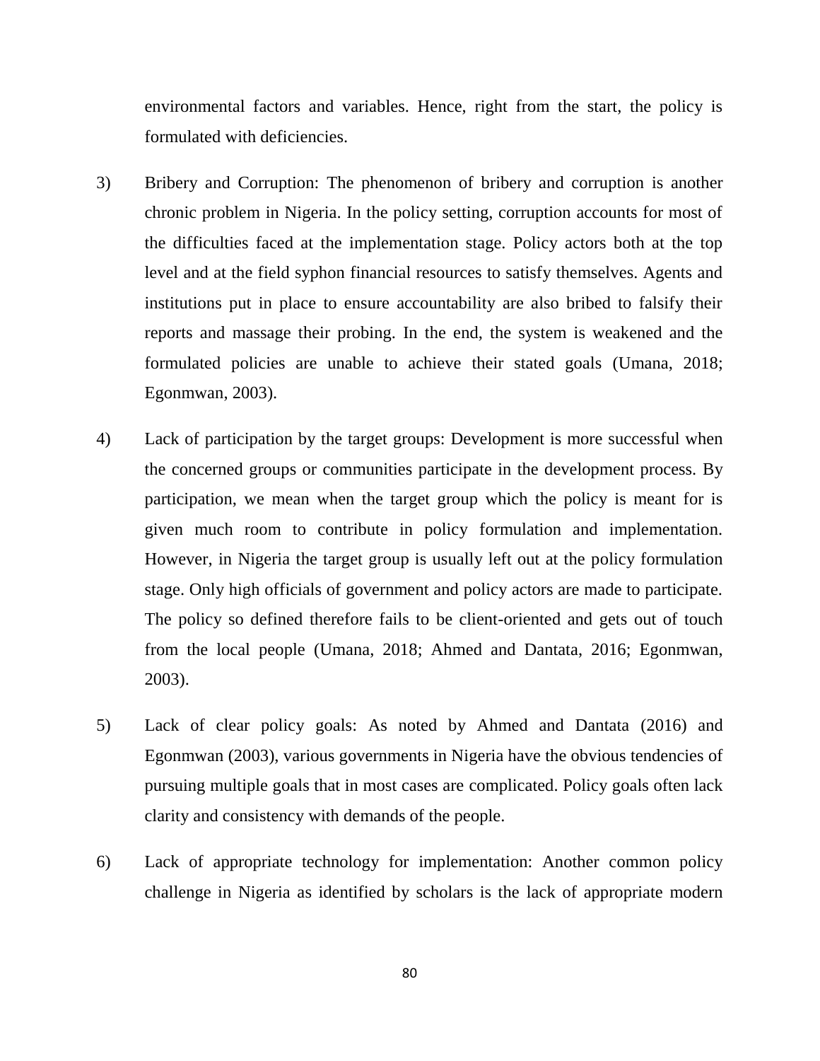environmental factors and variables. Hence, right from the start, the policy is formulated with deficiencies.

3) Bribery and Corruption: The phenomenon of bribery and corruption is another chronic problem in Nigeria. In the policy setting, corruption accounts for most of the difficulties faced at the implementation stage. Policy actors both at the top level and at the field syphon financial resources to satisfy themselves. Agents and institutions put in place to ensure accountability are also bribed to falsify their reports and massage their probing. In the end, the system is weakened and the formulated policies are unable to achieve their stated goals (Umana, 2018; Egonmwan, 2003).

4) Lack of participation by the target groups: Development is more successful when the concerned groups or communities participate in the development process. By participation, we mean when the target group which the policy is meant for is given much room to contribute in policy formulation and implementation. However, in Nigeria the target group is usually left out at the policy formulation stage. Only high officials of government and policy actors are made to participate. The policy so defined therefore fails to be client-oriented and gets out of touch from the local people (Umana, 2018; Ahmed and Dantata, 2016; Egonmwan, 2003).

5) Lack of clear policy goals: As noted by Ahmed and Dantata (2016) and Egonmwan (2003), various governments in Nigeria have the obvious tendencies of pursuing multiple goals that in most cases are complicated. Policy goals often lack clarity and consistency with demands of the people.

6) Lack of appropriate technology for implementation: Another common policy challenge in Nigeria as identified by scholars is the lack of appropriate modern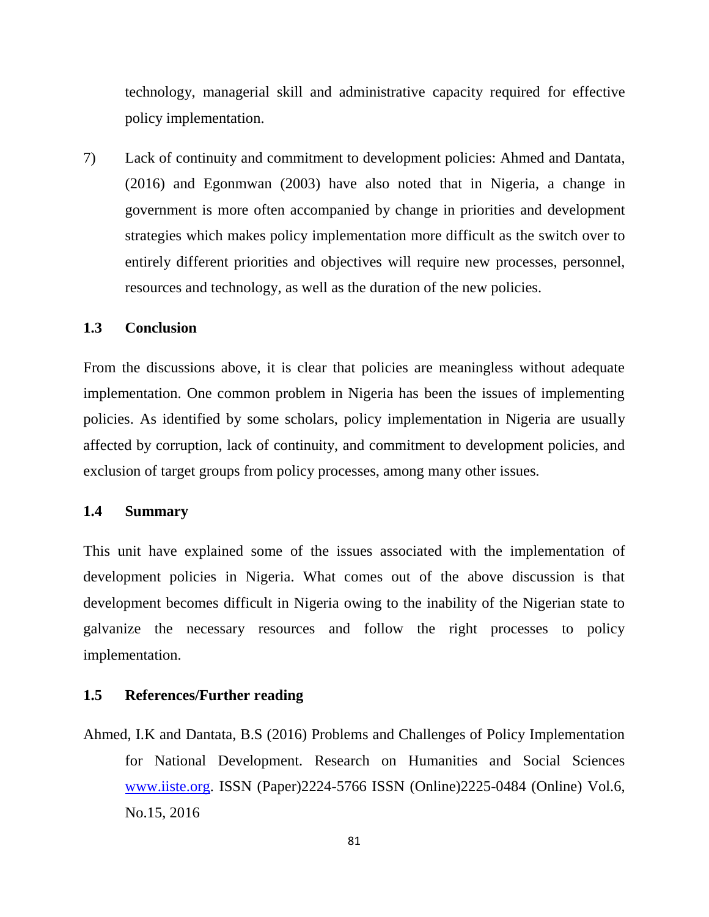technology, managerial skill and administrative capacity required for effective policy implementation.

7) Lack of continuity and commitment to development policies: Ahmed and Dantata, (2016) and Egonmwan (2003) have also noted that in Nigeria, a change in government is more often accompanied by change in priorities and development strategies which makes policy implementation more difficult as the switch over to entirely different priorities and objectives will require new processes, personnel, resources and technology, as well as the duration of the new policies.

## 1.3 Conclusion

From the discussions above, it is clear that policies are meaningless without adequate implementation. One common problem in Nigeria has been the issues of implementing policies. As identified by some scholars, policy implementation in Nigeria are usually affected by corruption, lack of continuity, and commitment to development policies, and exclusion of target groups from policy processes, among many other issues.

## 1.4 Summary

This unit have explained some of the issues associated with the implementation of development policies in Nigeria. What comes out of the above discussion is that development becomes difficult in Nigeria owing to the inability of the Nigerian state to galvanize the necessary resources and follow the right processes to policy implementation.

## 1.5 References/Further reading

Ahmed, I.K and Dantata, B.S (2016) Problems and Challenges of Policy Implementation for National Development. Research on Humanities and Social Sciences www.iiste.org. ISSN (Paper)2224-5766 ISSN (Online)2225-0484 (Online) Vol.6, No.15, 2016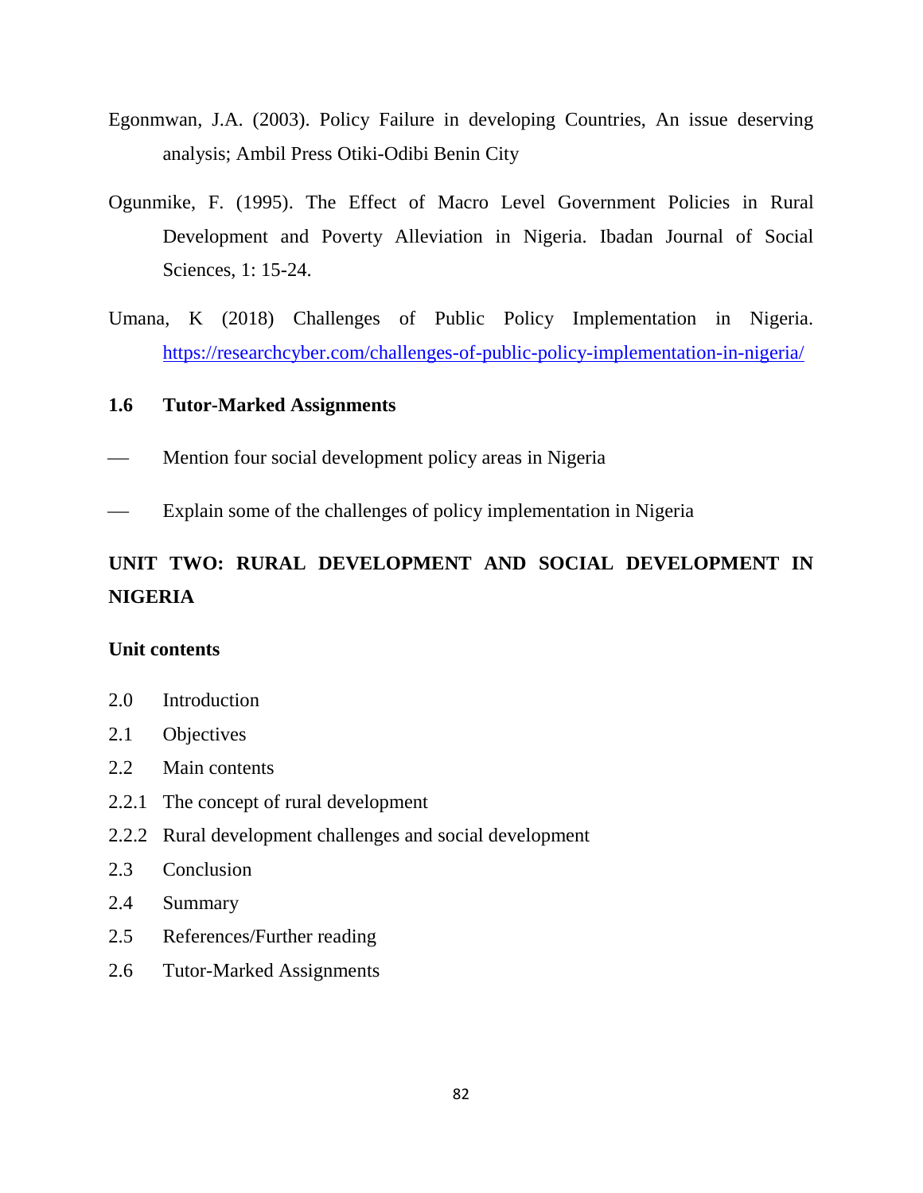Egonmwan, J.A. (2003). Policy Failure in developing Countries, An issue deserving analysis; Ambil Press Otiki-Odibi Benin City

Ogunmike, F. (1995). The Effect of Macro Level Government Policies in Rural Development and Poverty Alleviation in Nigeria. Ibadan Journal of Social Sciences, 1: 15-24.

Umana, K (2018) Challenges of Public Policy Implementation in Nigeria. https://researchcyber.com/challenges-of-public-policy-implementation-in-nigeria/

### 1.6 Tutor-Marked Assignments

- Mention four social development policy areas in Nigeria
- Explain some of the challenges of policy implementation in Nigeria

## UNIT TWO: RURAL DEVELOPMENT AND SOCIAL DEVELOPMENT IN NIGERIA

**Unit contents**

2.0 Introduction

2.1 Objectives

2.2 Main contents

2.2.1 The concept of rural development

2.2.2 Rural development challenges and social development

2.3 Conclusion

2.4 Summary

2.5 References/Further reading

2.6 Tutor-Marked Assignments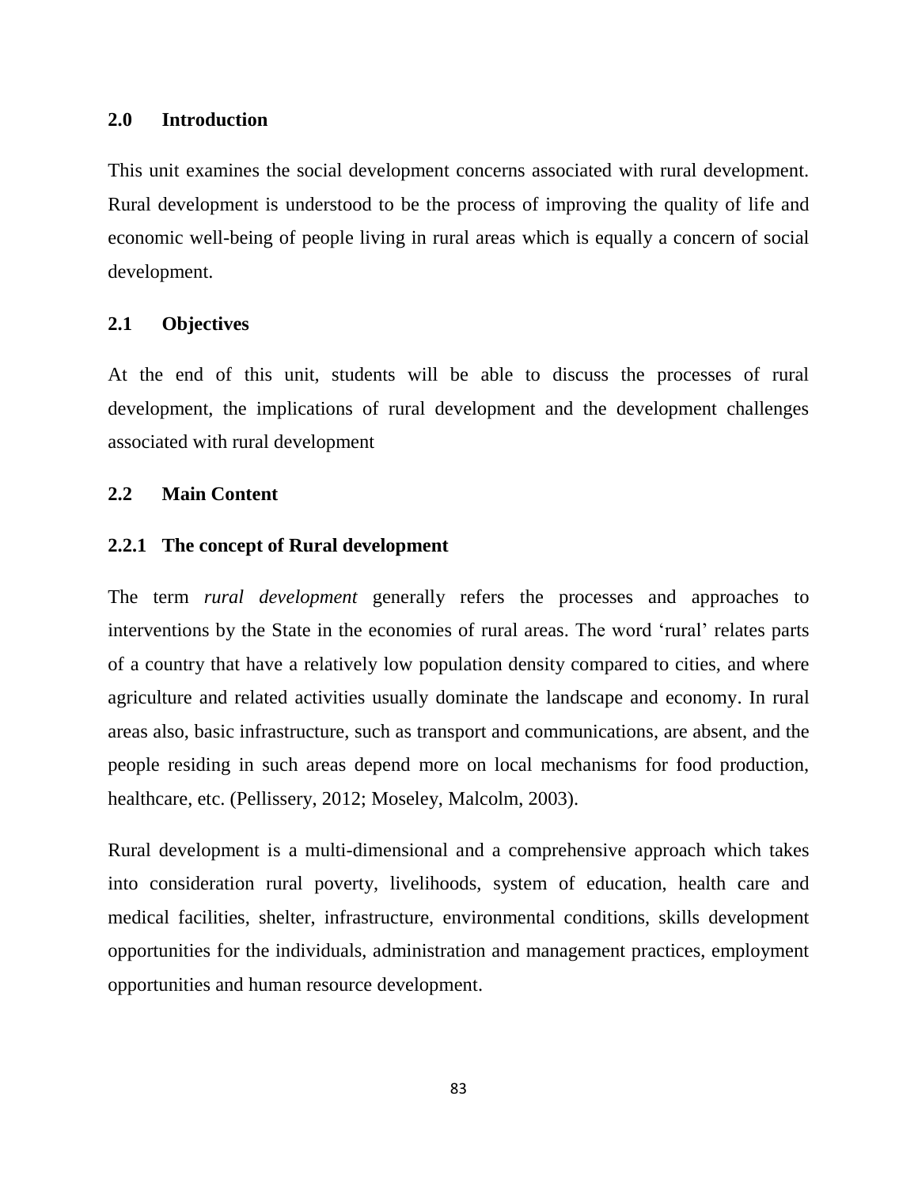## 2.0 Introduction

This unit examines the social development concerns associated with rural development. Rural development is understood to be the process of improving the quality of life and economic well-being of people living in rural areas which is equally a concern of social development.

## 2.1 Objectives

At the end of this unit, students will be able to discuss the processes of rural development, the implications of rural development and the development challenges associated with rural development

## 2.2 Main Content

### 2.2.1 The concept of Rural development

The term *rural development* generally refers the processes and approaches to interventions by the State in the economies of rural areas. The word 'rural' relates parts of a country that have a relatively low population density compared to cities, and where agriculture and related activities usually dominate the landscape and economy. In rural areas also, basic infrastructure, such as transport and communications, are absent, and the people residing in such areas depend more on local mechanisms for food production, healthcare, etc. (Pellissery, 2012; Moseley, Malcolm, 2003).

Rural development is a multi-dimensional and a comprehensive approach which takes into consideration rural poverty, livelihoods, system of education, health care and medical facilities, shelter, infrastructure, environmental conditions, skills development opportunities for the individuals, administration and management practices, employment opportunities and human resource development.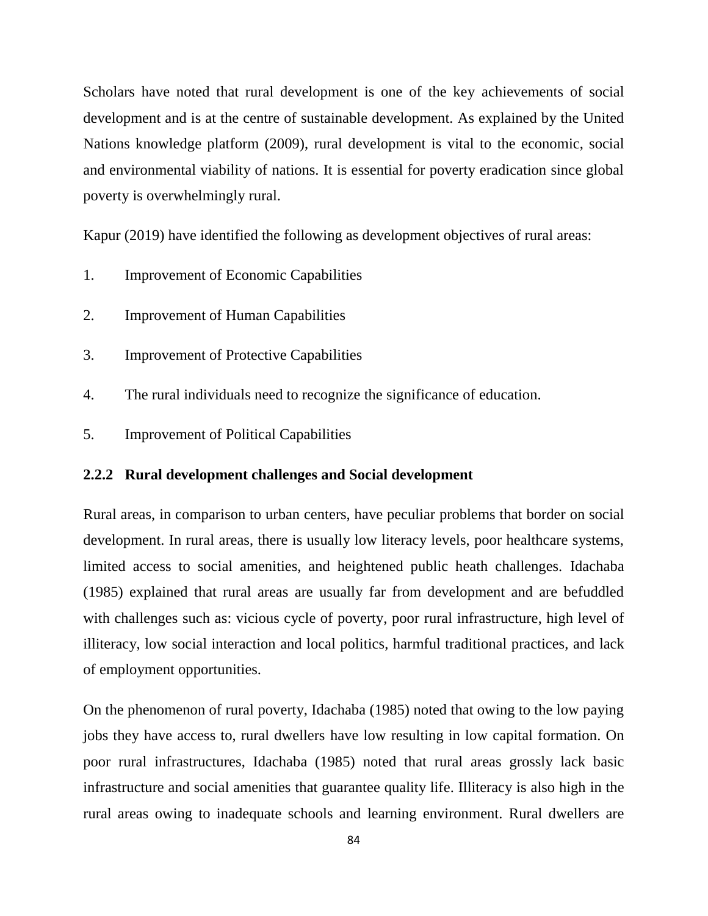Scholars have noted that rural development is one of the key achievements of social development and is at the centre of sustainable development. As explained by the United Nations knowledge platform (2009), rural development is vital to the economic, social and environmental viability of nations. It is essential for poverty eradication since global poverty is overwhelmingly rural.

Kapur (2019) have identified the following as development objectives of rural areas:

1. Improvement of Economic Capabilities
2. Improvement of Human Capabilities
3. Improvement of Protective Capabilities
4. The rural individuals need to recognize the significance of education.
5. Improvement of Political Capabilities

### 2.2.2 Rural development challenges and Social development

Rural areas, in comparison to urban centers, have peculiar problems that border on social development. In rural areas, there is usually low literacy levels, poor healthcare systems, limited access to social amenities, and heightened public heath challenges. Idachaba (1985) explained that rural areas are usually far from development and are befuddled with challenges such as: vicious cycle of poverty, poor rural infrastructure, high level of illiteracy, low social interaction and local politics, harmful traditional practices, and lack of employment opportunities.

On the phenomenon of rural poverty, Idachaba (1985) noted that owing to the low paying jobs they have access to, rural dwellers have low resulting in low capital formation. On poor rural infrastructures, Idachaba (1985) noted that rural areas grossly lack basic infrastructure and social amenities that guarantee quality life. Illiteracy is also high in the rural areas owing to inadequate schools and learning environment. Rural dwellers are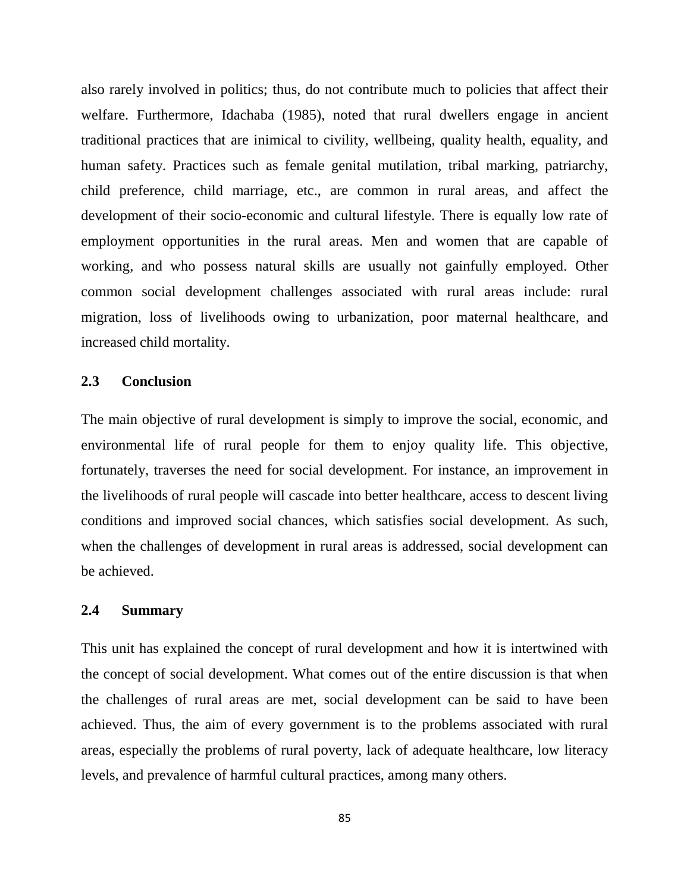also rarely involved in politics; thus, do not contribute much to policies that affect their welfare. Furthermore, Idachaba (1985), noted that rural dwellers engage in ancient traditional practices that are inimical to civility, wellbeing, quality health, equality, and human safety. Practices such as female genital mutilation, tribal marking, patriarchy, child preference, child marriage, etc., are common in rural areas, and affect the development of their socio-economic and cultural lifestyle. There is equally low rate of employment opportunities in the rural areas. Men and women that are capable of working, and who possess natural skills are usually not gainfully employed. Other common social development challenges associated with rural areas include: rural migration, loss of livelihoods owing to urbanization, poor maternal healthcare, and increased child mortality.

## 2.3 Conclusion

The main objective of rural development is simply to improve the social, economic, and environmental life of rural people for them to enjoy quality life. This objective, fortunately, traverses the need for social development. For instance, an improvement in the livelihoods of rural people will cascade into better healthcare, access to descent living conditions and improved social chances, which satisfies social development. As such, when the challenges of development in rural areas is addressed, social development can be achieved.

## 2.4 Summary

This unit has explained the concept of rural development and how it is intertwined with the concept of social development. What comes out of the entire discussion is that when the challenges of rural areas are met, social development can be said to have been achieved. Thus, the aim of every government is to the problems associated with rural areas, especially the problems of rural poverty, lack of adequate healthcare, low literacy levels, and prevalence of harmful cultural practices, among many others.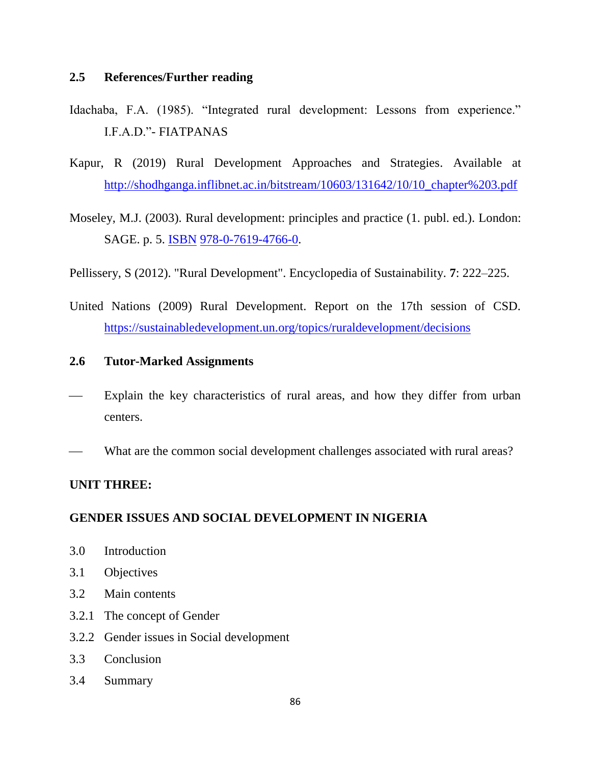## 2.5 References/Further reading

Idachaba, F.A. (1985). "Integrated rural development: Lessons from experience." I.F.A.D."- FIATPANAS

Kapur, R (2019) Rural Development Approaches and Strategies. Available at http://shodhganga.inflibnet.ac.in/bitstream/10603/131642/10/10_chapter%203.pdf

Moseley, M.J. (2003). Rural development: principles and practice (1. publ. ed.). London: SAGE. p. 5. ISBN 978-0-7619-4766-0.

Pellissery, S (2012). "Rural Development". Encyclopedia of Sustainability. **7**: 222–225.

United Nations (2009) Rural Development. Report on the 17th session of CSD. https://sustainabledevelopment.un.org/topics/ruraldevelopment/decisions

## 2.6 Tutor-Marked Assignments

- Explain the key characteristics of rural areas, and how they differ from urban centers.
- What are the common social development challenges associated with rural areas?

# UNIT THREE:

# GENDER ISSUES AND SOCIAL DEVELOPMENT IN NIGERIA

3.0 Introduction
3.1 Objectives
3.2 Main contents
3.2.1 The concept of Gender
3.2.2 Gender issues in Social development
3.3 Conclusion
3.4 Summary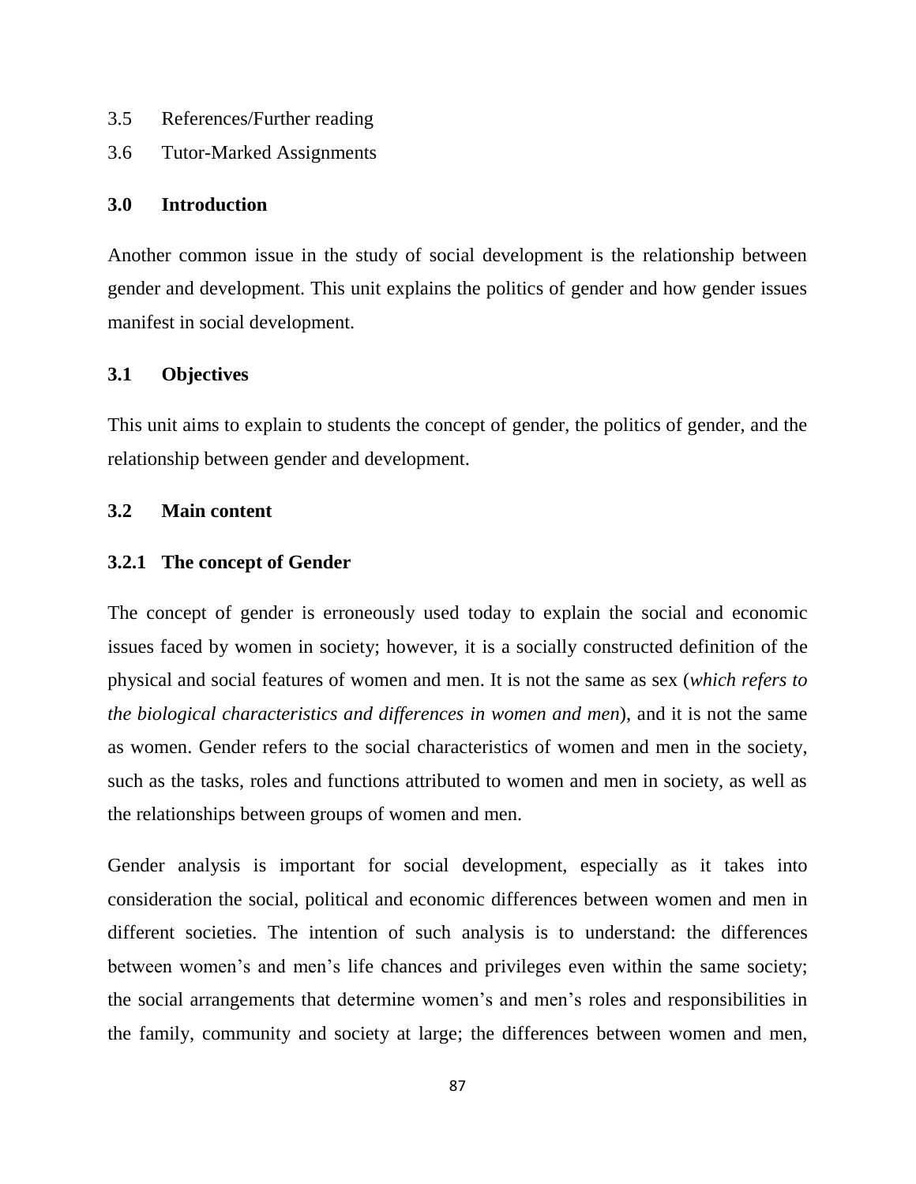3.5 References/Further reading

3.6 Tutor-Marked Assignments

## 3.0 Introduction

Another common issue in the study of social development is the relationship between gender and development. This unit explains the politics of gender and how gender issues manifest in social development.

## 3.1 Objectives

This unit aims to explain to students the concept of gender, the politics of gender, and the relationship between gender and development.

## 3.2 Main content

### 3.2.1 The concept of Gender

The concept of gender is erroneously used today to explain the social and economic issues faced by women in society; however, it is a socially constructed definition of the physical and social features of women and men. It is not the same as sex (*which refers to the biological characteristics and differences in women and men*), and it is not the same as women. Gender refers to the social characteristics of women and men in the society, such as the tasks, roles and functions attributed to women and men in society, as well as the relationships between groups of women and men.

Gender analysis is important for social development, especially as it takes into consideration the social, political and economic differences between women and men in different societies. The intention of such analysis is to understand: the differences between women's and men's life chances and privileges even within the same society; the social arrangements that determine women's and men's roles and responsibilities in the family, community and society at large; the differences between women and men,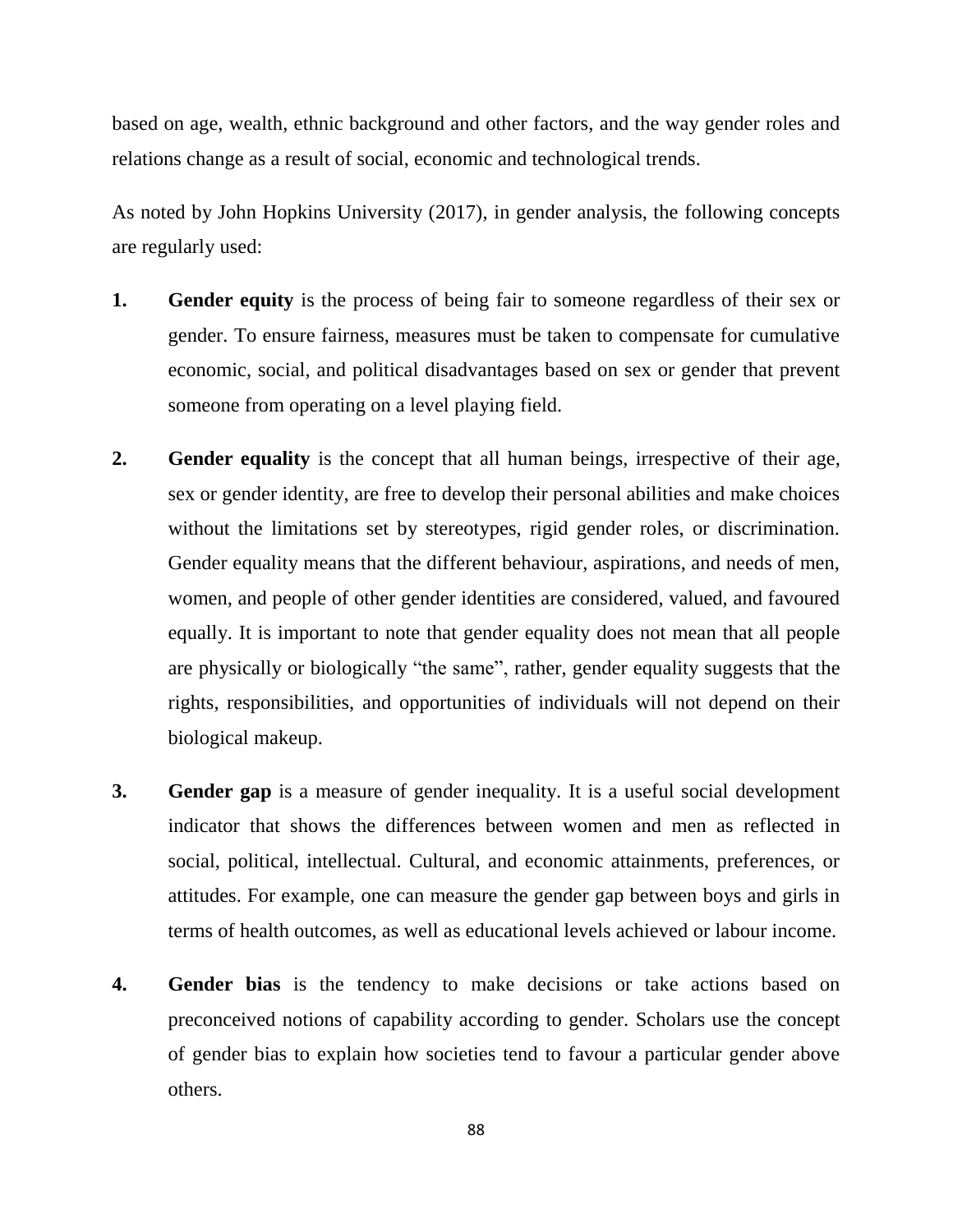based on age, wealth, ethnic background and other factors, and the way gender roles and relations change as a result of social, economic and technological trends.

As noted by John Hopkins University (2017), in gender analysis, the following concepts are regularly used:

1. **Gender equity** is the process of being fair to someone regardless of their sex or gender. To ensure fairness, measures must be taken to compensate for cumulative economic, social, and political disadvantages based on sex or gender that prevent someone from operating on a level playing field.

2. **Gender equality** is the concept that all human beings, irrespective of their age, sex or gender identity, are free to develop their personal abilities and make choices without the limitations set by stereotypes, rigid gender roles, or discrimination. Gender equality means that the different behaviour, aspirations, and needs of men, women, and people of other gender identities are considered, valued, and favoured equally. It is important to note that gender equality does not mean that all people are physically or biologically "the same", rather, gender equality suggests that the rights, responsibilities, and opportunities of individuals will not depend on their biological makeup.

3. **Gender gap** is a measure of gender inequality. It is a useful social development indicator that shows the differences between women and men as reflected in social, political, intellectual. Cultural, and economic attainments, preferences, or attitudes. For example, one can measure the gender gap between boys and girls in terms of health outcomes, as well as educational levels achieved or labour income.

4. **Gender bias** is the tendency to make decisions or take actions based on preconceived notions of capability according to gender. Scholars use the concept of gender bias to explain how societies tend to favour a particular gender above others.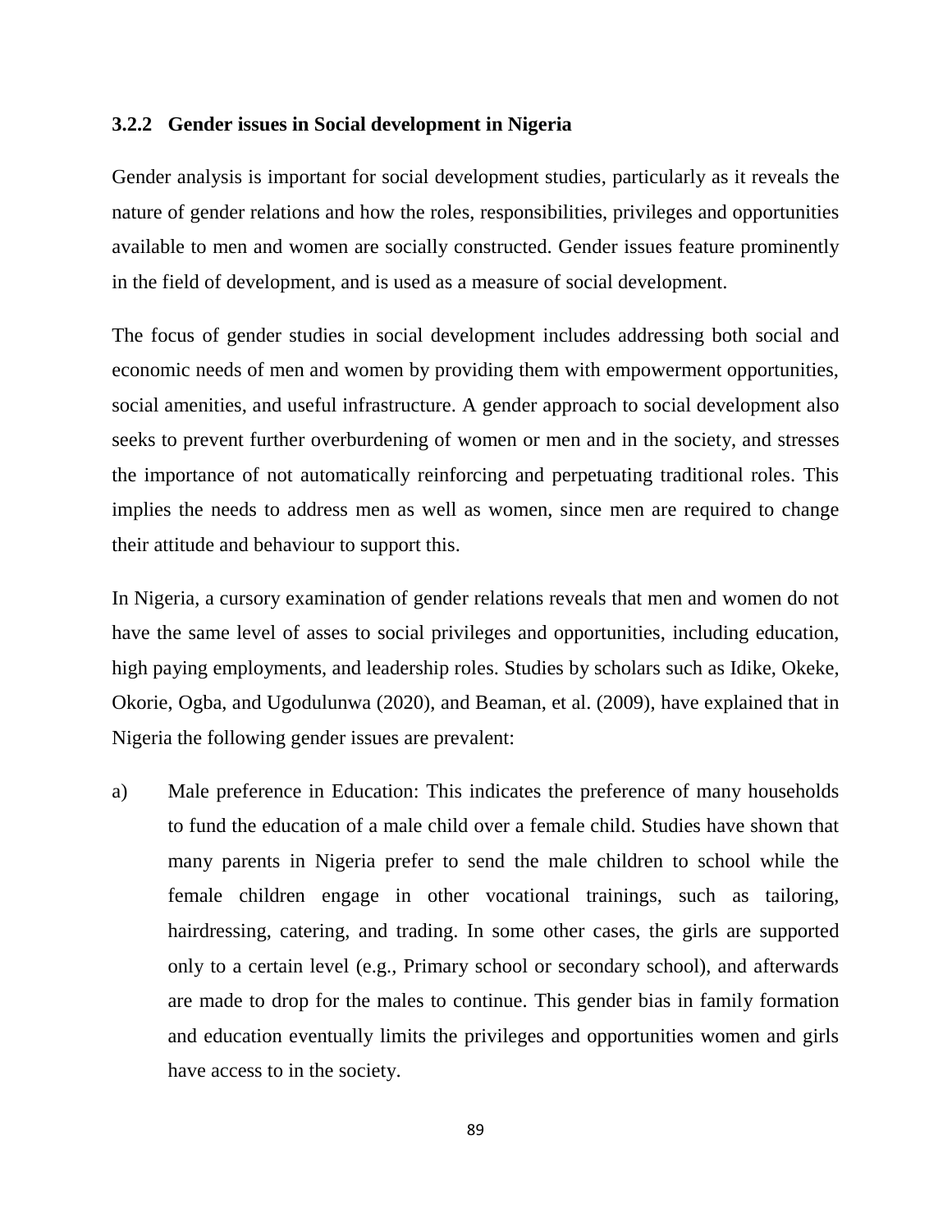### 3.2.2 Gender issues in Social development in Nigeria

Gender analysis is important for social development studies, particularly as it reveals the nature of gender relations and how the roles, responsibilities, privileges and opportunities available to men and women are socially constructed. Gender issues feature prominently in the field of development, and is used as a measure of social development.

The focus of gender studies in social development includes addressing both social and economic needs of men and women by providing them with empowerment opportunities, social amenities, and useful infrastructure. A gender approach to social development also seeks to prevent further overburdening of women or men and in the society, and stresses the importance of not automatically reinforcing and perpetuating traditional roles. This implies the needs to address men as well as women, since men are required to change their attitude and behaviour to support this.

In Nigeria, a cursory examination of gender relations reveals that men and women do not have the same level of asses to social privileges and opportunities, including education, high paying employments, and leadership roles. Studies by scholars such as Idike, Okeke, Okorie, Ogba, and Ugodulunwa (2020), and Beaman, et al. (2009), have explained that in Nigeria the following gender issues are prevalent:

a) Male preference in Education: This indicates the preference of many households to fund the education of a male child over a female child. Studies have shown that many parents in Nigeria prefer to send the male children to school while the female children engage in other vocational trainings, such as tailoring, hairdressing, catering, and trading. In some other cases, the girls are supported only to a certain level (e.g., Primary school or secondary school), and afterwards are made to drop for the males to continue. This gender bias in family formation and education eventually limits the privileges and opportunities women and girls have access to in the society.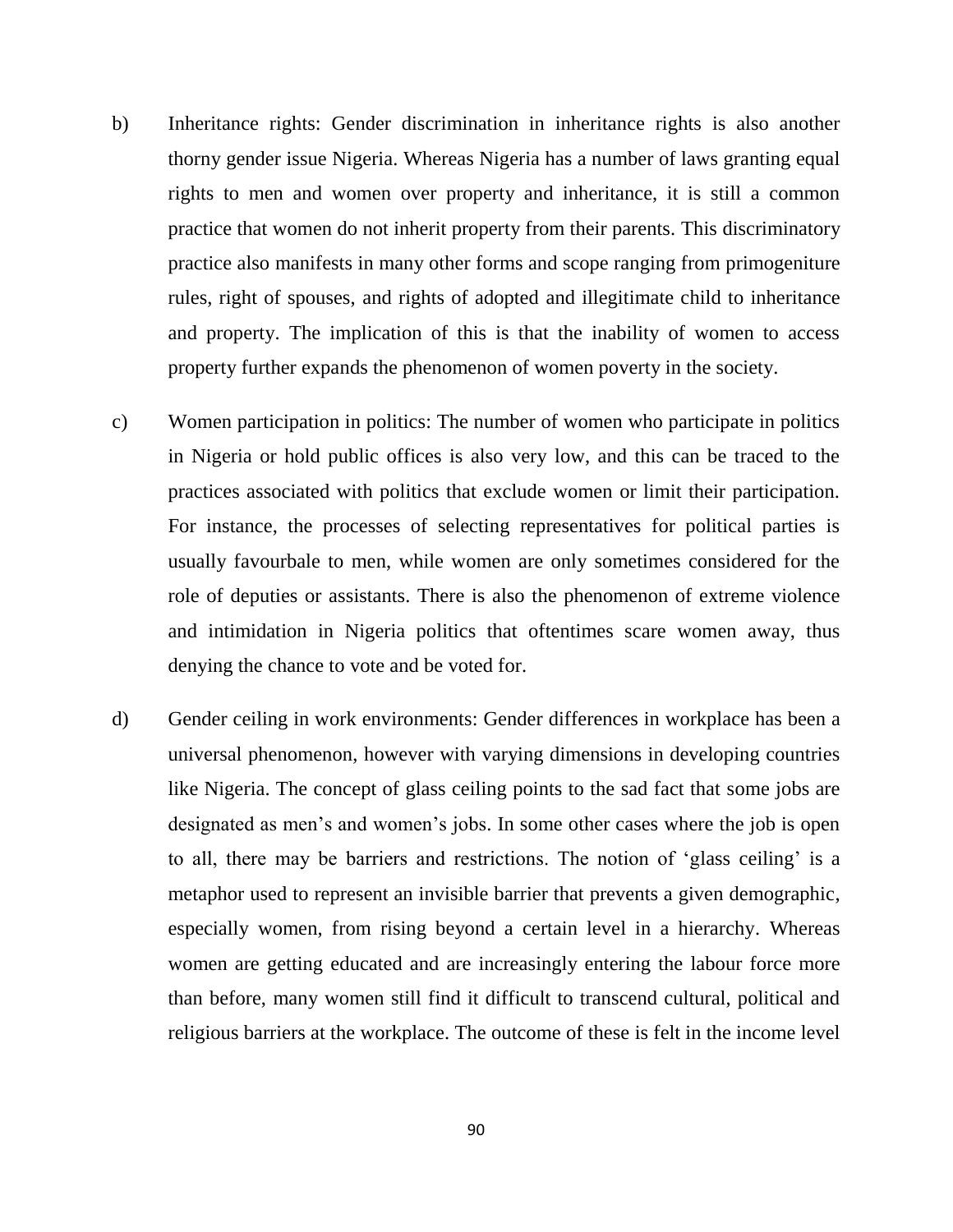b) Inheritance rights: Gender discrimination in inheritance rights is also another thorny gender issue Nigeria. Whereas Nigeria has a number of laws granting equal rights to men and women over property and inheritance, it is still a common practice that women do not inherit property from their parents. This discriminatory practice also manifests in many other forms and scope ranging from primogeniture rules, right of spouses, and rights of adopted and illegitimate child to inheritance and property. The implication of this is that the inability of women to access property further expands the phenomenon of women poverty in the society.

c) Women participation in politics: The number of women who participate in politics in Nigeria or hold public offices is also very low, and this can be traced to the practices associated with politics that exclude women or limit their participation. For instance, the processes of selecting representatives for political parties is usually favourbale to men, while women are only sometimes considered for the role of deputies or assistants. There is also the phenomenon of extreme violence and intimidation in Nigeria politics that oftentimes scare women away, thus denying the chance to vote and be voted for.

d) Gender ceiling in work environments: Gender differences in workplace has been a universal phenomenon, however with varying dimensions in developing countries like Nigeria. The concept of glass ceiling points to the sad fact that some jobs are designated as men's and women's jobs. In some other cases where the job is open to all, there may be barriers and restrictions. The notion of 'glass ceiling' is a metaphor used to represent an invisible barrier that prevents a given demographic, especially women, from rising beyond a certain level in a hierarchy. Whereas women are getting educated and are increasingly entering the labour force more than before, many women still find it difficult to transcend cultural, political and religious barriers at the workplace. The outcome of these is felt in the income level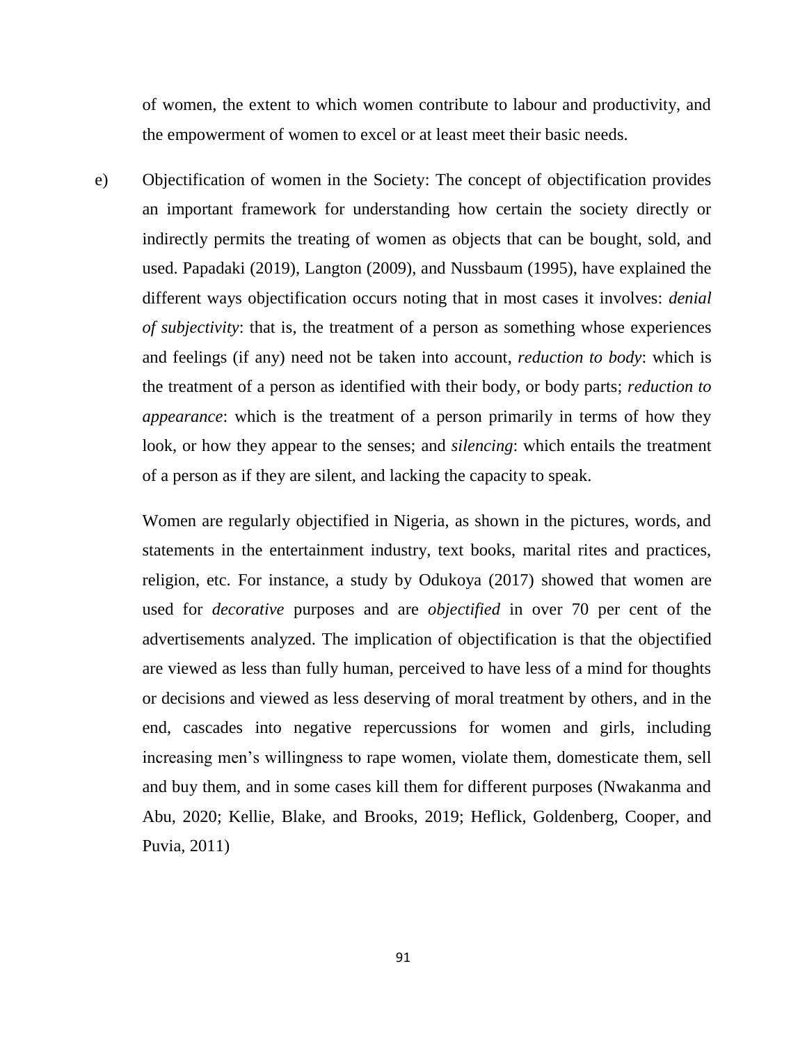of women, the extent to which women contribute to labour and productivity, and the empowerment of women to excel or at least meet their basic needs.

e) Objectification of women in the Society: The concept of objectification provides an important framework for understanding how certain the society directly or indirectly permits the treating of women as objects that can be bought, sold, and used. Papadaki (2019), Langton (2009), and Nussbaum (1995), have explained the different ways objectification occurs noting that in most cases it involves: *denial of subjectivity*: that is, the treatment of a person as something whose experiences and feelings (if any) need not be taken into account, *reduction to body*: which is the treatment of a person as identified with their body, or body parts; *reduction to appearance*: which is the treatment of a person primarily in terms of how they look, or how they appear to the senses; and *silencing*: which entails the treatment of a person as if they are silent, and lacking the capacity to speak.

   Women are regularly objectified in Nigeria, as shown in the pictures, words, and statements in the entertainment industry, text books, marital rites and practices, religion, etc. For instance, a study by Odukoya (2017) showed that women are used for *decorative* purposes and are *objectified* in over 70 per cent of the advertisements analyzed. The implication of objectification is that the objectified are viewed as less than fully human, perceived to have less of a mind for thoughts or decisions and viewed as less deserving of moral treatment by others, and in the end, cascades into negative repercussions for women and girls, including increasing men's willingness to rape women, violate them, domesticate them, sell and buy them, and in some cases kill them for different purposes (Nwakanma and Abu, 2020; Kellie, Blake, and Brooks, 2019; Heflick, Goldenberg, Cooper, and Puvia, 2011)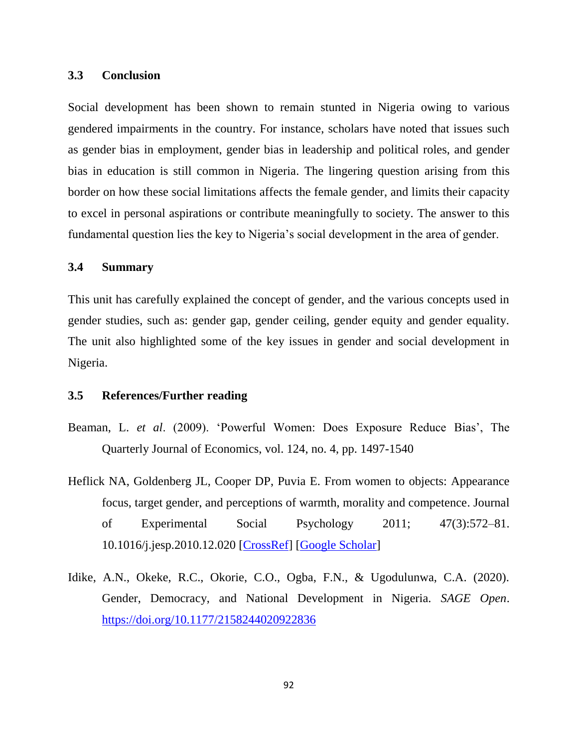### 3.3 Conclusion

Social development has been shown to remain stunted in Nigeria owing to various gendered impairments in the country. For instance, scholars have noted that issues such as gender bias in employment, gender bias in leadership and political roles, and gender bias in education is still common in Nigeria. The lingering question arising from this border on how these social limitations affects the female gender, and limits their capacity to excel in personal aspirations or contribute meaningfully to society. The answer to this fundamental question lies the key to Nigeria's social development in the area of gender.

### 3.4 Summary

This unit has carefully explained the concept of gender, and the various concepts used in gender studies, such as: gender gap, gender ceiling, gender equity and gender equality. The unit also highlighted some of the key issues in gender and social development in Nigeria.

### 3.5 References/Further reading

Beaman, L. *et al*. (2009). 'Powerful Women: Does Exposure Reduce Bias', The Quarterly Journal of Economics, vol. 124, no. 4, pp. 1497-1540

Heflick NA, Goldenberg JL, Cooper DP, Puvia E. From women to objects: Appearance focus, target gender, and perceptions of warmth, morality and competence. Journal of Experimental Social Psychology 2011; 47(3):572–81. 10.1016/j.jesp.2010.12.020 [CrossRef] [Google Scholar]

Idike, A.N., Okeke, R.C., Okorie, C.O., Ogba, F.N., & Ugodulunwa, C.A. (2020). Gender, Democracy, and National Development in Nigeria. *SAGE Open*. https://doi.org/10.1177/2158244020922836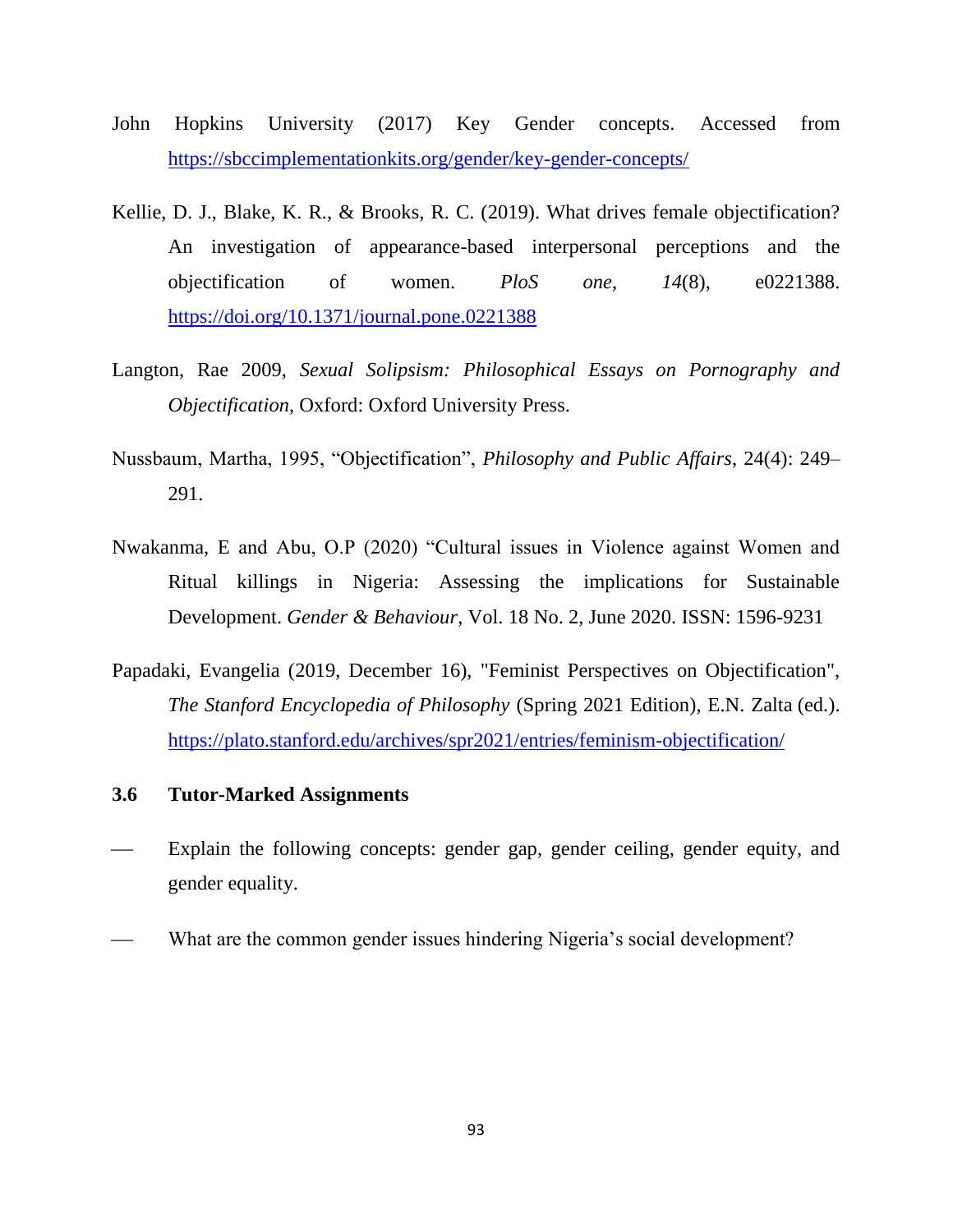John Hopkins University (2017) Key Gender concepts. Accessed from https://sbccimplementationkits.org/gender/key-gender-concepts/

Kellie, D. J., Blake, K. R., & Brooks, R. C. (2019). What drives female objectification? An investigation of appearance-based interpersonal perceptions and the objectification of women. *PloS one*, *14*(8), e0221388. https://doi.org/10.1371/journal.pone.0221388

Langton, Rae 2009, *Sexual Solipsism: Philosophical Essays on Pornography and Objectification*, Oxford: Oxford University Press.

Nussbaum, Martha, 1995, "Objectification", *Philosophy and Public Affairs*, 24(4): 249–291.

Nwakanma, E and Abu, O.P (2020) "Cultural issues in Violence against Women and Ritual killings in Nigeria: Assessing the implications for Sustainable Development. *Gender & Behaviour*, Vol. 18 No. 2, June 2020. ISSN: 1596-9231

Papadaki, Evangelia (2019, December 16), "Feminist Perspectives on Objectification", *The Stanford Encyclopedia of Philosophy* (Spring 2021 Edition), E.N. Zalta (ed.). https://plato.stanford.edu/archives/spr2021/entries/feminism-objectification/

### 3.6 Tutor-Marked Assignments

- Explain the following concepts: gender gap, gender ceiling, gender equity, and gender equality.
- What are the common gender issues hindering Nigeria's social development?